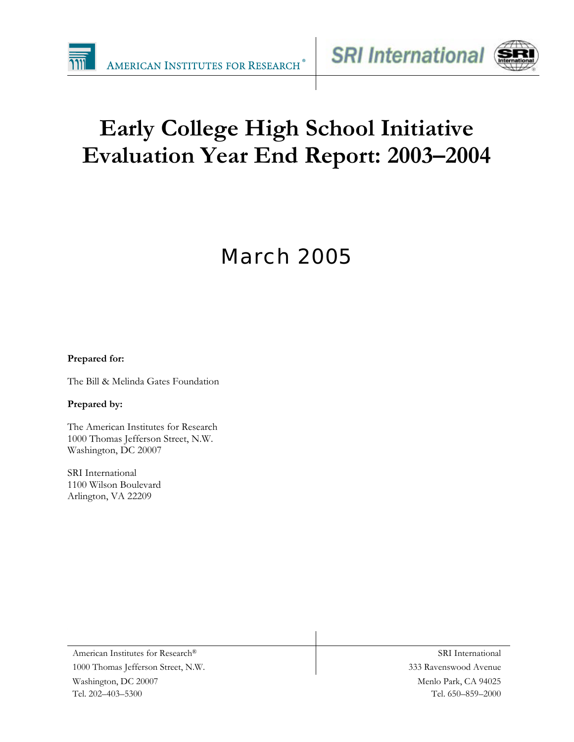AMERICAN INSTITUTES FOR RESEARCH®

SRI International

# Early College High School Initiative Evaluation Year End Report: 2003–2004

## March 2005

**Prepared for:**

The Bill & Melinda Gates Foundation

**Prepared by:**

The American Institutes for Research
1000 Thomas Jefferson Street, N.W.
Washington, DC 20007

SRI International
1100 Wilson Boulevard
Arlington, VA 22209

American Institutes for Research®
1000 Thomas Jefferson Street, N.W.
Washington, DC 20007
Tel. 202–403–5300

SRI International
333 Ravenswood Avenue
Menlo Park, CA 94025
Tel. 650–859–2000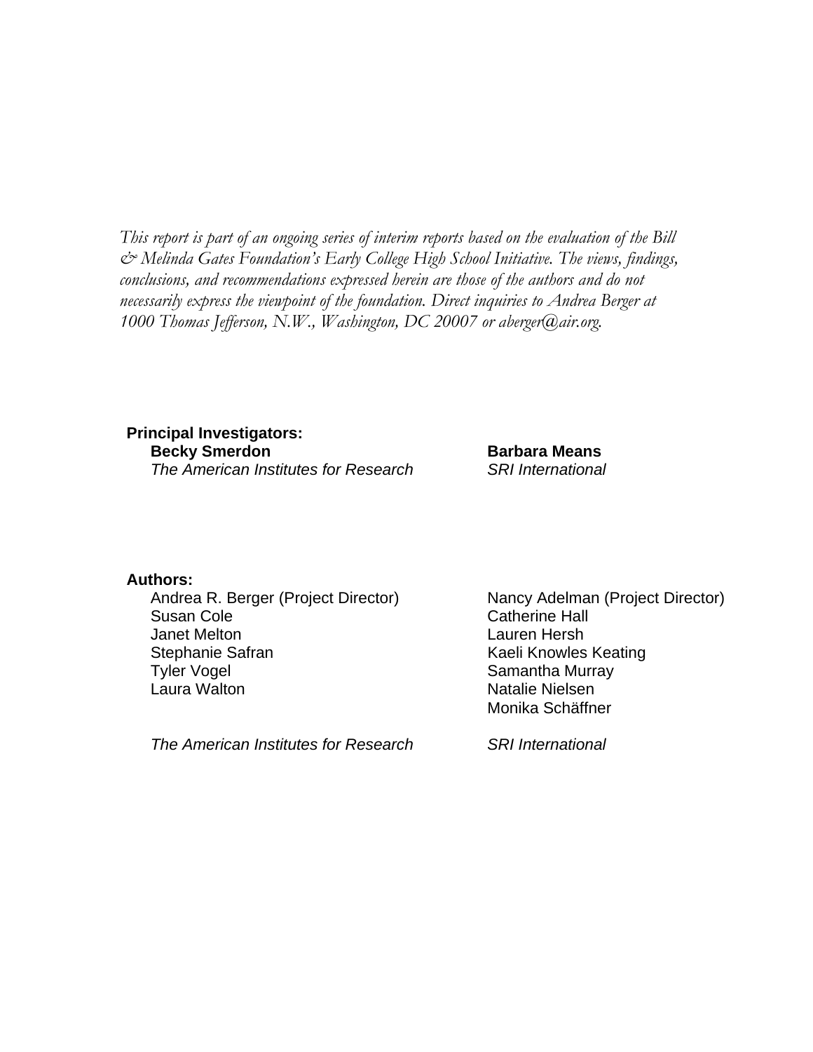*This report is part of an ongoing series of interim reports based on the evaluation of the Bill & Melinda Gates Foundation's Early College High School Initiative. The views, findings, conclusions, and recommendations expressed herein are those of the authors and do not necessarily express the viewpoint of the foundation. Direct inquiries to Andrea Berger at 1000 Thomas Jefferson, N.W., Washington, DC 20007 or aberger@air.org.*

**Principal Investigators:**

**Becky Smerdon**
*The American Institutes for Research*

**Barbara Means**
*SRI International*

**Authors:**

Andrea R. Berger (Project Director)
Susan Cole
Janet Melton
Stephanie Safran
Tyler Vogel
Laura Walton

*The American Institutes for Research*

Nancy Adelman (Project Director)
Catherine Hall
Lauren Hersh
Kaeli Knowles Keating
Samantha Murray
Natalie Nielsen
Monika Schäffner

*SRI International*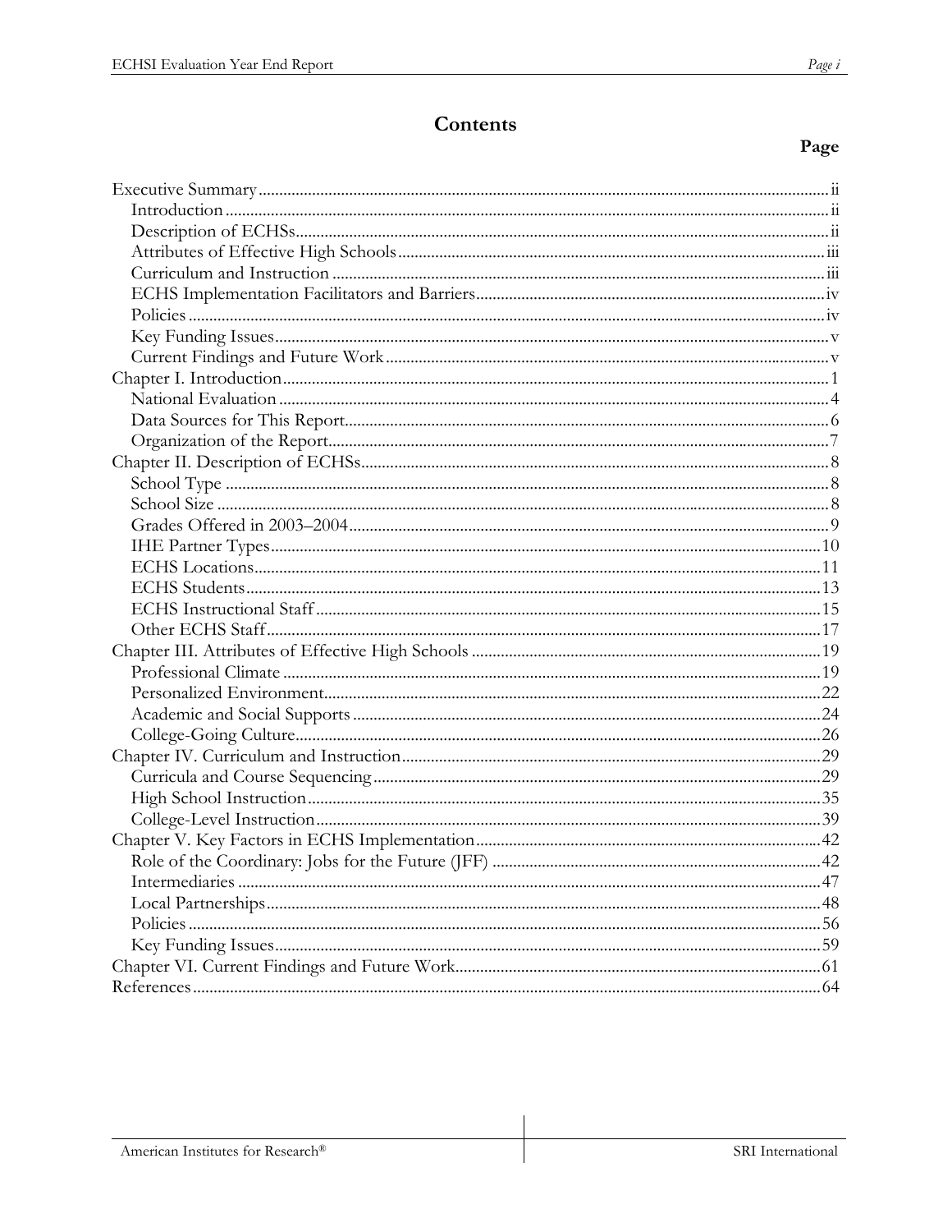# Contents

**Page**

Executive Summary ..... ii
- Introduction ..... ii
- Description of ECHSs ..... ii
- Attributes of Effective High Schools ..... iii
- Curriculum and Instruction ..... iii
- ECHS Implementation Facilitators and Barriers ..... iv
- Policies ..... iv
- Key Funding Issues ..... v
- Current Findings and Future Work ..... v

Chapter I. Introduction ..... 1
- National Evaluation ..... 4
- Data Sources for This Report ..... 6
- Organization of the Report ..... 7

Chapter II. Description of ECHSs ..... 8
- School Type ..... 8
- School Size ..... 8
- Grades Offered in 2003–2004 ..... 9
- IHE Partner Types ..... 10
- ECHS Locations ..... 11
- ECHS Students ..... 13
- ECHS Instructional Staff ..... 15
- Other ECHS Staff ..... 17

Chapter III. Attributes of Effective High Schools ..... 19
- Professional Climate ..... 19
- Personalized Environment ..... 22
- Academic and Social Supports ..... 24
- College-Going Culture ..... 26

Chapter IV. Curriculum and Instruction ..... 29
- Curricula and Course Sequencing ..... 29
- High School Instruction ..... 35
- College-Level Instruction ..... 39

Chapter V. Key Factors in ECHS Implementation ..... 42
- Role of the Coordinary: Jobs for the Future (JFF) ..... 42
- Intermediaries ..... 47
- Local Partnerships ..... 48
- Policies ..... 56
- Key Funding Issues ..... 59

Chapter VI. Current Findings and Future Work ..... 61

References ..... 64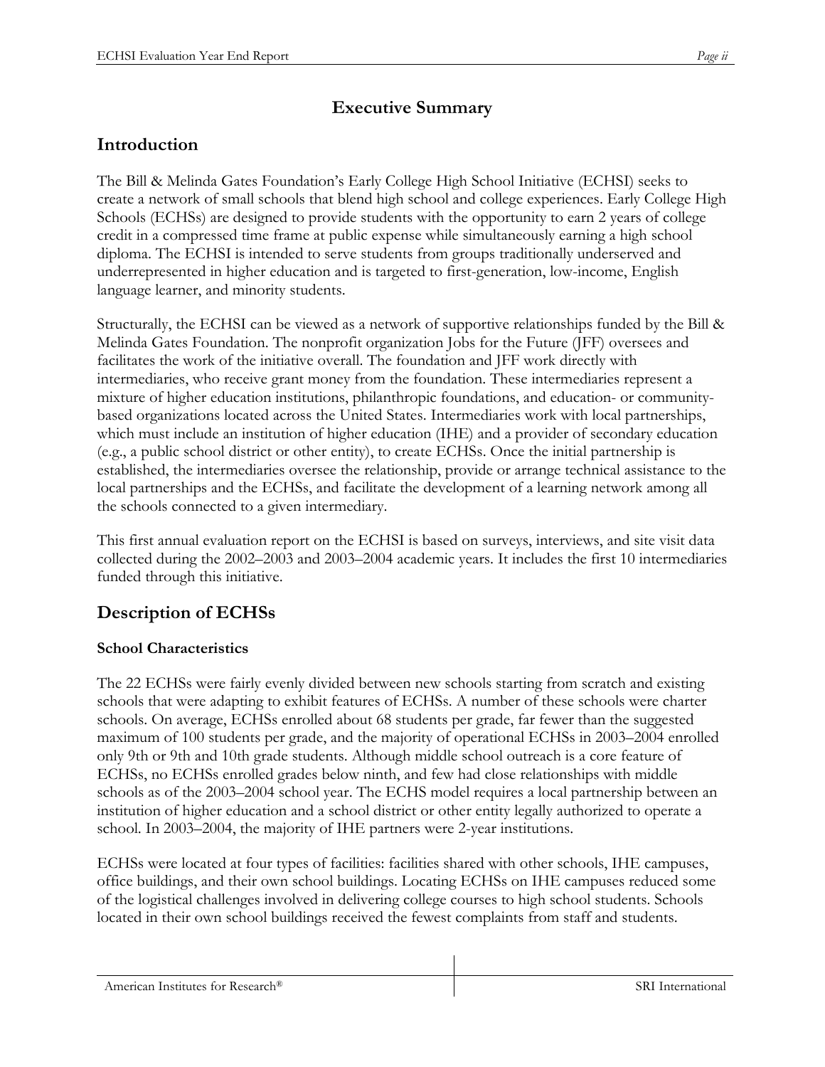# Executive Summary

## Introduction

The Bill & Melinda Gates Foundation's Early College High School Initiative (ECHSI) seeks to create a network of small schools that blend high school and college experiences. Early College High Schools (ECHSs) are designed to provide students with the opportunity to earn 2 years of college credit in a compressed time frame at public expense while simultaneously earning a high school diploma. The ECHSI is intended to serve students from groups traditionally underserved and underrepresented in higher education and is targeted to first-generation, low-income, English language learner, and minority students.

Structurally, the ECHSI can be viewed as a network of supportive relationships funded by the Bill & Melinda Gates Foundation. The nonprofit organization Jobs for the Future (JFF) oversees and facilitates the work of the initiative overall. The foundation and JFF work directly with intermediaries, who receive grant money from the foundation. These intermediaries represent a mixture of higher education institutions, philanthropic foundations, and education- or community-based organizations located across the United States. Intermediaries work with local partnerships, which must include an institution of higher education (IHE) and a provider of secondary education (e.g., a public school district or other entity), to create ECHSs. Once the initial partnership is established, the intermediaries oversee the relationship, provide or arrange technical assistance to the local partnerships and the ECHSs, and facilitate the development of a learning network among all the schools connected to a given intermediary.

This first annual evaluation report on the ECHSI is based on surveys, interviews, and site visit data collected during the 2002–2003 and 2003–2004 academic years. It includes the first 10 intermediaries funded through this initiative.

## Description of ECHSs

### School Characteristics

The 22 ECHSs were fairly evenly divided between new schools starting from scratch and existing schools that were adapting to exhibit features of ECHSs. A number of these schools were charter schools. On average, ECHSs enrolled about 68 students per grade, far fewer than the suggested maximum of 100 students per grade, and the majority of operational ECHSs in 2003–2004 enrolled only 9th or 9th and 10th grade students. Although middle school outreach is a core feature of ECHSs, no ECHSs enrolled grades below ninth, and few had close relationships with middle schools as of the 2003–2004 school year. The ECHS model requires a local partnership between an institution of higher education and a school district or other entity legally authorized to operate a school. In 2003–2004, the majority of IHE partners were 2-year institutions.

ECHSs were located at four types of facilities: facilities shared with other schools, IHE campuses, office buildings, and their own school buildings. Locating ECHSs on IHE campuses reduced some of the logistical challenges involved in delivering college courses to high school students. Schools located in their own school buildings received the fewest complaints from staff and students.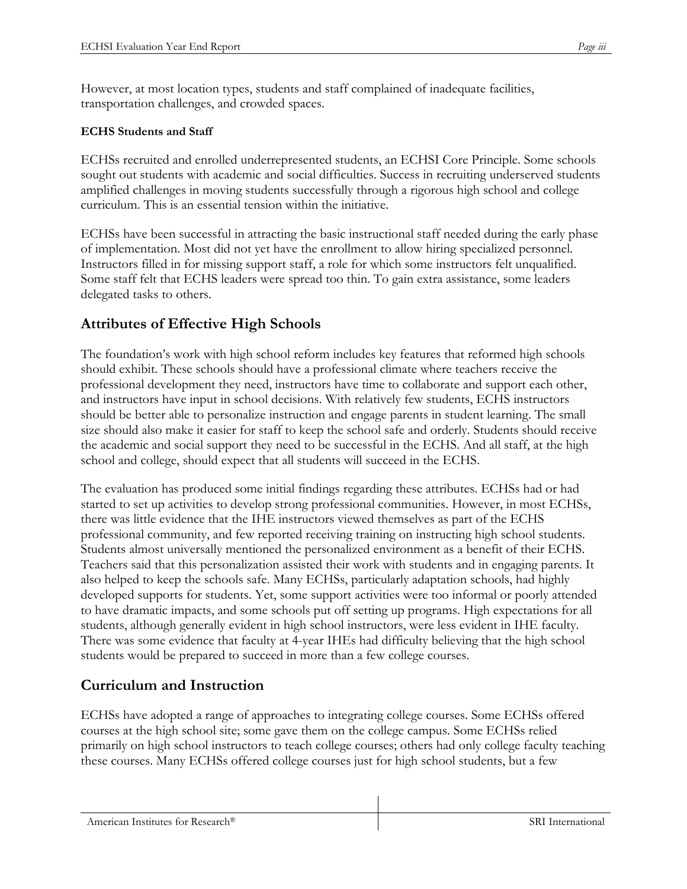However, at most location types, students and staff complained of inadequate facilities, transportation challenges, and crowded spaces.

**ECHS Students and Staff**

ECHSs recruited and enrolled underrepresented students, an ECHSI Core Principle. Some schools sought out students with academic and social difficulties. Success in recruiting underserved students amplified challenges in moving students successfully through a rigorous high school and college curriculum. This is an essential tension within the initiative.

ECHSs have been successful in attracting the basic instructional staff needed during the early phase of implementation. Most did not yet have the enrollment to allow hiring specialized personnel. Instructors filled in for missing support staff, a role for which some instructors felt unqualified. Some staff felt that ECHS leaders were spread too thin. To gain extra assistance, some leaders delegated tasks to others.

## Attributes of Effective High Schools

The foundation's work with high school reform includes key features that reformed high schools should exhibit. These schools should have a professional climate where teachers receive the professional development they need, instructors have time to collaborate and support each other, and instructors have input in school decisions. With relatively few students, ECHS instructors should be better able to personalize instruction and engage parents in student learning. The small size should also make it easier for staff to keep the school safe and orderly. Students should receive the academic and social support they need to be successful in the ECHS. And all staff, at the high school and college, should expect that all students will succeed in the ECHS.

The evaluation has produced some initial findings regarding these attributes. ECHSs had or had started to set up activities to develop strong professional communities. However, in most ECHSs, there was little evidence that the IHE instructors viewed themselves as part of the ECHS professional community, and few reported receiving training on instructing high school students. Students almost universally mentioned the personalized environment as a benefit of their ECHS. Teachers said that this personalization assisted their work with students and in engaging parents. It also helped to keep the schools safe. Many ECHSs, particularly adaptation schools, had highly developed supports for students. Yet, some support activities were too informal or poorly attended to have dramatic impacts, and some schools put off setting up programs. High expectations for all students, although generally evident in high school instructors, were less evident in IHE faculty. There was some evidence that faculty at 4-year IHEs had difficulty believing that the high school students would be prepared to succeed in more than a few college courses.

## Curriculum and Instruction

ECHSs have adopted a range of approaches to integrating college courses. Some ECHSs offered courses at the high school site; some gave them on the college campus. Some ECHSs relied primarily on high school instructors to teach college courses; others had only college faculty teaching these courses. Many ECHSs offered college courses just for high school students, but a few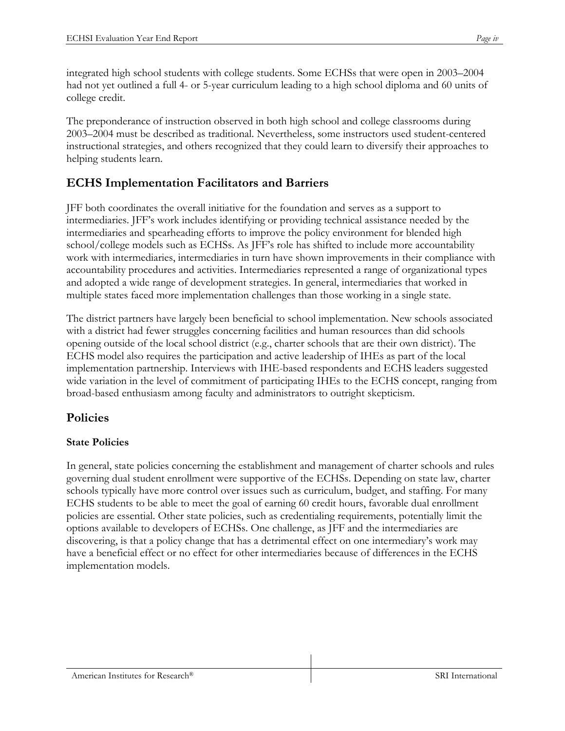integrated high school students with college students. Some ECHSs that were open in 2003–2004 had not yet outlined a full 4- or 5-year curriculum leading to a high school diploma and 60 units of college credit.

The preponderance of instruction observed in both high school and college classrooms during 2003–2004 must be described as traditional. Nevertheless, some instructors used student-centered instructional strategies, and others recognized that they could learn to diversify their approaches to helping students learn.

## ECHS Implementation Facilitators and Barriers

JFF both coordinates the overall initiative for the foundation and serves as a support to intermediaries. JFF's work includes identifying or providing technical assistance needed by the intermediaries and spearheading efforts to improve the policy environment for blended high school/college models such as ECHSs. As JFF's role has shifted to include more accountability work with intermediaries, intermediaries in turn have shown improvements in their compliance with accountability procedures and activities. Intermediaries represented a range of organizational types and adopted a wide range of development strategies. In general, intermediaries that worked in multiple states faced more implementation challenges than those working in a single state.

The district partners have largely been beneficial to school implementation. New schools associated with a district had fewer struggles concerning facilities and human resources than did schools opening outside of the local school district (e.g., charter schools that are their own district). The ECHS model also requires the participation and active leadership of IHEs as part of the local implementation partnership. Interviews with IHE-based respondents and ECHS leaders suggested wide variation in the level of commitment of participating IHEs to the ECHS concept, ranging from broad-based enthusiasm among faculty and administrators to outright skepticism.

## Policies

### State Policies

In general, state policies concerning the establishment and management of charter schools and rules governing dual student enrollment were supportive of the ECHSs. Depending on state law, charter schools typically have more control over issues such as curriculum, budget, and staffing. For many ECHS students to be able to meet the goal of earning 60 credit hours, favorable dual enrollment policies are essential. Other state policies, such as credentialing requirements, potentially limit the options available to developers of ECHSs. One challenge, as JFF and the intermediaries are discovering, is that a policy change that has a detrimental effect on one intermediary's work may have a beneficial effect or no effect for other intermediaries because of differences in the ECHS implementation models.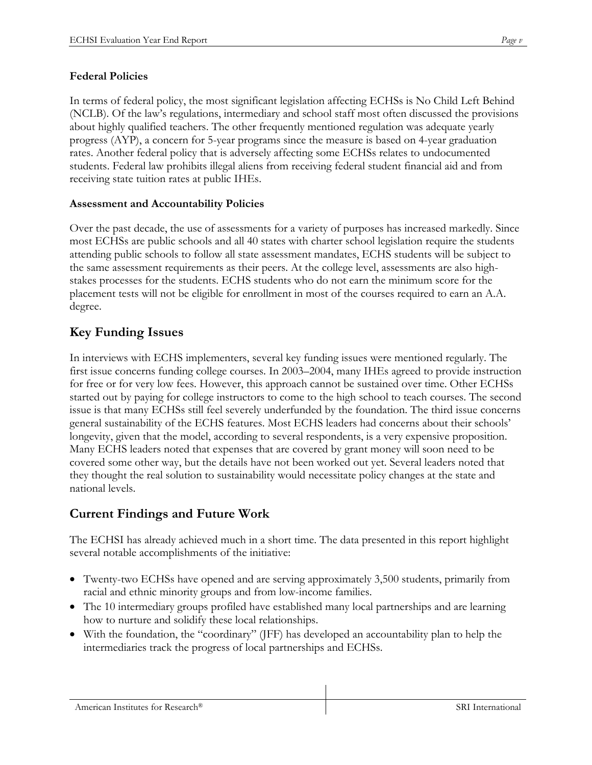### Federal Policies

In terms of federal policy, the most significant legislation affecting ECHSs is No Child Left Behind (NCLB). Of the law's regulations, intermediary and school staff most often discussed the provisions about highly qualified teachers. The other frequently mentioned regulation was adequate yearly progress (AYP), a concern for 5-year programs since the measure is based on 4-year graduation rates. Another federal policy that is adversely affecting some ECHSs relates to undocumented students. Federal law prohibits illegal aliens from receiving federal student financial aid and from receiving state tuition rates at public IHEs.

### Assessment and Accountability Policies

Over the past decade, the use of assessments for a variety of purposes has increased markedly. Since most ECHSs are public schools and all 40 states with charter school legislation require the students attending public schools to follow all state assessment mandates, ECHS students will be subject to the same assessment requirements as their peers. At the college level, assessments are also high-stakes processes for the students. ECHS students who do not earn the minimum score for the placement tests will not be eligible for enrollment in most of the courses required to earn an A.A. degree.

## Key Funding Issues

In interviews with ECHS implementers, several key funding issues were mentioned regularly. The first issue concerns funding college courses. In 2003–2004, many IHEs agreed to provide instruction for free or for very low fees. However, this approach cannot be sustained over time. Other ECHSs started out by paying for college instructors to come to the high school to teach courses. The second issue is that many ECHSs still feel severely underfunded by the foundation. The third issue concerns general sustainability of the ECHS features. Most ECHS leaders had concerns about their schools' longevity, given that the model, according to several respondents, is a very expensive proposition. Many ECHS leaders noted that expenses that are covered by grant money will soon need to be covered some other way, but the details have not been worked out yet. Several leaders noted that they thought the real solution to sustainability would necessitate policy changes at the state and national levels.

## Current Findings and Future Work

The ECHSI has already achieved much in a short time. The data presented in this report highlight several notable accomplishments of the initiative:

- Twenty-two ECHSs have opened and are serving approximately 3,500 students, primarily from racial and ethnic minority groups and from low-income families.
- The 10 intermediary groups profiled have established many local partnerships and are learning how to nurture and solidify these local relationships.
- With the foundation, the "coordinary" (JFF) has developed an accountability plan to help the intermediaries track the progress of local partnerships and ECHSs.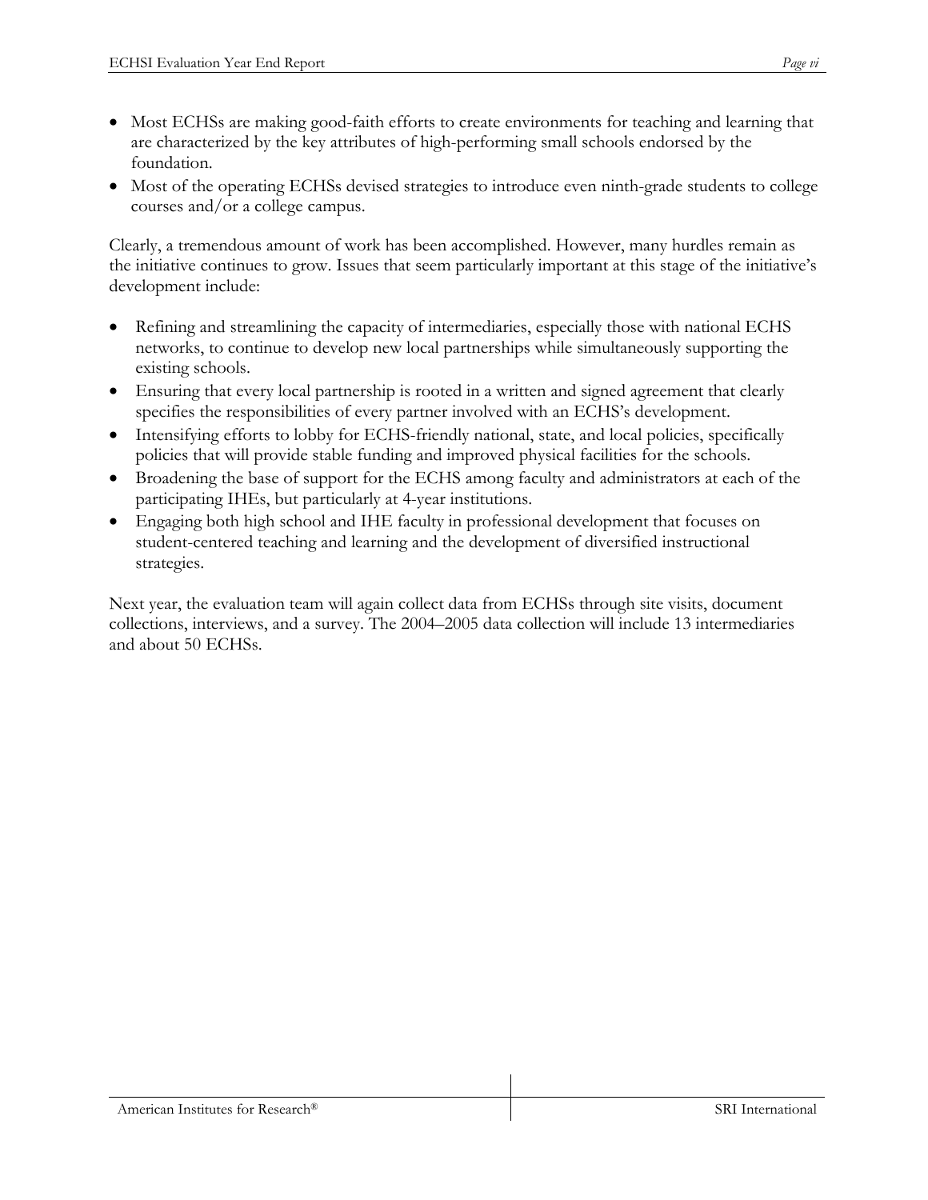- Most ECHSs are making good-faith efforts to create environments for teaching and learning that are characterized by the key attributes of high-performing small schools endorsed by the foundation.
- Most of the operating ECHSs devised strategies to introduce even ninth-grade students to college courses and/or a college campus.

Clearly, a tremendous amount of work has been accomplished. However, many hurdles remain as the initiative continues to grow. Issues that seem particularly important at this stage of the initiative's development include:

- Refining and streamlining the capacity of intermediaries, especially those with national ECHS networks, to continue to develop new local partnerships while simultaneously supporting the existing schools.
- Ensuring that every local partnership is rooted in a written and signed agreement that clearly specifies the responsibilities of every partner involved with an ECHS's development.
- Intensifying efforts to lobby for ECHS-friendly national, state, and local policies, specifically policies that will provide stable funding and improved physical facilities for the schools.
- Broadening the base of support for the ECHS among faculty and administrators at each of the participating IHEs, but particularly at 4-year institutions.
- Engaging both high school and IHE faculty in professional development that focuses on student-centered teaching and learning and the development of diversified instructional strategies.

Next year, the evaluation team will again collect data from ECHSs through site visits, document collections, interviews, and a survey. The 2004–2005 data collection will include 13 intermediaries and about 50 ECHSs.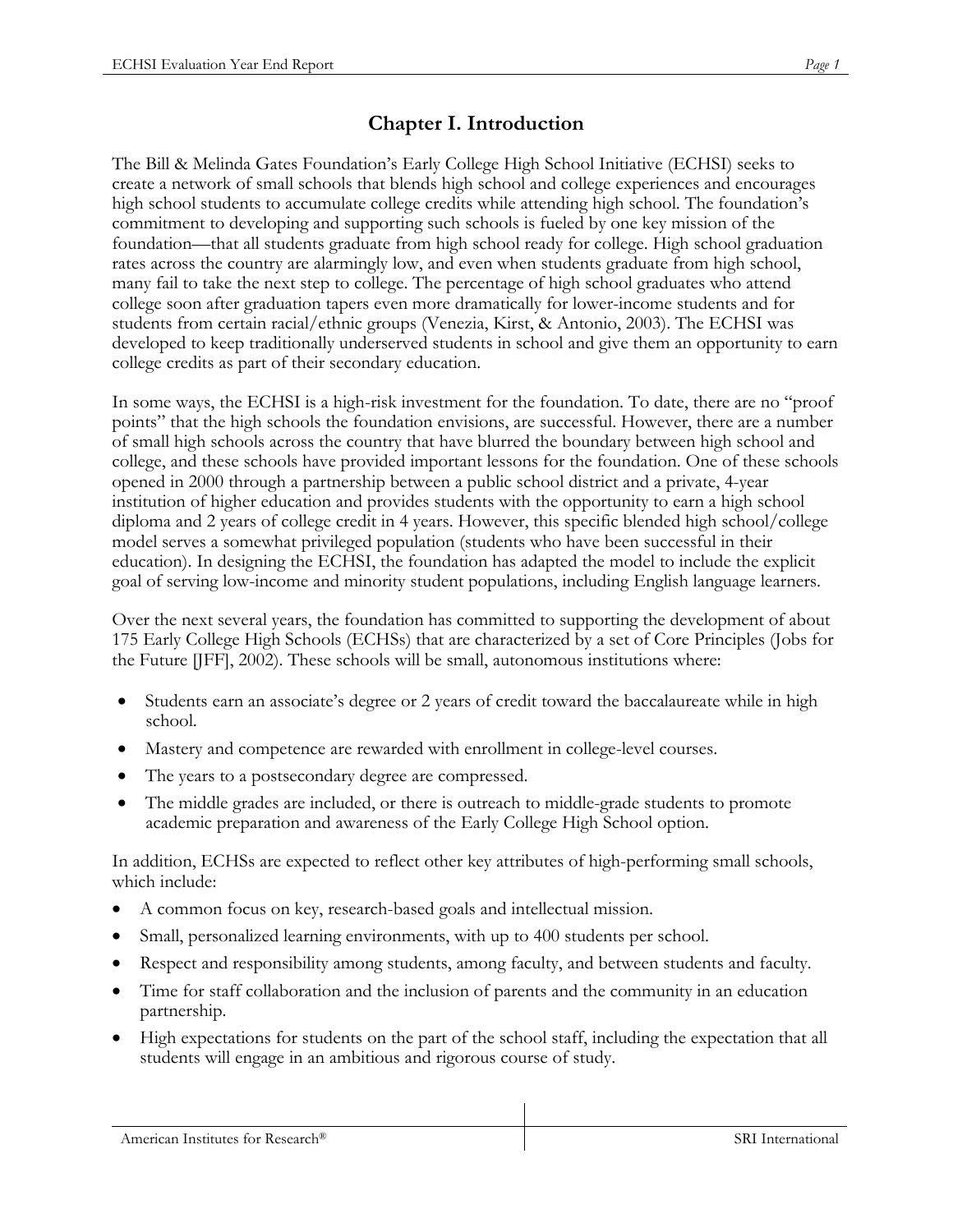# Chapter I. Introduction

The Bill & Melinda Gates Foundation's Early College High School Initiative (ECHSI) seeks to create a network of small schools that blends high school and college experiences and encourages high school students to accumulate college credits while attending high school. The foundation's commitment to developing and supporting such schools is fueled by one key mission of the foundation—that all students graduate from high school ready for college. High school graduation rates across the country are alarmingly low, and even when students graduate from high school, many fail to take the next step to college. The percentage of high school graduates who attend college soon after graduation tapers even more dramatically for lower-income students and for students from certain racial/ethnic groups (Venezia, Kirst, & Antonio, 2003). The ECHSI was developed to keep traditionally underserved students in school and give them an opportunity to earn college credits as part of their secondary education.

In some ways, the ECHSI is a high-risk investment for the foundation. To date, there are no "proof points" that the high schools the foundation envisions, are successful. However, there are a number of small high schools across the country that have blurred the boundary between high school and college, and these schools have provided important lessons for the foundation. One of these schools opened in 2000 through a partnership between a public school district and a private, 4-year institution of higher education and provides students with the opportunity to earn a high school diploma and 2 years of college credit in 4 years. However, this specific blended high school/college model serves a somewhat privileged population (students who have been successful in their education). In designing the ECHSI, the foundation has adapted the model to include the explicit goal of serving low-income and minority student populations, including English language learners.

Over the next several years, the foundation has committed to supporting the development of about 175 Early College High Schools (ECHSs) that are characterized by a set of Core Principles (Jobs for the Future [JFF], 2002). These schools will be small, autonomous institutions where:

- Students earn an associate's degree or 2 years of credit toward the baccalaureate while in high school.
- Mastery and competence are rewarded with enrollment in college-level courses.
- The years to a postsecondary degree are compressed.
- The middle grades are included, or there is outreach to middle-grade students to promote academic preparation and awareness of the Early College High School option.

In addition, ECHSs are expected to reflect other key attributes of high-performing small schools, which include:

- A common focus on key, research-based goals and intellectual mission.
- Small, personalized learning environments, with up to 400 students per school.
- Respect and responsibility among students, among faculty, and between students and faculty.
- Time for staff collaboration and the inclusion of parents and the community in an education partnership.
- High expectations for students on the part of the school staff, including the expectation that all students will engage in an ambitious and rigorous course of study.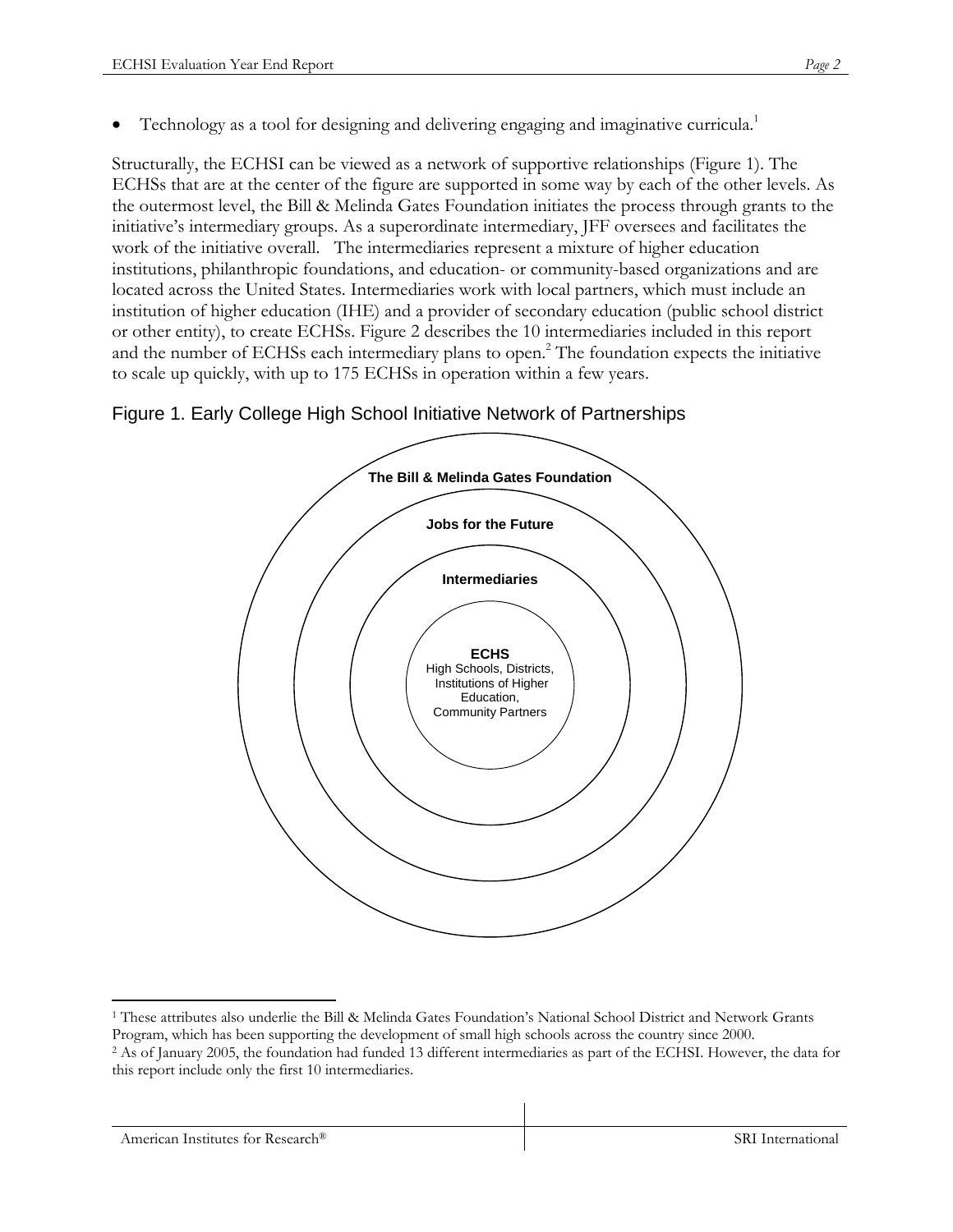- Technology as a tool for designing and delivering engaging and imaginative curricula.[1]

Structurally, the ECHSI can be viewed as a network of supportive relationships (Figure 1). The ECHSs that are at the center of the figure are supported in some way by each of the other levels. As the outermost level, the Bill & Melinda Gates Foundation initiates the process through grants to the initiative's intermediary groups. As a superordinate intermediary, JFF oversees and facilitates the work of the initiative overall. The intermediaries represent a mixture of higher education institutions, philanthropic foundations, and education- or community-based organizations and are located across the United States. Intermediaries work with local partners, which must include an institution of higher education (IHE) and a provider of secondary education (public school district or other entity), to create ECHSs. Figure 2 describes the 10 intermediaries included in this report and the number of ECHSs each intermediary plans to open.[2] The foundation expects the initiative to scale up quickly, with up to 175 ECHSs in operation within a few years.

Figure 1. Early College High School Initiative Network of Partnerships

**The Bill & Melinda Gates Foundation**

**Jobs for the Future**

**Intermediaries**

**ECHS**
High Schools, Districts, Institutions of Higher Education, Community Partners

---

[1] These attributes also underlie the Bill & Melinda Gates Foundation's National School District and Network Grants Program, which has been supporting the development of small high schools across the country since 2000.

[2] As of January 2005, the foundation had funded 13 different intermediaries as part of the ECHSI. However, the data for this report include only the first 10 intermediaries.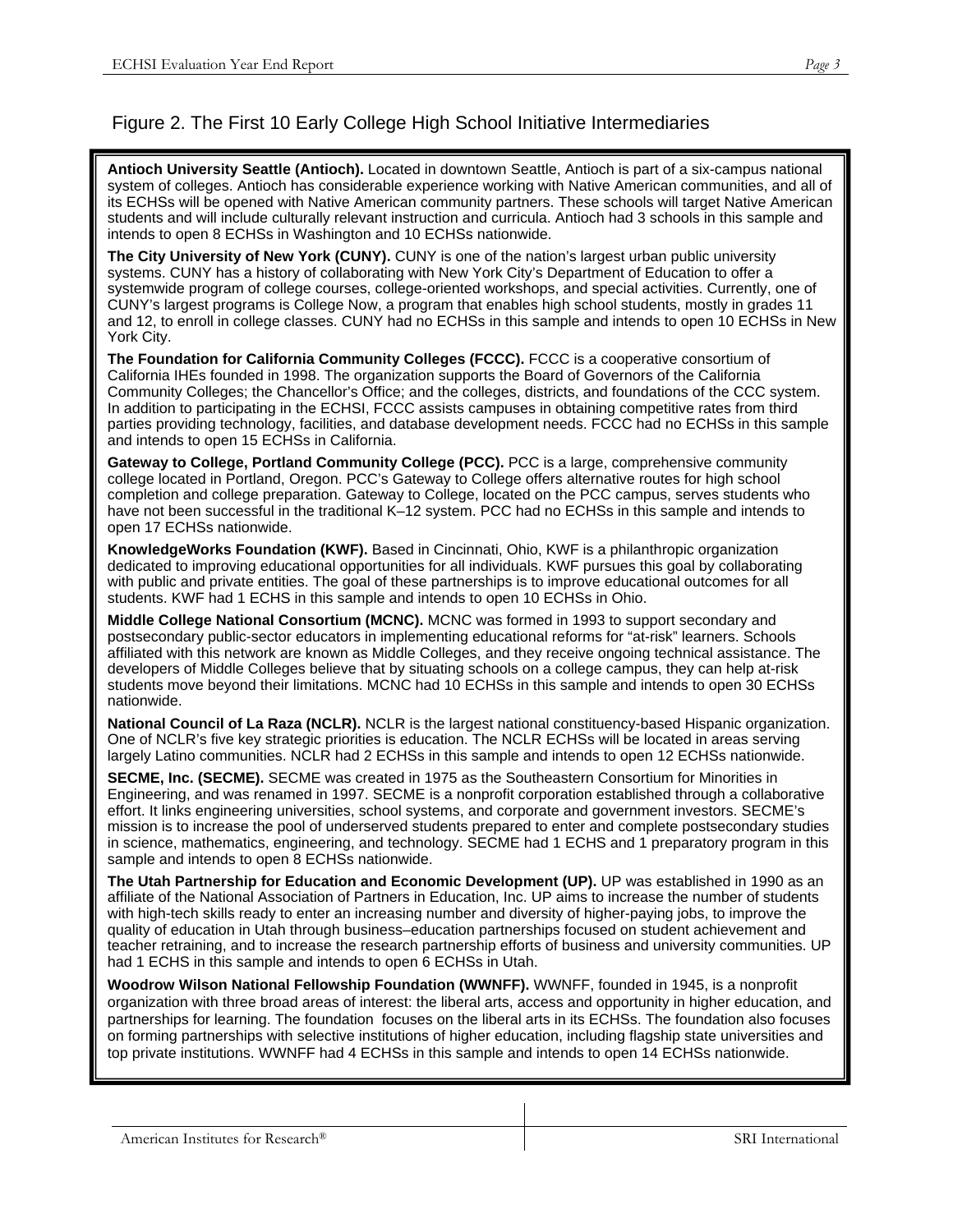## Figure 2. The First 10 Early College High School Initiative Intermediaries

**Antioch University Seattle (Antioch).** Located in downtown Seattle, Antioch is part of a six-campus national system of colleges. Antioch has considerable experience working with Native American communities, and all of its ECHSs will be opened with Native American community partners. These schools will target Native American students and will include culturally relevant instruction and curricula. Antioch had 3 schools in this sample and intends to open 8 ECHSs in Washington and 10 ECHSs nationwide.

**The City University of New York (CUNY).** CUNY is one of the nation's largest urban public university systems. CUNY has a history of collaborating with New York City's Department of Education to offer a systemwide program of college courses, college-oriented workshops, and special activities. Currently, one of CUNY's largest programs is College Now, a program that enables high school students, mostly in grades 11 and 12, to enroll in college classes. CUNY had no ECHSs in this sample and intends to open 10 ECHSs in New York City.

**The Foundation for California Community Colleges (FCCC).** FCCC is a cooperative consortium of California IHEs founded in 1998. The organization supports the Board of Governors of the California Community Colleges; the Chancellor's Office; and the colleges, districts, and foundations of the CCC system. In addition to participating in the ECHSI, FCCC assists campuses in obtaining competitive rates from third parties providing technology, facilities, and database development needs. FCCC had no ECHSs in this sample and intends to open 15 ECHSs in California.

**Gateway to College, Portland Community College (PCC).** PCC is a large, comprehensive community college located in Portland, Oregon. PCC's Gateway to College offers alternative routes for high school completion and college preparation. Gateway to College, located on the PCC campus, serves students who have not been successful in the traditional K–12 system. PCC had no ECHSs in this sample and intends to open 17 ECHSs nationwide.

**KnowledgeWorks Foundation (KWF).** Based in Cincinnati, Ohio, KWF is a philanthropic organization dedicated to improving educational opportunities for all individuals. KWF pursues this goal by collaborating with public and private entities. The goal of these partnerships is to improve educational outcomes for all students. KWF had 1 ECHS in this sample and intends to open 10 ECHSs in Ohio.

**Middle College National Consortium (MCNC).** MCNC was formed in 1993 to support secondary and postsecondary public-sector educators in implementing educational reforms for "at-risk" learners. Schools affiliated with this network are known as Middle Colleges, and they receive ongoing technical assistance. The developers of Middle Colleges believe that by situating schools on a college campus, they can help at-risk students move beyond their limitations. MCNC had 10 ECHSs in this sample and intends to open 30 ECHSs nationwide.

**National Council of La Raza (NCLR).** NCLR is the largest national constituency-based Hispanic organization. One of NCLR's five key strategic priorities is education. The NCLR ECHSs will be located in areas serving largely Latino communities. NCLR had 2 ECHSs in this sample and intends to open 12 ECHSs nationwide.

**SECME, Inc. (SECME).** SECME was created in 1975 as the Southeastern Consortium for Minorities in Engineering, and was renamed in 1997. SECME is a nonprofit corporation established through a collaborative effort. It links engineering universities, school systems, and corporate and government investors. SECME's mission is to increase the pool of underserved students prepared to enter and complete postsecondary studies in science, mathematics, engineering, and technology. SECME had 1 ECHS and 1 preparatory program in this sample and intends to open 8 ECHSs nationwide.

**The Utah Partnership for Education and Economic Development (UP).** UP was established in 1990 as an affiliate of the National Association of Partners in Education, Inc. UP aims to increase the number of students with high-tech skills ready to enter an increasing number and diversity of higher-paying jobs, to improve the quality of education in Utah through business–education partnerships focused on student achievement and teacher retraining, and to increase the research partnership efforts of business and university communities. UP had 1 ECHS in this sample and intends to open 6 ECHSs in Utah.

**Woodrow Wilson National Fellowship Foundation (WWNFF).** WWNFF, founded in 1945, is a nonprofit organization with three broad areas of interest: the liberal arts, access and opportunity in higher education, and partnerships for learning. The foundation focuses on the liberal arts in its ECHSs. The foundation also focuses on forming partnerships with selective institutions of higher education, including flagship state universities and top private institutions. WWNFF had 4 ECHSs in this sample and intends to open 14 ECHSs nationwide.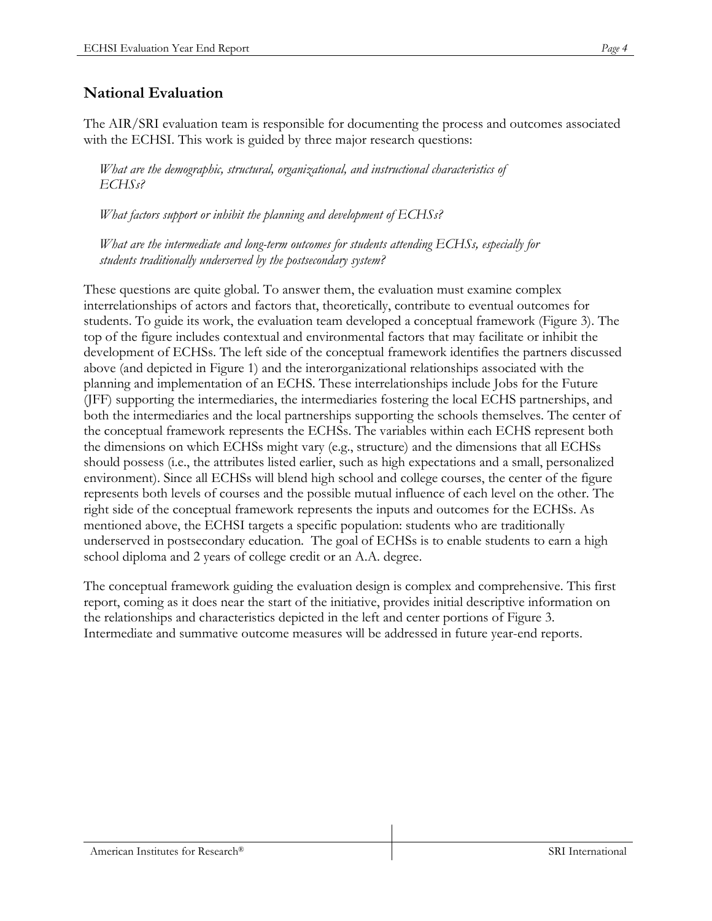## National Evaluation

The AIR/SRI evaluation team is responsible for documenting the process and outcomes associated with the ECHSI. This work is guided by three major research questions:

*What are the demographic, structural, organizational, and instructional characteristics of ECHSs?*

*What factors support or inhibit the planning and development of ECHSs?*

*What are the intermediate and long-term outcomes for students attending ECHSs, especially for students traditionally underserved by the postsecondary system?*

These questions are quite global. To answer them, the evaluation must examine complex interrelationships of actors and factors that, theoretically, contribute to eventual outcomes for students. To guide its work, the evaluation team developed a conceptual framework (Figure 3). The top of the figure includes contextual and environmental factors that may facilitate or inhibit the development of ECHSs. The left side of the conceptual framework identifies the partners discussed above (and depicted in Figure 1) and the interorganizational relationships associated with the planning and implementation of an ECHS. These interrelationships include Jobs for the Future (JFF) supporting the intermediaries, the intermediaries fostering the local ECHS partnerships, and both the intermediaries and the local partnerships supporting the schools themselves. The center of the conceptual framework represents the ECHSs. The variables within each ECHS represent both the dimensions on which ECHSs might vary (e.g., structure) and the dimensions that all ECHSs should possess (i.e., the attributes listed earlier, such as high expectations and a small, personalized environment). Since all ECHSs will blend high school and college courses, the center of the figure represents both levels of courses and the possible mutual influence of each level on the other. The right side of the conceptual framework represents the inputs and outcomes for the ECHSs. As mentioned above, the ECHSI targets a specific population: students who are traditionally underserved in postsecondary education. The goal of ECHSs is to enable students to earn a high school diploma and 2 years of college credit or an A.A. degree.

The conceptual framework guiding the evaluation design is complex and comprehensive. This first report, coming as it does near the start of the initiative, provides initial descriptive information on the relationships and characteristics depicted in the left and center portions of Figure 3. Intermediate and summative outcome measures will be addressed in future year-end reports.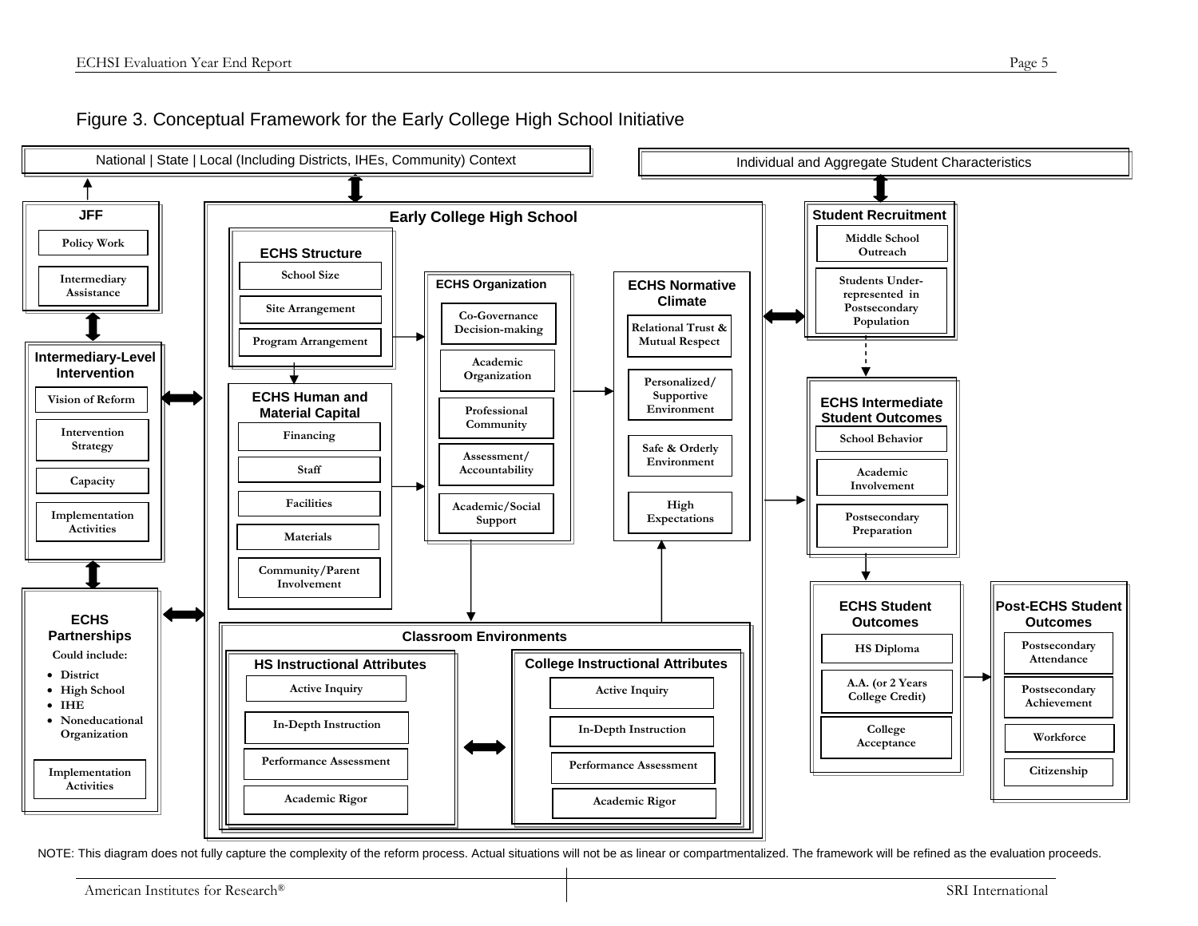Figure 3. Conceptual Framework for the Early College High School Initiative

National | State | Local (Including Districts, IHEs, Community) Context

Individual and Aggregate Student Characteristics

**JFF**
- Policy Work
- Intermediary Assistance

**Intermediary-Level Intervention**
- Vision of Reform
- Intervention Strategy
- Capacity
- Implementation Activities

**ECHS Partnerships**

Could include:
- District
- High School
- IHE
- Noneducational Organization

Implementation Activities

**Early College High School**

**ECHS Structure**
- School Size
- Site Arrangement
- Program Arrangement

**ECHS Human and Material Capital**
- Financing
- Staff
- Facilities
- Materials
- Community/Parent Involvement

**ECHS Organization**
- Co-Governance Decision-making
- Academic Organization
- Professional Community
- Assessment/ Accountability
- Academic/Social Support

**ECHS Normative Climate**
- Relational Trust & Mutual Respect
- Personalized/ Supportive Environment
- Safe & Orderly Environment
- High Expectations

**Classroom Environments**

**HS Instructional Attributes**
- Active Inquiry
- In-Depth Instruction
- Performance Assessment
- Academic Rigor

**College Instructional Attributes**
- Active Inquiry
- In-Depth Instruction
- Performance Assessment
- Academic Rigor

**Student Recruitment**
- Middle School Outreach
- Students Under-represented in Postsecondary Population

**ECHS Intermediate Student Outcomes**
- School Behavior
- Academic Involvement
- Postsecondary Preparation

**ECHS Student Outcomes**
- HS Diploma
- A.A. (or 2 Years College Credit)
- College Acceptance

**Post-ECHS Student Outcomes**
- Postsecondary Attendance
- Postsecondary Achievement
- Workforce
- Citizenship

NOTE: This diagram does not fully capture the complexity of the reform process. Actual situations will not be as linear or compartmentalized. The framework will be refined as the evaluation proceeds.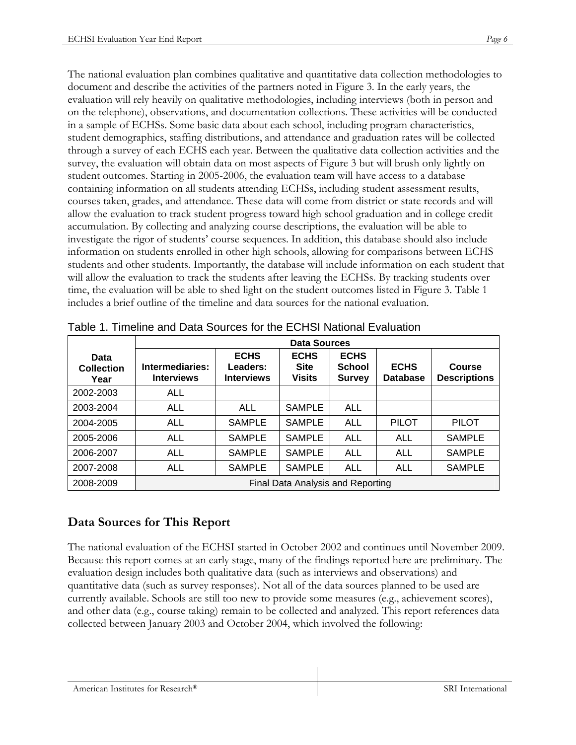The national evaluation plan combines qualitative and quantitative data collection methodologies to document and describe the activities of the partners noted in Figure 3. In the early years, the evaluation will rely heavily on qualitative methodologies, including interviews (both in person and on the telephone), observations, and documentation collections. These activities will be conducted in a sample of ECHSs. Some basic data about each school, including program characteristics, student demographics, staffing distributions, and attendance and graduation rates will be collected through a survey of each ECHS each year. Between the qualitative data collection activities and the survey, the evaluation will obtain data on most aspects of Figure 3 but will brush only lightly on student outcomes. Starting in 2005-2006, the evaluation team will have access to a database containing information on all students attending ECHSs, including student assessment results, courses taken, grades, and attendance. These data will come from district or state records and will allow the evaluation to track student progress toward high school graduation and in college credit accumulation. By collecting and analyzing course descriptions, the evaluation will be able to investigate the rigor of students' course sequences. In addition, this database should also include information on students enrolled in other high schools, allowing for comparisons between ECHS students and other students. Importantly, the database will include information on each student that will allow the evaluation to track the students after leaving the ECHSs. By tracking students over time, the evaluation will be able to shed light on the student outcomes listed in Figure 3. Table 1 includes a brief outline of the timeline and data sources for the national evaluation.

Table 1. Timeline and Data Sources for the ECHSI National Evaluation

| Data Collection Year | Data Sources | | | | | |
|---|---|---|---|---|---|---|
| | Intermediaries: Interviews | ECHS Leaders: Interviews | ECHS Site Visits | ECHS School Survey | ECHS Database | Course Descriptions |
| 2002-2003 | ALL | | | | | |
| 2003-2004 | ALL | ALL | SAMPLE | ALL | | |
| 2004-2005 | ALL | SAMPLE | SAMPLE | ALL | PILOT | PILOT |
| 2005-2006 | ALL | SAMPLE | SAMPLE | ALL | ALL | SAMPLE |
| 2006-2007 | ALL | SAMPLE | SAMPLE | ALL | ALL | SAMPLE |
| 2007-2008 | ALL | SAMPLE | SAMPLE | ALL | ALL | SAMPLE |
| 2008-2009 | Final Data Analysis and Reporting | | | | | |

## Data Sources for This Report

The national evaluation of the ECHSI started in October 2002 and continues until November 2009. Because this report comes at an early stage, many of the findings reported here are preliminary. The evaluation design includes both qualitative data (such as interviews and observations) and quantitative data (such as survey responses). Not all of the data sources planned to be used are currently available. Schools are still too new to provide some measures (e.g., achievement scores), and other data (e.g., course taking) remain to be collected and analyzed. This report references data collected between January 2003 and October 2004, which involved the following: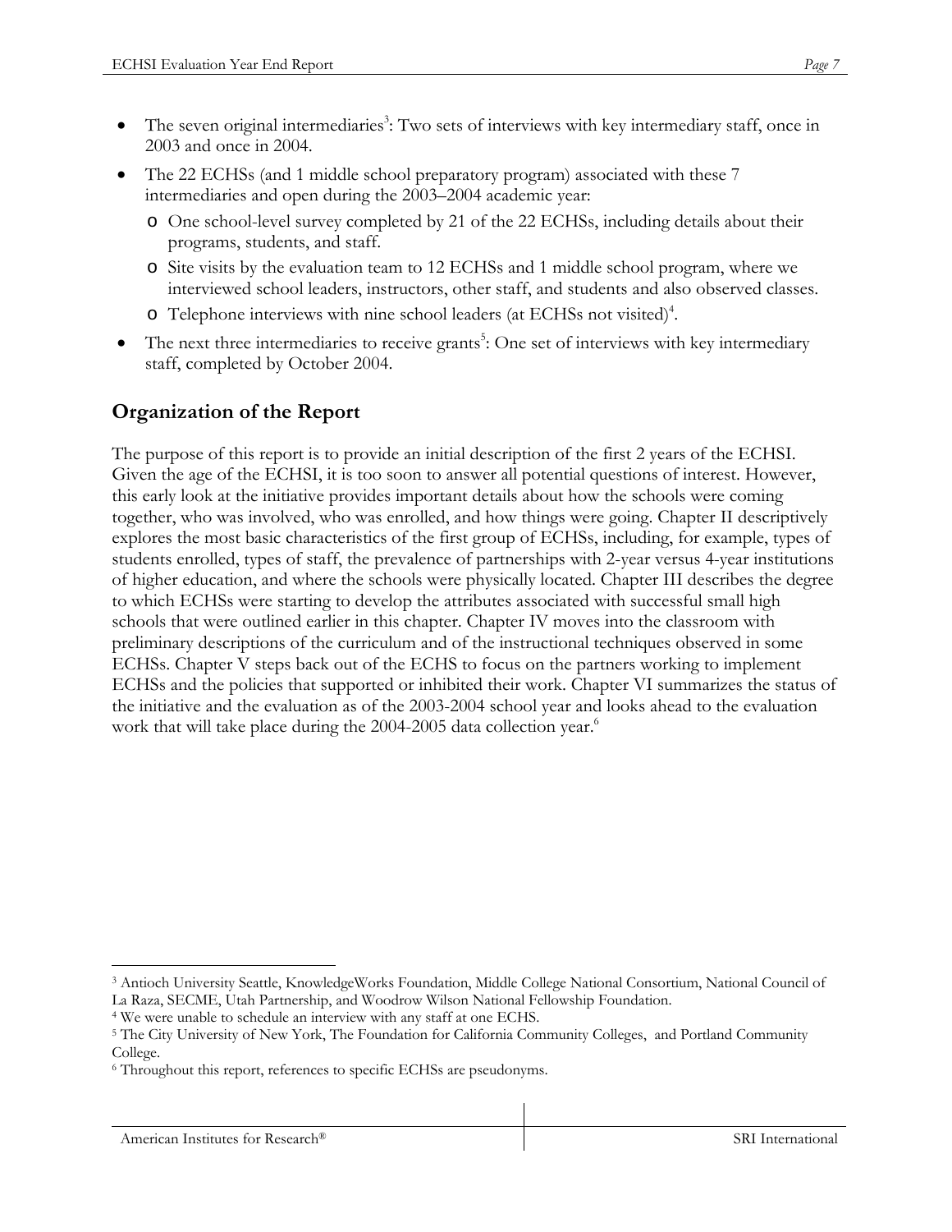- The seven original intermediaries[3]: Two sets of interviews with key intermediary staff, once in 2003 and once in 2004.
- The 22 ECHSs (and 1 middle school preparatory program) associated with these 7 intermediaries and open during the 2003–2004 academic year:
    - One school-level survey completed by 21 of the 22 ECHSs, including details about their programs, students, and staff.
    - Site visits by the evaluation team to 12 ECHSs and 1 middle school program, where we interviewed school leaders, instructors, other staff, and students and also observed classes.
    - Telephone interviews with nine school leaders (at ECHSs not visited)[4].
- The next three intermediaries to receive grants[5]: One set of interviews with key intermediary staff, completed by October 2004.

## Organization of the Report

The purpose of this report is to provide an initial description of the first 2 years of the ECHSI. Given the age of the ECHSI, it is too soon to answer all potential questions of interest. However, this early look at the initiative provides important details about how the schools were coming together, who was involved, who was enrolled, and how things were going. Chapter II descriptively explores the most basic characteristics of the first group of ECHSs, including, for example, types of students enrolled, types of staff, the prevalence of partnerships with 2-year versus 4-year institutions of higher education, and where the schools were physically located. Chapter III describes the degree to which ECHSs were starting to develop the attributes associated with successful small high schools that were outlined earlier in this chapter. Chapter IV moves into the classroom with preliminary descriptions of the curriculum and of the instructional techniques observed in some ECHSs. Chapter V steps back out of the ECHS to focus on the partners working to implement ECHSs and the policies that supported or inhibited their work. Chapter VI summarizes the status of the initiative and the evaluation as of the 2003-2004 school year and looks ahead to the evaluation work that will take place during the 2004-2005 data collection year.[6]

---

[3] Antioch University Seattle, KnowledgeWorks Foundation, Middle College National Consortium, National Council of La Raza, SECME, Utah Partnership, and Woodrow Wilson National Fellowship Foundation.

[4] We were unable to schedule an interview with any staff at one ECHS.

[5] The City University of New York, The Foundation for California Community Colleges, and Portland Community College.

[6] Throughout this report, references to specific ECHSs are pseudonyms.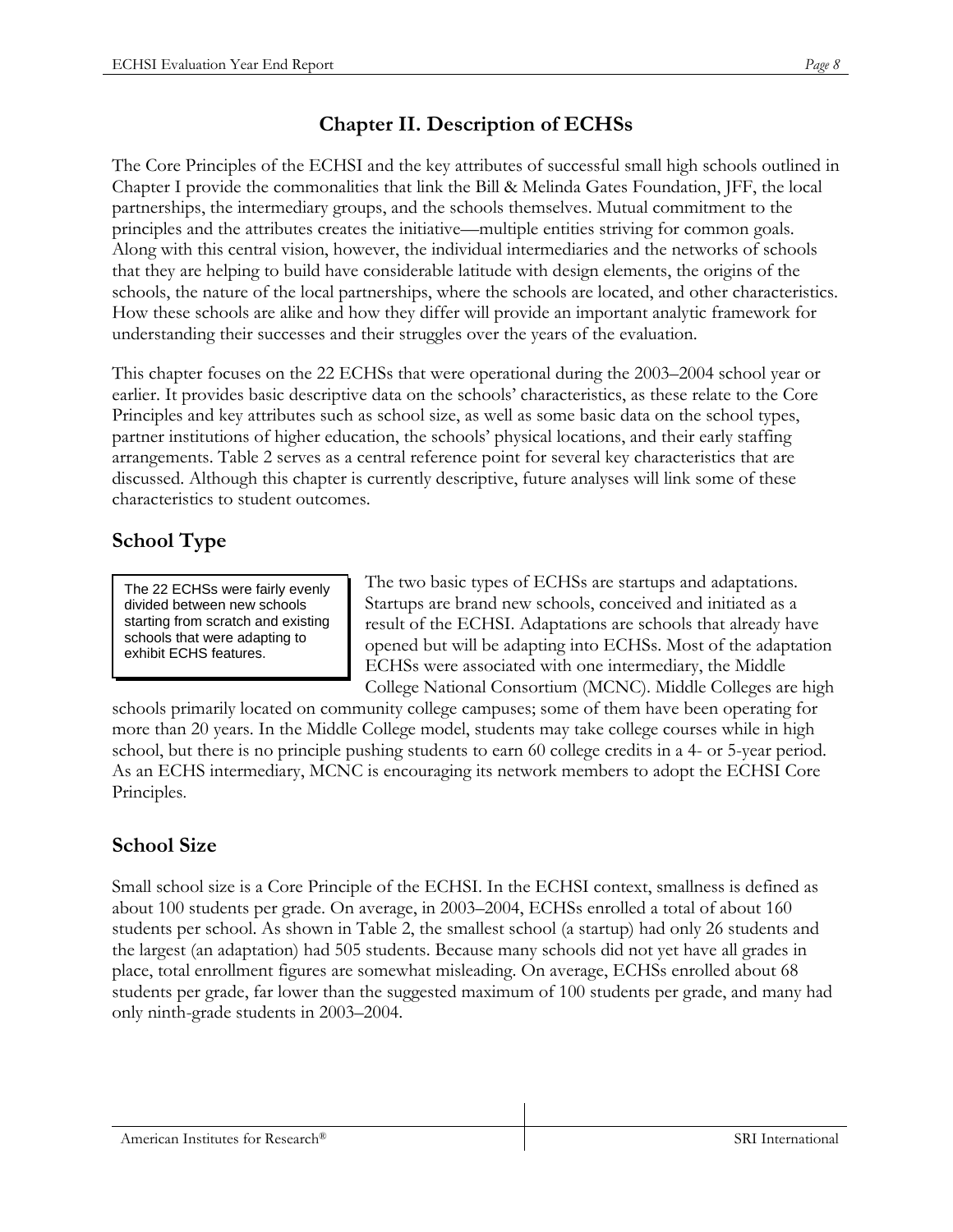## Chapter II. Description of ECHSs

The Core Principles of the ECHSI and the key attributes of successful small high schools outlined in Chapter I provide the commonalities that link the Bill & Melinda Gates Foundation, JFF, the local partnerships, the intermediary groups, and the schools themselves. Mutual commitment to the principles and the attributes creates the initiative—multiple entities striving for common goals. Along with this central vision, however, the individual intermediaries and the networks of schools that they are helping to build have considerable latitude with design elements, the origins of the schools, the nature of the local partnerships, where the schools are located, and other characteristics. How these schools are alike and how they differ will provide an important analytic framework for understanding their successes and their struggles over the years of the evaluation.

This chapter focuses on the 22 ECHSs that were operational during the 2003–2004 school year or earlier. It provides basic descriptive data on the schools' characteristics, as these relate to the Core Principles and key attributes such as school size, as well as some basic data on the school types, partner institutions of higher education, the schools' physical locations, and their early staffing arrangements. Table 2 serves as a central reference point for several key characteristics that are discussed. Although this chapter is currently descriptive, future analyses will link some of these characteristics to student outcomes.

### School Type

> The 22 ECHSs were fairly evenly divided between new schools starting from scratch and existing schools that were adapting to exhibit ECHS features.

The two basic types of ECHSs are startups and adaptations. Startups are brand new schools, conceived and initiated as a result of the ECHSI. Adaptations are schools that already have opened but will be adapting into ECHSs. Most of the adaptation ECHSs were associated with one intermediary, the Middle College National Consortium (MCNC). Middle Colleges are high schools primarily located on community college campuses; some of them have been operating for more than 20 years. In the Middle College model, students may take college courses while in high school, but there is no principle pushing students to earn 60 college credits in a 4- or 5-year period. As an ECHS intermediary, MCNC is encouraging its network members to adopt the ECHSI Core Principles.

### School Size

Small school size is a Core Principle of the ECHSI. In the ECHSI context, smallness is defined as about 100 students per grade. On average, in 2003–2004, ECHSs enrolled a total of about 160 students per school. As shown in Table 2, the smallest school (a startup) had only 26 students and the largest (an adaptation) had 505 students. Because many schools did not yet have all grades in place, total enrollment figures are somewhat misleading. On average, ECHSs enrolled about 68 students per grade, far lower than the suggested maximum of 100 students per grade, and many had only ninth-grade students in 2003–2004.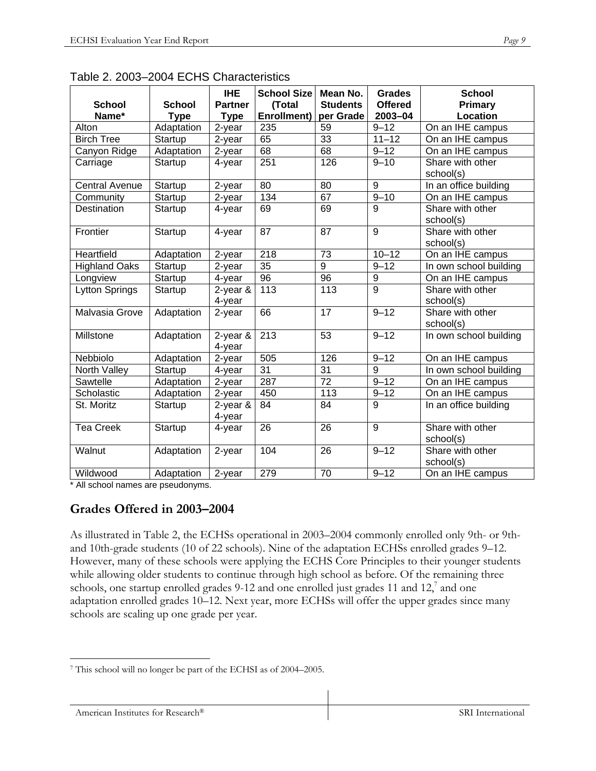Table 2. 2003–2004 ECHS Characteristics

| School Name* | School Type | IHE Partner Type | School Size (Total Enrollment) | Mean No. Students per Grade | Grades Offered 2003–04 | School Primary Location |
|---|---|---|---|---|---|---|
| Alton | Adaptation | 2-year | 235 | 59 | 9–12 | On an IHE campus |
| Birch Tree | Startup | 2-year | 65 | 33 | 11–12 | On an IHE campus |
| Canyon Ridge | Adaptation | 2-year | 68 | 68 | 9–12 | On an IHE campus |
| Carriage | Startup | 4-year | 251 | 126 | 9–10 | Share with other school(s) |
| Central Avenue | Startup | 2-year | 80 | 80 | 9 | In an office building |
| Community | Startup | 2-year | 134 | 67 | 9–10 | On an IHE campus |
| Destination | Startup | 4-year | 69 | 69 | 9 | Share with other school(s) |
| Frontier | Startup | 4-year | 87 | 87 | 9 | Share with other school(s) |
| Heartfield | Adaptation | 2-year | 218 | 73 | 10–12 | On an IHE campus |
| Highland Oaks | Startup | 2-year | 35 | 9 | 9–12 | In own school building |
| Longview | Startup | 4-year | 96 | 96 | 9 | On an IHE campus |
| Lytton Springs | Startup | 2-year & 4-year | 113 | 113 | 9 | Share with other school(s) |
| Malvasia Grove | Adaptation | 2-year | 66 | 17 | 9–12 | Share with other school(s) |
| Millstone | Adaptation | 2-year & 4-year | 213 | 53 | 9–12 | In own school building |
| Nebbiolo | Adaptation | 2-year | 505 | 126 | 9–12 | On an IHE campus |
| North Valley | Startup | 4-year | 31 | 31 | 9 | In own school building |
| Sawtelle | Adaptation | 2-year | 287 | 72 | 9–12 | On an IHE campus |
| Scholastic | Adaptation | 2-year | 450 | 113 | 9–12 | On an IHE campus |
| St. Moritz | Startup | 2-year & 4-year | 84 | 84 | 9 | In an office building |
| Tea Creek | Startup | 4-year | 26 | 26 | 9 | Share with other school(s) |
| Walnut | Adaptation | 2-year | 104 | 26 | 9–12 | Share with other school(s) |
| Wildwood | Adaptation | 2-year | 279 | 70 | 9–12 | On an IHE campus |

* All school names are pseudonyms.

## Grades Offered in 2003–2004

As illustrated in Table 2, the ECHSs operational in 2003–2004 commonly enrolled only 9th- or 9th- and 10th-grade students (10 of 22 schools). Nine of the adaptation ECHSs enrolled grades 9–12. However, many of these schools were applying the ECHS Core Principles to their younger students while allowing older students to continue through high school as before. Of the remaining three schools, one startup enrolled grades 9-12 and one enrolled just grades 11 and 12,[7] and one adaptation enrolled grades 10–12. Next year, more ECHSs will offer the upper grades since many schools are scaling up one grade per year.

[7] This school will no longer be part of the ECHSI as of 2004–2005.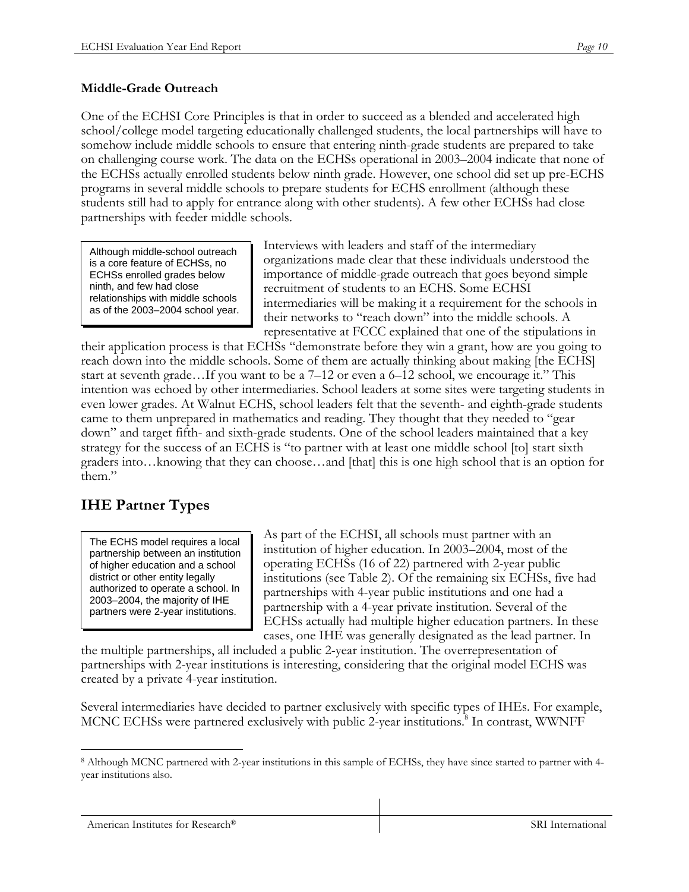### Middle-Grade Outreach

One of the ECHSI Core Principles is that in order to succeed as a blended and accelerated high school/college model targeting educationally challenged students, the local partnerships will have to somehow include middle schools to ensure that entering ninth-grade students are prepared to take on challenging course work. The data on the ECHSs operational in 2003–2004 indicate that none of the ECHSs actually enrolled students below ninth grade. However, one school did set up pre-ECHS programs in several middle schools to prepare students for ECHS enrollment (although these students still had to apply for entrance along with other students). A few other ECHSs had close partnerships with feeder middle schools.

> Although middle-school outreach is a core feature of ECHSs, no ECHSs enrolled grades below ninth, and few had close relationships with middle schools as of the 2003–2004 school year.

Interviews with leaders and staff of the intermediary organizations made clear that these individuals understood the importance of middle-grade outreach that goes beyond simple recruitment of students to an ECHS. Some ECHSI intermediaries will be making it a requirement for the schools in their networks to "reach down" into the middle schools. A representative at FCCC explained that one of the stipulations in their application process is that ECHSs "demonstrate before they win a grant, how are you going to reach down into the middle schools. Some of them are actually thinking about making [the ECHS] start at seventh grade…If you want to be a 7–12 or even a 6–12 school, we encourage it." This intention was echoed by other intermediaries. School leaders at some sites were targeting students in even lower grades. At Walnut ECHS, school leaders felt that the seventh- and eighth-grade students came to them unprepared in mathematics and reading. They thought that they needed to "gear down" and target fifth- and sixth-grade students. One of the school leaders maintained that a key strategy for the success of an ECHS is "to partner with at least one middle school [to] start sixth graders into…knowing that they can choose…and [that] this is one high school that is an option for them."

## IHE Partner Types

> The ECHS model requires a local partnership between an institution of higher education and a school district or other entity legally authorized to operate a school. In 2003–2004, the majority of IHE partners were 2-year institutions.

As part of the ECHSI, all schools must partner with an institution of higher education. In 2003–2004, most of the operating ECHSs (16 of 22) partnered with 2-year public institutions (see Table 2). Of the remaining six ECHSs, five had partnerships with 4-year public institutions and one had a partnership with a 4-year private institution. Several of the ECHSs actually had multiple higher education partners. In these cases, one IHE was generally designated as the lead partner. In the multiple partnerships, all included a public 2-year institution. The overrepresentation of partnerships with 2-year institutions is interesting, considering that the original model ECHS was created by a private 4-year institution.

Several intermediaries have decided to partner exclusively with specific types of IHEs. For example, MCNC ECHSs were partnered exclusively with public 2-year institutions.[8] In contrast, WWNFF

[8] Although MCNC partnered with 2-year institutions in this sample of ECHSs, they have since started to partner with 4-year institutions also.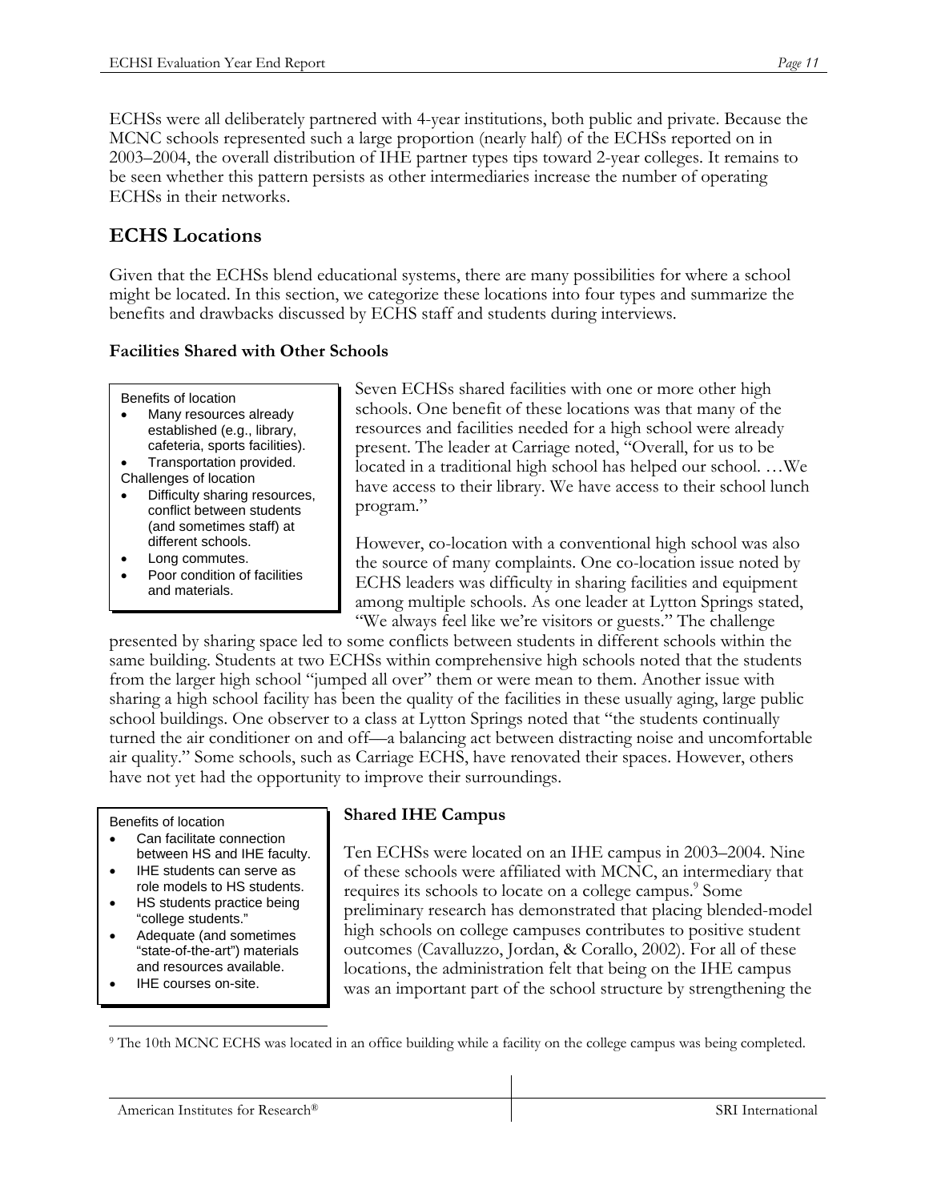ECHSs were all deliberately partnered with 4-year institutions, both public and private. Because the MCNC schools represented such a large proportion (nearly half) of the ECHSs reported on in 2003–2004, the overall distribution of IHE partner types tips toward 2-year colleges. It remains to be seen whether this pattern persists as other intermediaries increase the number of operating ECHSs in their networks.

## ECHS Locations

Given that the ECHSs blend educational systems, there are many possibilities for where a school might be located. In this section, we categorize these locations into four types and summarize the benefits and drawbacks discussed by ECHS staff and students during interviews.

### Facilities Shared with Other Schools

> Benefits of location
> - Many resources already established (e.g., library, cafeteria, sports facilities).
> - Transportation provided.
>
> Challenges of location
> - Difficulty sharing resources, conflict between students (and sometimes staff) at different schools.
> - Long commutes.
> - Poor condition of facilities and materials.

Seven ECHSs shared facilities with one or more other high schools. One benefit of these locations was that many of the resources and facilities needed for a high school were already present. The leader at Carriage noted, "Overall, for us to be located in a traditional high school has helped our school. …We have access to their library. We have access to their school lunch program."

However, co-location with a conventional high school was also the source of many complaints. One co-location issue noted by ECHS leaders was difficulty in sharing facilities and equipment among multiple schools. As one leader at Lytton Springs stated, "We always feel like we're visitors or guests." The challenge presented by sharing space led to some conflicts between students in different schools within the same building. Students at two ECHSs within comprehensive high schools noted that the students from the larger high school "jumped all over" them or were mean to them. Another issue with sharing a high school facility has been the quality of the facilities in these usually aging, large public school buildings. One observer to a class at Lytton Springs noted that "the students continually turned the air conditioner on and off—a balancing act between distracting noise and uncomfortable air quality." Some schools, such as Carriage ECHS, have renovated their spaces. However, others have not yet had the opportunity to improve their surroundings.

### Shared IHE Campus

> Benefits of location
> - Can facilitate connection between HS and IHE faculty.
> - IHE students can serve as role models to HS students.
> - HS students practice being "college students."
> - Adequate (and sometimes "state-of-the-art") materials and resources available.
> - IHE courses on-site.

Ten ECHSs were located on an IHE campus in 2003–2004. Nine of these schools were affiliated with MCNC, an intermediary that requires its schools to locate on a college campus.[9] Some preliminary research has demonstrated that placing blended-model high schools on college campuses contributes to positive student outcomes (Cavalluzzo, Jordan, & Corallo, 2002). For all of these locations, the administration felt that being on the IHE campus was an important part of the school structure by strengthening the

[9] The 10th MCNC ECHS was located in an office building while a facility on the college campus was being completed.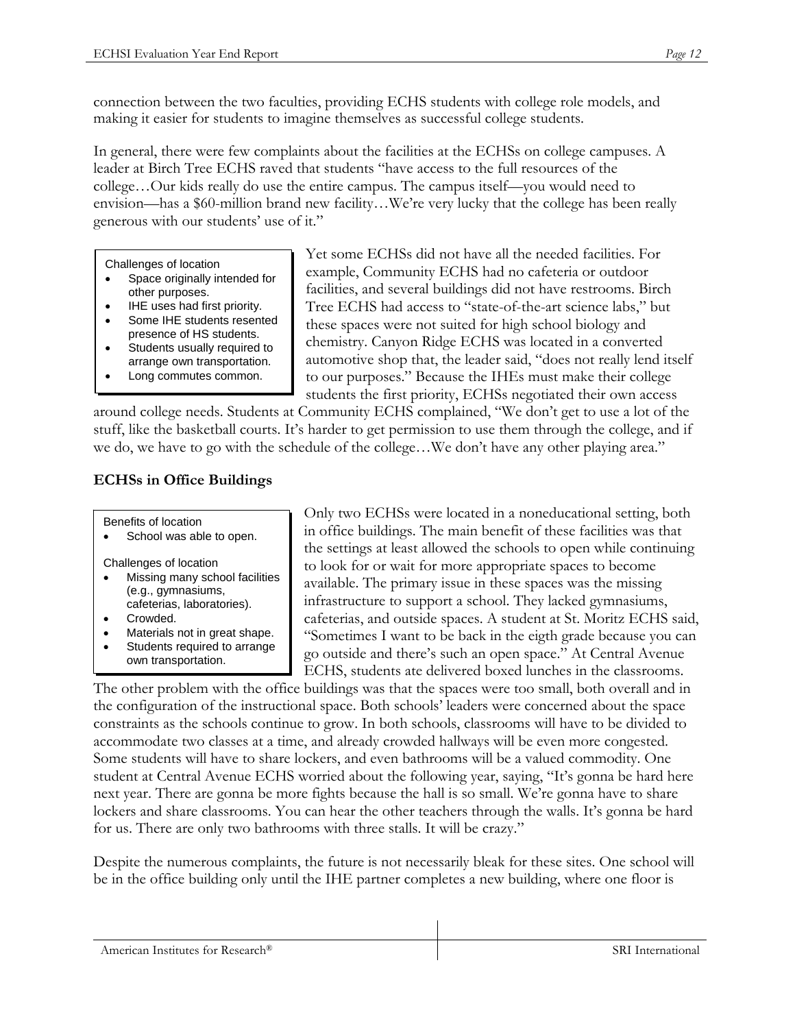connection between the two faculties, providing ECHS students with college role models, and making it easier for students to imagine themselves as successful college students.

In general, there were few complaints about the facilities at the ECHSs on college campuses. A leader at Birch Tree ECHS raved that students "have access to the full resources of the college…Our kids really do use the entire campus. The campus itself—you would need to envision—has a $60-million brand new facility…We're very lucky that the college has been really generous with our students' use of it."

> Challenges of location
> - Space originally intended for other purposes.
> - IHE uses had first priority.
> - Some IHE students resented presence of HS students.
> - Students usually required to arrange own transportation.
> - Long commutes common.

Yet some ECHSs did not have all the needed facilities. For example, Community ECHS had no cafeteria or outdoor facilities, and several buildings did not have restrooms. Birch Tree ECHS had access to "state-of-the-art science labs," but these spaces were not suited for high school biology and chemistry. Canyon Ridge ECHS was located in a converted automotive shop that, the leader said, "does not really lend itself to our purposes." Because the IHEs must make their college students the first priority, ECHSs negotiated their own access around college needs. Students at Community ECHS complained, "We don't get to use a lot of the stuff, like the basketball courts. It's harder to get permission to use them through the college, and if we do, we have to go with the schedule of the college…We don't have any other playing area."

**ECHSs in Office Buildings**

> Benefits of location
> - School was able to open.
>
> Challenges of location
> - Missing many school facilities (e.g., gymnasiums, cafeterias, laboratories).
> - Crowded.
> - Materials not in great shape.
> - Students required to arrange own transportation.

Only two ECHSs were located in a noneducational setting, both in office buildings. The main benefit of these facilities was that the settings at least allowed the schools to open while continuing to look for or wait for more appropriate spaces to become available. The primary issue in these spaces was the missing infrastructure to support a school. They lacked gymnasiums, cafeterias, and outside spaces. A student at St. Moritz ECHS said, "Sometimes I want to be back in the eigth grade because you can go outside and there's such an open space." At Central Avenue ECHS, students ate delivered boxed lunches in the classrooms. The other problem with the office buildings was that the spaces were too small, both overall and in the configuration of the instructional space. Both schools' leaders were concerned about the space constraints as the schools continue to grow. In both schools, classrooms will have to be divided to accommodate two classes at a time, and already crowded hallways will be even more congested. Some students will have to share lockers, and even bathrooms will be a valued commodity. One student at Central Avenue ECHS worried about the following year, saying, "It's gonna be hard here next year. There are gonna be more fights because the hall is so small. We're gonna have to share lockers and share classrooms. You can hear the other teachers through the walls. It's gonna be hard for us. There are only two bathrooms with three stalls. It will be crazy."

Despite the numerous complaints, the future is not necessarily bleak for these sites. One school will be in the office building only until the IHE partner completes a new building, where one floor is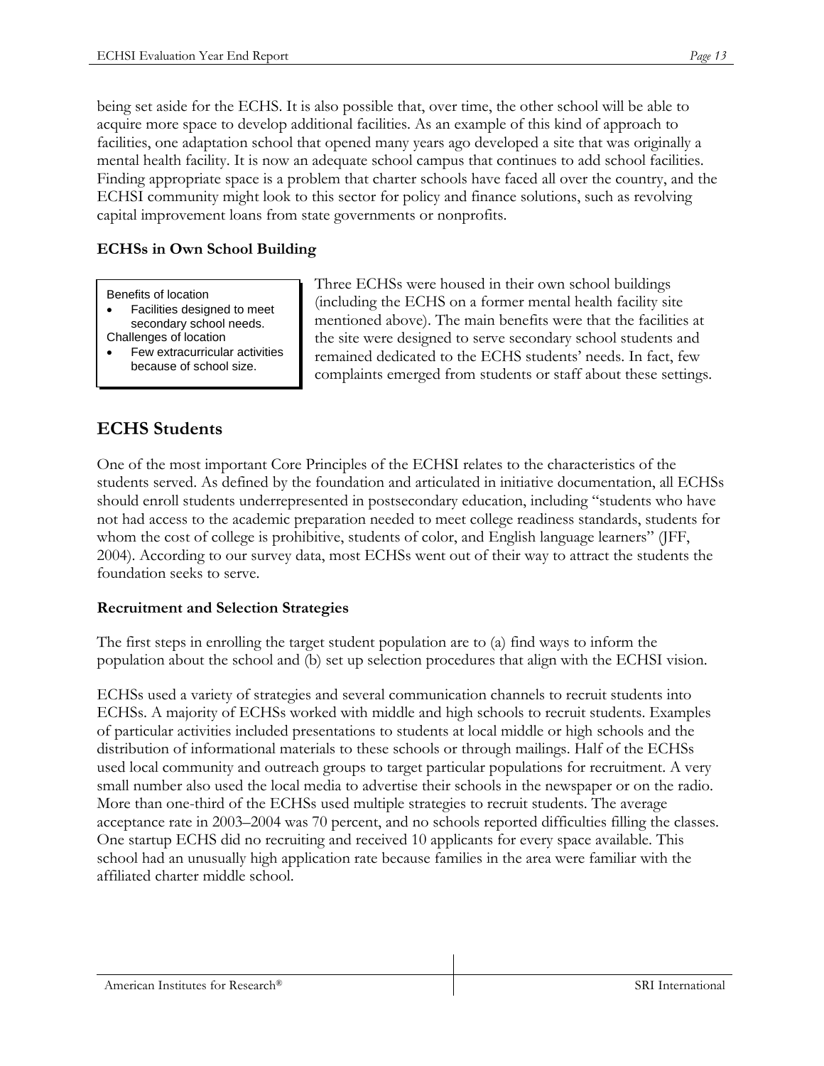being set aside for the ECHS. It is also possible that, over time, the other school will be able to acquire more space to develop additional facilities. As an example of this kind of approach to facilities, one adaptation school that opened many years ago developed a site that was originally a mental health facility. It is now an adequate school campus that continues to add school facilities. Finding appropriate space is a problem that charter schools have faced all over the country, and the ECHSI community might look to this sector for policy and finance solutions, such as revolving capital improvement loans from state governments or nonprofits.

### ECHSs in Own School Building

> Benefits of location
> - Facilities designed to meet secondary school needs.
>
> Challenges of location
> - Few extracurricular activities because of school size.

Three ECHSs were housed in their own school buildings (including the ECHS on a former mental health facility site mentioned above). The main benefits were that the facilities at the site were designed to serve secondary school students and remained dedicated to the ECHS students' needs. In fact, few complaints emerged from students or staff about these settings.

## ECHS Students

One of the most important Core Principles of the ECHSI relates to the characteristics of the students served. As defined by the foundation and articulated in initiative documentation, all ECHSs should enroll students underrepresented in postsecondary education, including "students who have not had access to the academic preparation needed to meet college readiness standards, students for whom the cost of college is prohibitive, students of color, and English language learners" (JFF, 2004). According to our survey data, most ECHSs went out of their way to attract the students the foundation seeks to serve.

### Recruitment and Selection Strategies

The first steps in enrolling the target student population are to (a) find ways to inform the population about the school and (b) set up selection procedures that align with the ECHSI vision.

ECHSs used a variety of strategies and several communication channels to recruit students into ECHSs. A majority of ECHSs worked with middle and high schools to recruit students. Examples of particular activities included presentations to students at local middle or high schools and the distribution of informational materials to these schools or through mailings. Half of the ECHSs used local community and outreach groups to target particular populations for recruitment. A very small number also used the local media to advertise their schools in the newspaper or on the radio. More than one-third of the ECHSs used multiple strategies to recruit students. The average acceptance rate in 2003–2004 was 70 percent, and no schools reported difficulties filling the classes. One startup ECHS did no recruiting and received 10 applicants for every space available. This school had an unusually high application rate because families in the area were familiar with the affiliated charter middle school.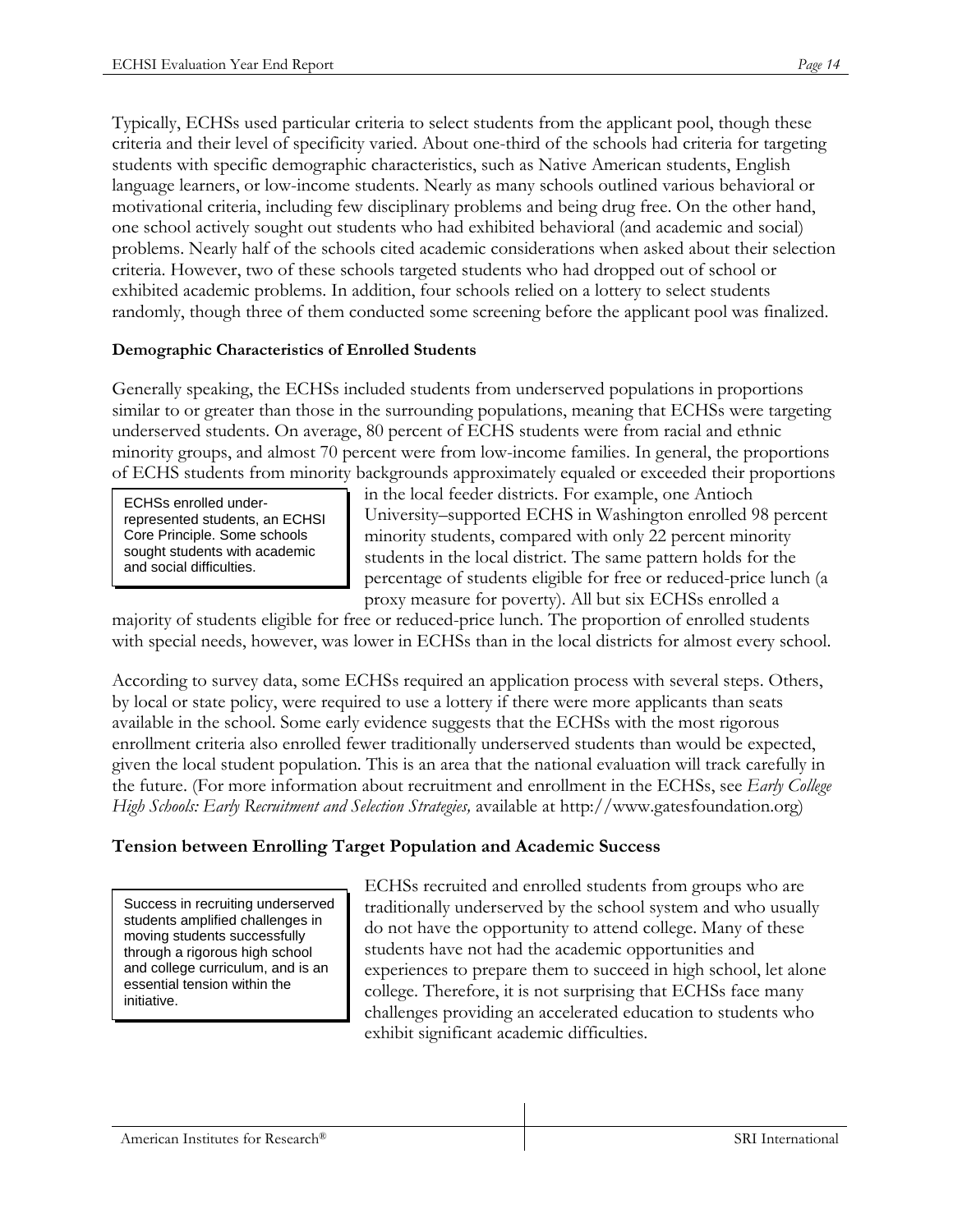Typically, ECHSs used particular criteria to select students from the applicant pool, though these criteria and their level of specificity varied. About one-third of the schools had criteria for targeting students with specific demographic characteristics, such as Native American students, English language learners, or low-income students. Nearly as many schools outlined various behavioral or motivational criteria, including few disciplinary problems and being drug free. On the other hand, one school actively sought out students who had exhibited behavioral (and academic and social) problems. Nearly half of the schools cited academic considerations when asked about their selection criteria. However, two of these schools targeted students who had dropped out of school or exhibited academic problems. In addition, four schools relied on a lottery to select students randomly, though three of them conducted some screening before the applicant pool was finalized.

**Demographic Characteristics of Enrolled Students**

Generally speaking, the ECHSs included students from underserved populations in proportions similar to or greater than those in the surrounding populations, meaning that ECHSs were targeting underserved students. On average, 80 percent of ECHS students were from racial and ethnic minority groups, and almost 70 percent were from low-income families. In general, the proportions of ECHS students from minority backgrounds approximately equaled or exceeded their proportions in the local feeder districts. For example, one Antioch University–supported ECHS in Washington enrolled 98 percent minority students, compared with only 22 percent minority students in the local district. The same pattern holds for the percentage of students eligible for free or reduced-price lunch (a proxy measure for poverty). All but six ECHSs enrolled a majority of students eligible for free or reduced-price lunch. The proportion of enrolled students with special needs, however, was lower in ECHSs than in the local districts for almost every school.

> ECHSs enrolled under-represented students, an ECHSI Core Principle. Some schools sought students with academic and social difficulties.

According to survey data, some ECHSs required an application process with several steps. Others, by local or state policy, were required to use a lottery if there were more applicants than seats available in the school. Some early evidence suggests that the ECHSs with the most rigorous enrollment criteria also enrolled fewer traditionally underserved students than would be expected, given the local student population. This is an area that the national evaluation will track carefully in the future. (For more information about recruitment and enrollment in the ECHSs, see *Early College High Schools: Early Recruitment and Selection Strategies,* available at http://www.gatesfoundation.org)

## Tension between Enrolling Target Population and Academic Success

> Success in recruiting underserved students amplified challenges in moving students successfully through a rigorous high school and college curriculum, and is an essential tension within the initiative.

ECHSs recruited and enrolled students from groups who are traditionally underserved by the school system and who usually do not have the opportunity to attend college. Many of these students have not had the academic opportunities and experiences to prepare them to succeed in high school, let alone college. Therefore, it is not surprising that ECHSs face many challenges providing an accelerated education to students who exhibit significant academic difficulties.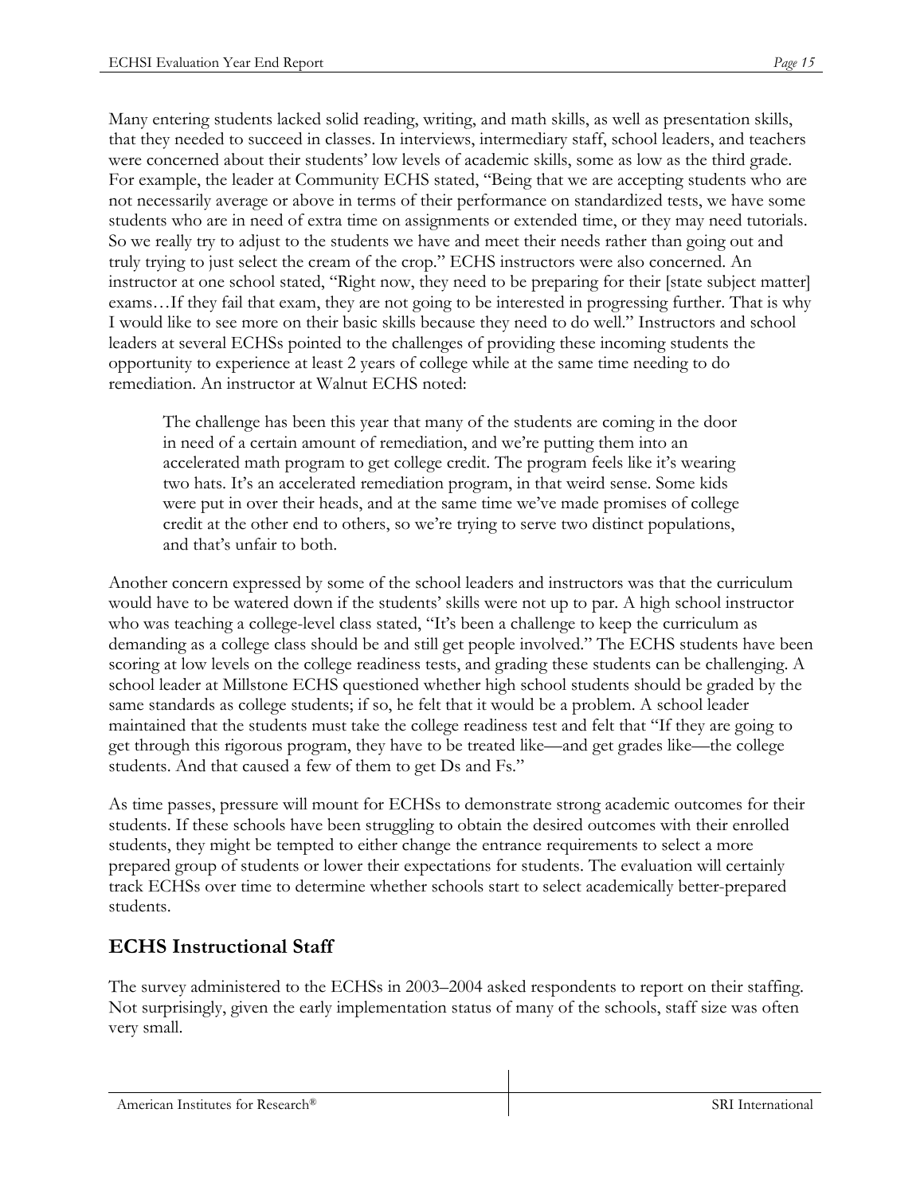Many entering students lacked solid reading, writing, and math skills, as well as presentation skills, that they needed to succeed in classes. In interviews, intermediary staff, school leaders, and teachers were concerned about their students' low levels of academic skills, some as low as the third grade. For example, the leader at Community ECHS stated, "Being that we are accepting students who are not necessarily average or above in terms of their performance on standardized tests, we have some students who are in need of extra time on assignments or extended time, or they may need tutorials. So we really try to adjust to the students we have and meet their needs rather than going out and truly trying to just select the cream of the crop." ECHS instructors were also concerned. An instructor at one school stated, "Right now, they need to be preparing for their [state subject matter] exams…If they fail that exam, they are not going to be interested in progressing further. That is why I would like to see more on their basic skills because they need to do well." Instructors and school leaders at several ECHSs pointed to the challenges of providing these incoming students the opportunity to experience at least 2 years of college while at the same time needing to do remediation. An instructor at Walnut ECHS noted:

> The challenge has been this year that many of the students are coming in the door in need of a certain amount of remediation, and we're putting them into an accelerated math program to get college credit. The program feels like it's wearing two hats. It's an accelerated remediation program, in that weird sense. Some kids were put in over their heads, and at the same time we've made promises of college credit at the other end to others, so we're trying to serve two distinct populations, and that's unfair to both.

Another concern expressed by some of the school leaders and instructors was that the curriculum would have to be watered down if the students' skills were not up to par. A high school instructor who was teaching a college-level class stated, "It's been a challenge to keep the curriculum as demanding as a college class should be and still get people involved." The ECHS students have been scoring at low levels on the college readiness tests, and grading these students can be challenging. A school leader at Millstone ECHS questioned whether high school students should be graded by the same standards as college students; if so, he felt that it would be a problem. A school leader maintained that the students must take the college readiness test and felt that "If they are going to get through this rigorous program, they have to be treated like—and get grades like—the college students. And that caused a few of them to get Ds and Fs."

As time passes, pressure will mount for ECHSs to demonstrate strong academic outcomes for their students. If these schools have been struggling to obtain the desired outcomes with their enrolled students, they might be tempted to either change the entrance requirements to select a more prepared group of students or lower their expectations for students. The evaluation will certainly track ECHSs over time to determine whether schools start to select academically better-prepared students.

## ECHS Instructional Staff

The survey administered to the ECHSs in 2003–2004 asked respondents to report on their staffing. Not surprisingly, given the early implementation status of many of the schools, staff size was often very small.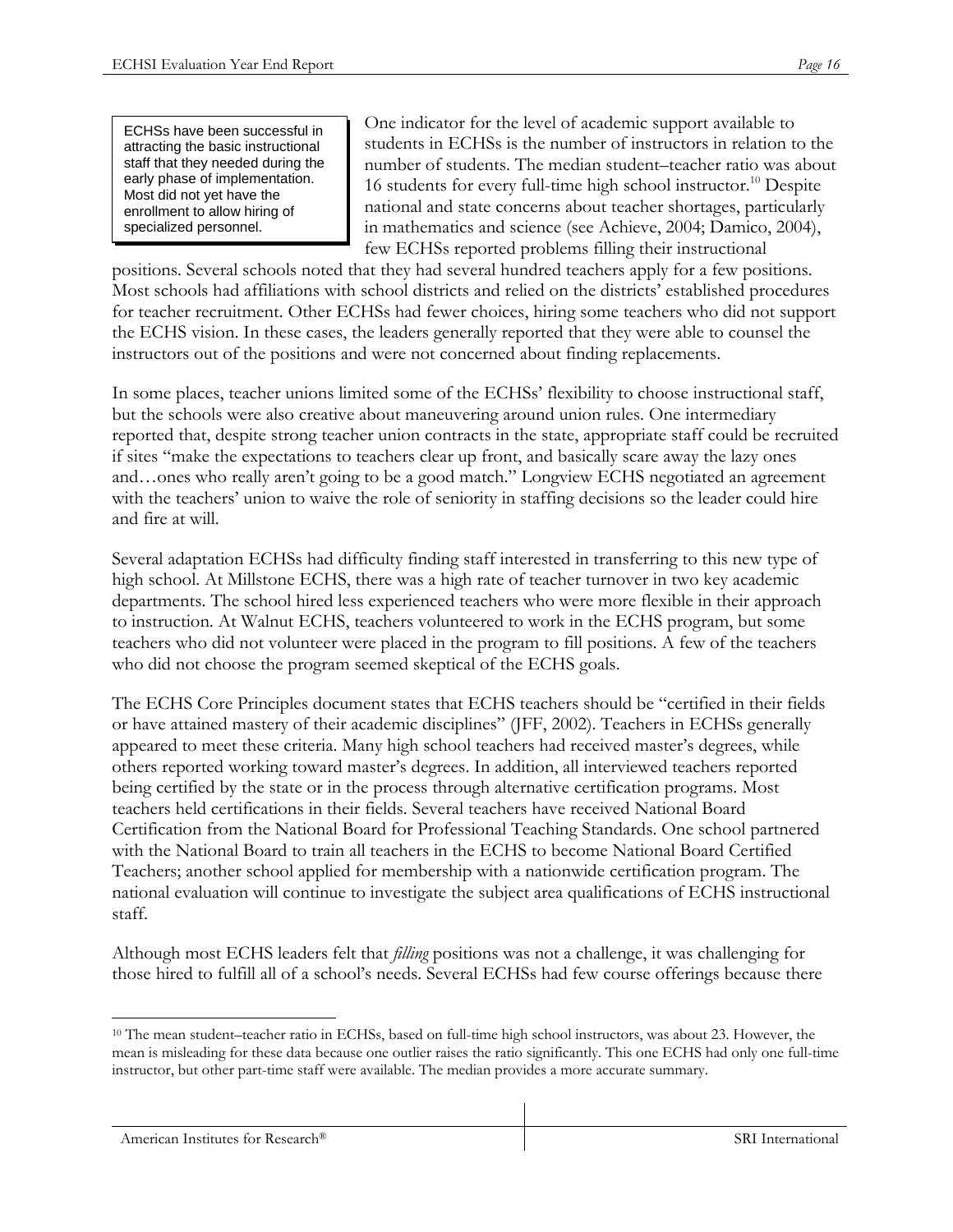> ECHSs have been successful in attracting the basic instructional staff that they needed during the early phase of implementation. Most did not yet have the enrollment to allow hiring of specialized personnel.

One indicator for the level of academic support available to students in ECHSs is the number of instructors in relation to the number of students. The median student–teacher ratio was about 16 students for every full-time high school instructor.[10] Despite national and state concerns about teacher shortages, particularly in mathematics and science (see Achieve, 2004; Damico, 2004), few ECHSs reported problems filling their instructional positions. Several schools noted that they had several hundred teachers apply for a few positions. Most schools had affiliations with school districts and relied on the districts' established procedures for teacher recruitment. Other ECHSs had fewer choices, hiring some teachers who did not support the ECHS vision. In these cases, the leaders generally reported that they were able to counsel the instructors out of the positions and were not concerned about finding replacements.

In some places, teacher unions limited some of the ECHSs' flexibility to choose instructional staff, but the schools were also creative about maneuvering around union rules. One intermediary reported that, despite strong teacher union contracts in the state, appropriate staff could be recruited if sites "make the expectations to teachers clear up front, and basically scare away the lazy ones and…ones who really aren't going to be a good match." Longview ECHS negotiated an agreement with the teachers' union to waive the role of seniority in staffing decisions so the leader could hire and fire at will.

Several adaptation ECHSs had difficulty finding staff interested in transferring to this new type of high school. At Millstone ECHS, there was a high rate of teacher turnover in two key academic departments. The school hired less experienced teachers who were more flexible in their approach to instruction. At Walnut ECHS, teachers volunteered to work in the ECHS program, but some teachers who did not volunteer were placed in the program to fill positions. A few of the teachers who did not choose the program seemed skeptical of the ECHS goals.

The ECHS Core Principles document states that ECHS teachers should be "certified in their fields or have attained mastery of their academic disciplines" (JFF, 2002). Teachers in ECHSs generally appeared to meet these criteria. Many high school teachers had received master's degrees, while others reported working toward master's degrees. In addition, all interviewed teachers reported being certified by the state or in the process through alternative certification programs. Most teachers held certifications in their fields. Several teachers have received National Board Certification from the National Board for Professional Teaching Standards. One school partnered with the National Board to train all teachers in the ECHS to become National Board Certified Teachers; another school applied for membership with a nationwide certification program. The national evaluation will continue to investigate the subject area qualifications of ECHS instructional staff.

Although most ECHS leaders felt that *filling* positions was not a challenge, it was challenging for those hired to fulfill all of a school's needs. Several ECHSs had few course offerings because there

---

[10] The mean student–teacher ratio in ECHSs, based on full-time high school instructors, was about 23. However, the mean is misleading for these data because one outlier raises the ratio significantly. This one ECHS had only one full-time instructor, but other part-time staff were available. The median provides a more accurate summary.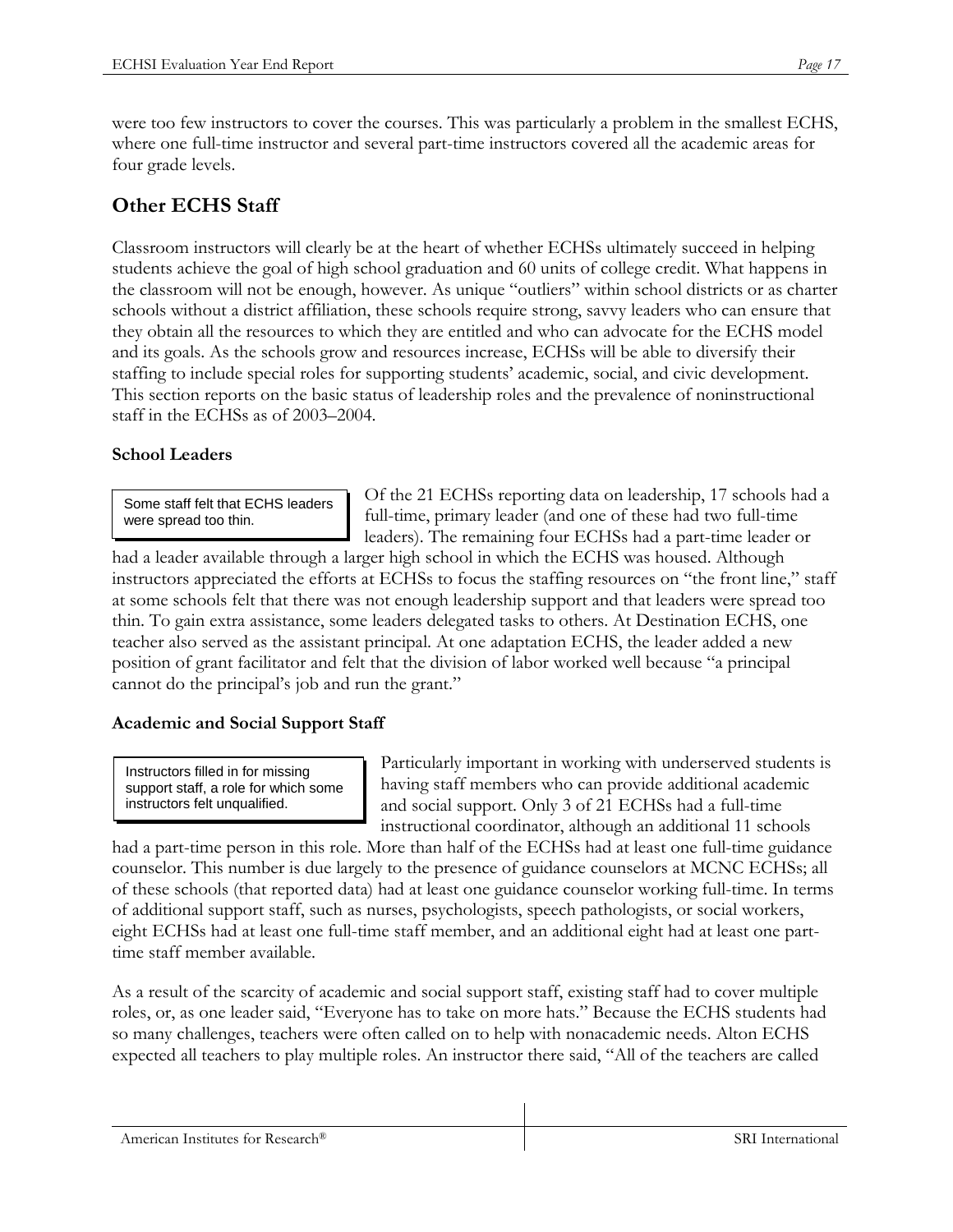were too few instructors to cover the courses. This was particularly a problem in the smallest ECHS, where one full-time instructor and several part-time instructors covered all the academic areas for four grade levels.

## Other ECHS Staff

Classroom instructors will clearly be at the heart of whether ECHSs ultimately succeed in helping students achieve the goal of high school graduation and 60 units of college credit. What happens in the classroom will not be enough, however. As unique "outliers" within school districts or as charter schools without a district affiliation, these schools require strong, savvy leaders who can ensure that they obtain all the resources to which they are entitled and who can advocate for the ECHS model and its goals. As the schools grow and resources increase, ECHSs will be able to diversify their staffing to include special roles for supporting students' academic, social, and civic development. This section reports on the basic status of leadership roles and the prevalence of noninstructional staff in the ECHSs as of 2003–2004.

### School Leaders

> Some staff felt that ECHS leaders were spread too thin.

Of the 21 ECHSs reporting data on leadership, 17 schools had a full-time, primary leader (and one of these had two full-time leaders). The remaining four ECHSs had a part-time leader or had a leader available through a larger high school in which the ECHS was housed. Although instructors appreciated the efforts at ECHSs to focus the staffing resources on "the front line," staff at some schools felt that there was not enough leadership support and that leaders were spread too thin. To gain extra assistance, some leaders delegated tasks to others. At Destination ECHS, one teacher also served as the assistant principal. At one adaptation ECHS, the leader added a new position of grant facilitator and felt that the division of labor worked well because "a principal cannot do the principal's job and run the grant."

### Academic and Social Support Staff

> Instructors filled in for missing support staff, a role for which some instructors felt unqualified.

Particularly important in working with underserved students is having staff members who can provide additional academic and social support. Only 3 of 21 ECHSs had a full-time instructional coordinator, although an additional 11 schools had a part-time person in this role. More than half of the ECHSs had at least one full-time guidance counselor. This number is due largely to the presence of guidance counselors at MCNC ECHSs; all of these schools (that reported data) had at least one guidance counselor working full-time. In terms of additional support staff, such as nurses, psychologists, speech pathologists, or social workers, eight ECHSs had at least one full-time staff member, and an additional eight had at least one part-time staff member available.

As a result of the scarcity of academic and social support staff, existing staff had to cover multiple roles, or, as one leader said, "Everyone has to take on more hats." Because the ECHS students had so many challenges, teachers were often called on to help with nonacademic needs. Alton ECHS expected all teachers to play multiple roles. An instructor there said, "All of the teachers are called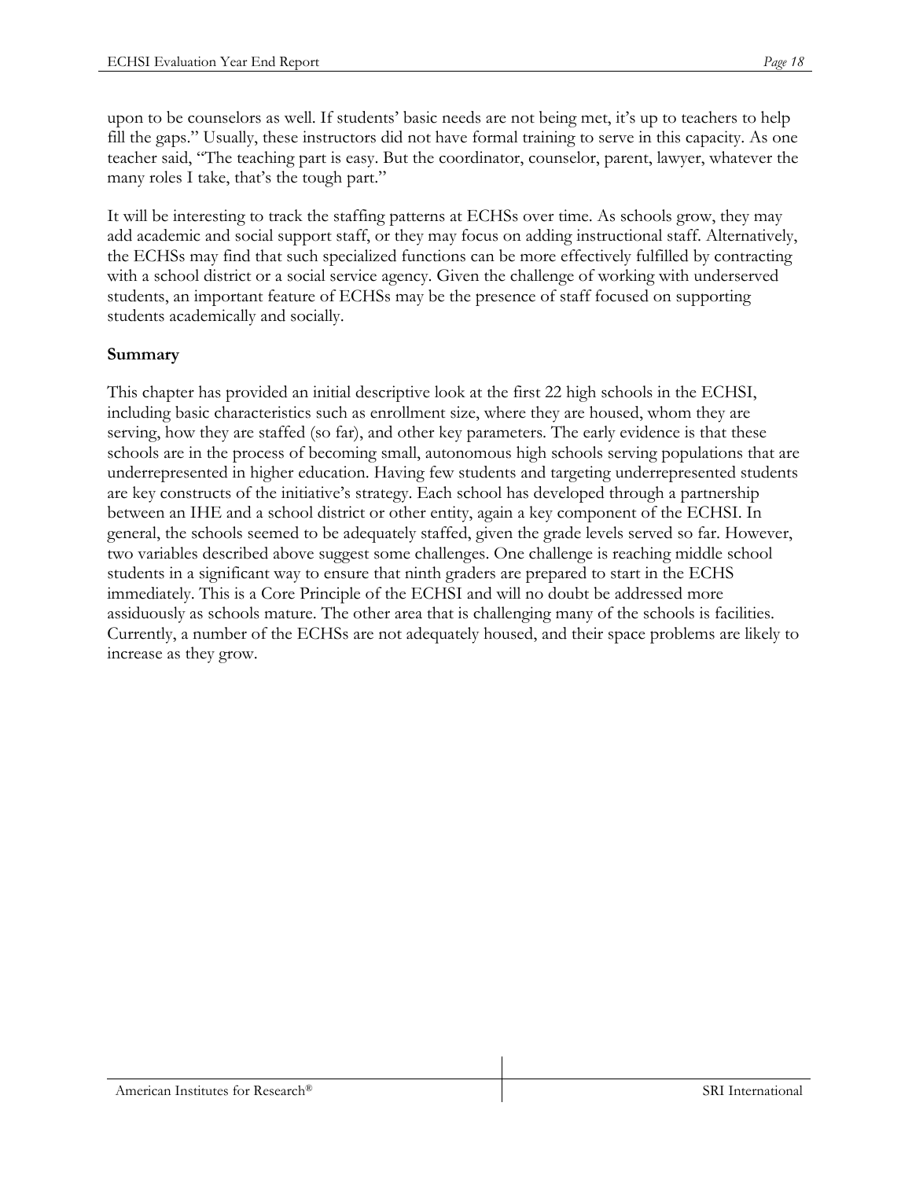upon to be counselors as well. If students' basic needs are not being met, it's up to teachers to help fill the gaps." Usually, these instructors did not have formal training to serve in this capacity. As one teacher said, "The teaching part is easy. But the coordinator, counselor, parent, lawyer, whatever the many roles I take, that's the tough part."

It will be interesting to track the staffing patterns at ECHSs over time. As schools grow, they may add academic and social support staff, or they may focus on adding instructional staff. Alternatively, the ECHSs may find that such specialized functions can be more effectively fulfilled by contracting with a school district or a social service agency. Given the challenge of working with underserved students, an important feature of ECHSs may be the presence of staff focused on supporting students academically and socially.

**Summary**

This chapter has provided an initial descriptive look at the first 22 high schools in the ECHSI, including basic characteristics such as enrollment size, where they are housed, whom they are serving, how they are staffed (so far), and other key parameters. The early evidence is that these schools are in the process of becoming small, autonomous high schools serving populations that are underrepresented in higher education. Having few students and targeting underrepresented students are key constructs of the initiative's strategy. Each school has developed through a partnership between an IHE and a school district or other entity, again a key component of the ECHSI. In general, the schools seemed to be adequately staffed, given the grade levels served so far. However, two variables described above suggest some challenges. One challenge is reaching middle school students in a significant way to ensure that ninth graders are prepared to start in the ECHS immediately. This is a Core Principle of the ECHSI and will no doubt be addressed more assiduously as schools mature. The other area that is challenging many of the schools is facilities. Currently, a number of the ECHSs are not adequately housed, and their space problems are likely to increase as they grow.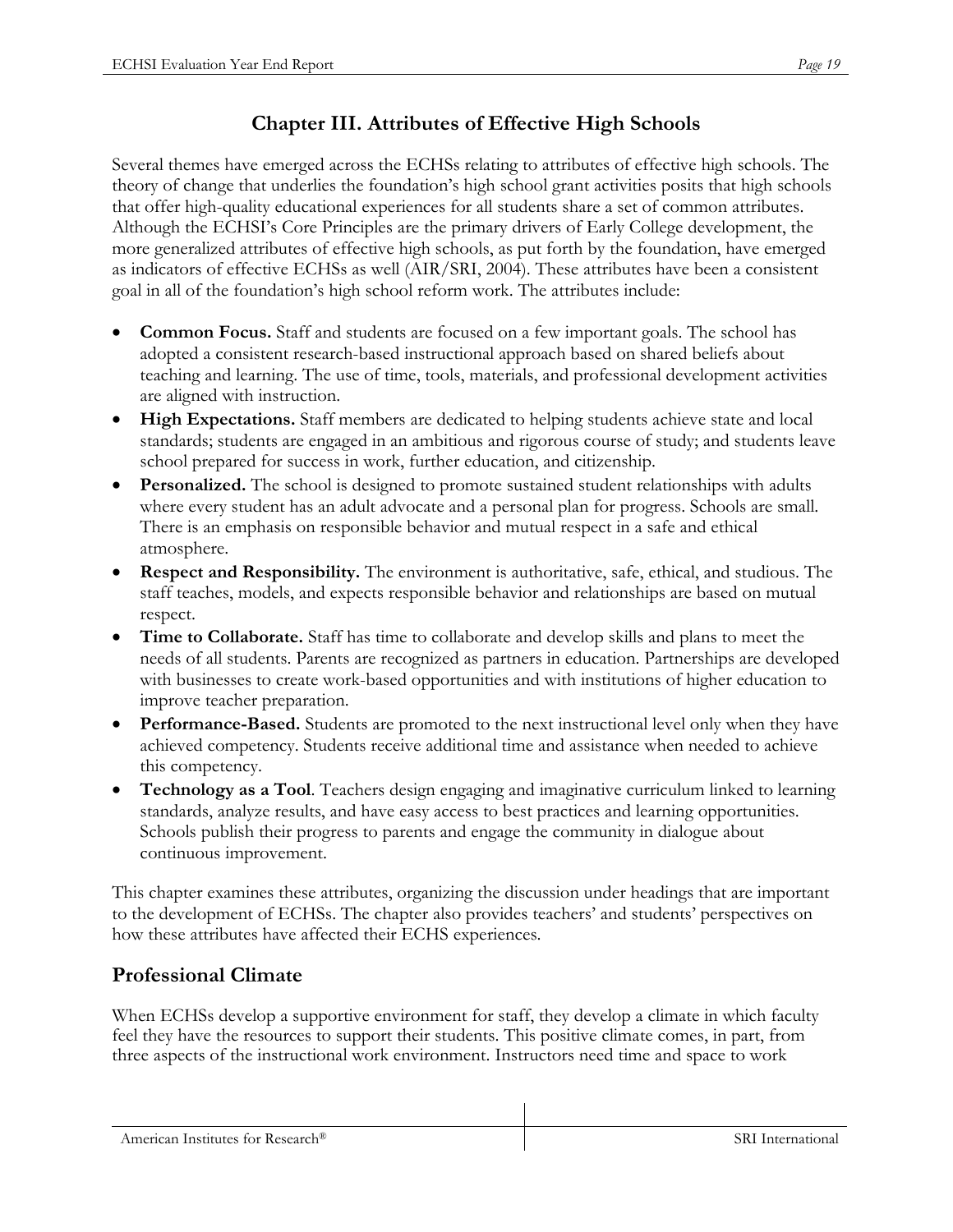# Chapter III. Attributes of Effective High Schools

Several themes have emerged across the ECHSs relating to attributes of effective high schools. The theory of change that underlies the foundation's high school grant activities posits that high schools that offer high-quality educational experiences for all students share a set of common attributes. Although the ECHSI's Core Principles are the primary drivers of Early College development, the more generalized attributes of effective high schools, as put forth by the foundation, have emerged as indicators of effective ECHSs as well (AIR/SRI, 2004). These attributes have been a consistent goal in all of the foundation's high school reform work. The attributes include:

- **Common Focus.** Staff and students are focused on a few important goals. The school has adopted a consistent research-based instructional approach based on shared beliefs about teaching and learning. The use of time, tools, materials, and professional development activities are aligned with instruction.
- **High Expectations.** Staff members are dedicated to helping students achieve state and local standards; students are engaged in an ambitious and rigorous course of study; and students leave school prepared for success in work, further education, and citizenship.
- **Personalized.** The school is designed to promote sustained student relationships with adults where every student has an adult advocate and a personal plan for progress. Schools are small. There is an emphasis on responsible behavior and mutual respect in a safe and ethical atmosphere.
- **Respect and Responsibility.** The environment is authoritative, safe, ethical, and studious. The staff teaches, models, and expects responsible behavior and relationships are based on mutual respect.
- **Time to Collaborate.** Staff has time to collaborate and develop skills and plans to meet the needs of all students. Parents are recognized as partners in education. Partnerships are developed with businesses to create work-based opportunities and with institutions of higher education to improve teacher preparation.
- **Performance-Based.** Students are promoted to the next instructional level only when they have achieved competency. Students receive additional time and assistance when needed to achieve this competency.
- **Technology as a Tool**. Teachers design engaging and imaginative curriculum linked to learning standards, analyze results, and have easy access to best practices and learning opportunities. Schools publish their progress to parents and engage the community in dialogue about continuous improvement.

This chapter examines these attributes, organizing the discussion under headings that are important to the development of ECHSs. The chapter also provides teachers' and students' perspectives on how these attributes have affected their ECHS experiences.

## Professional Climate

When ECHSs develop a supportive environment for staff, they develop a climate in which faculty feel they have the resources to support their students. This positive climate comes, in part, from three aspects of the instructional work environment. Instructors need time and space to work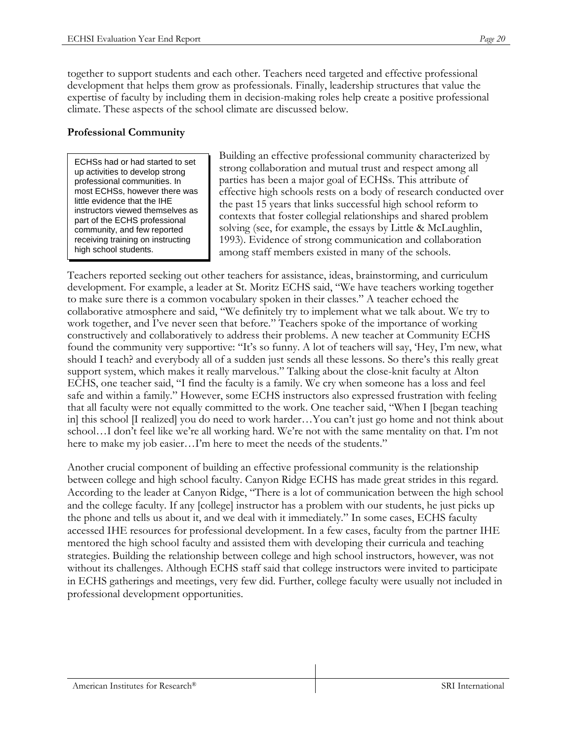together to support students and each other. Teachers need targeted and effective professional development that helps them grow as professionals. Finally, leadership structures that value the expertise of faculty by including them in decision-making roles help create a positive professional climate. These aspects of the school climate are discussed below.

**Professional Community**

> ECHSs had or had started to set up activities to develop strong professional communities. In most ECHSs, however there was little evidence that the IHE instructors viewed themselves as part of the ECHS professional community, and few reported receiving training on instructing high school students.

Building an effective professional community characterized by strong collaboration and mutual trust and respect among all parties has been a major goal of ECHSs. This attribute of effective high schools rests on a body of research conducted over the past 15 years that links successful high school reform to contexts that foster collegial relationships and shared problem solving (see, for example, the essays by Little & McLaughlin, 1993). Evidence of strong communication and collaboration among staff members existed in many of the schools.

Teachers reported seeking out other teachers for assistance, ideas, brainstorming, and curriculum development. For example, a leader at St. Moritz ECHS said, "We have teachers working together to make sure there is a common vocabulary spoken in their classes." A teacher echoed the collaborative atmosphere and said, "We definitely try to implement what we talk about. We try to work together, and I've never seen that before." Teachers spoke of the importance of working constructively and collaboratively to address their problems. A new teacher at Community ECHS found the community very supportive: "It's so funny. A lot of teachers will say, 'Hey, I'm new, what should I teach? and everybody all of a sudden just sends all these lessons. So there's this really great support system, which makes it really marvelous." Talking about the close-knit faculty at Alton ECHS, one teacher said, "I find the faculty is a family. We cry when someone has a loss and feel safe and within a family." However, some ECHS instructors also expressed frustration with feeling that all faculty were not equally committed to the work. One teacher said, "When I [began teaching in] this school [I realized] you do need to work harder…You can't just go home and not think about school…I don't feel like we're all working hard. We're not with the same mentality on that. I'm not here to make my job easier…I'm here to meet the needs of the students."

Another crucial component of building an effective professional community is the relationship between college and high school faculty. Canyon Ridge ECHS has made great strides in this regard. According to the leader at Canyon Ridge, "There is a lot of communication between the high school and the college faculty. If any [college] instructor has a problem with our students, he just picks up the phone and tells us about it, and we deal with it immediately." In some cases, ECHS faculty accessed IHE resources for professional development. In a few cases, faculty from the partner IHE mentored the high school faculty and assisted them with developing their curricula and teaching strategies. Building the relationship between college and high school instructors, however, was not without its challenges. Although ECHS staff said that college instructors were invited to participate in ECHS gatherings and meetings, very few did. Further, college faculty were usually not included in professional development opportunities.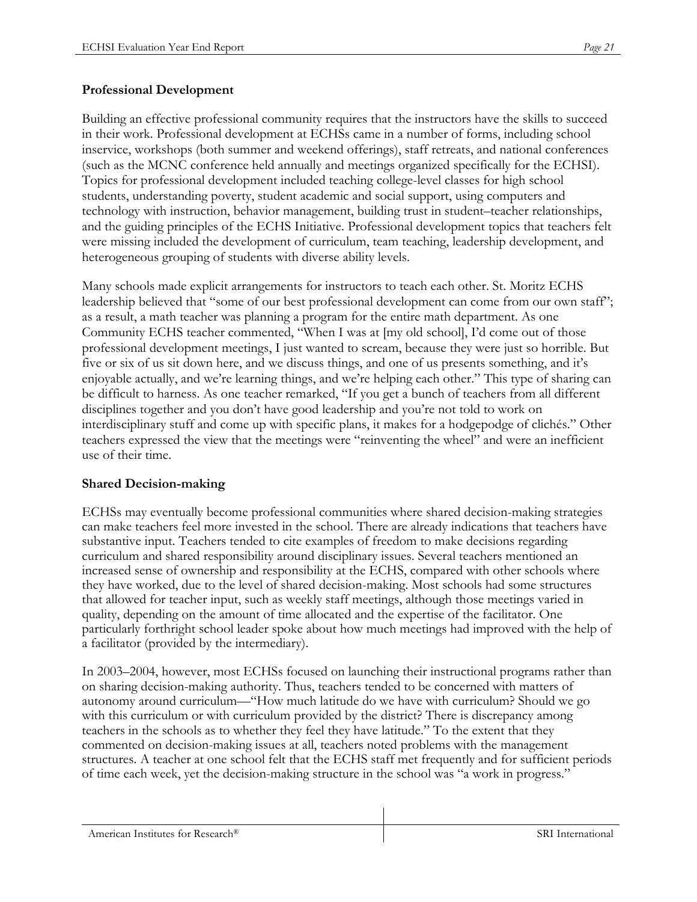**Professional Development**

Building an effective professional community requires that the instructors have the skills to succeed in their work. Professional development at ECHSs came in a number of forms, including school inservice, workshops (both summer and weekend offerings), staff retreats, and national conferences (such as the MCNC conference held annually and meetings organized specifically for the ECHSI). Topics for professional development included teaching college-level classes for high school students, understanding poverty, student academic and social support, using computers and technology with instruction, behavior management, building trust in student–teacher relationships, and the guiding principles of the ECHS Initiative. Professional development topics that teachers felt were missing included the development of curriculum, team teaching, leadership development, and heterogeneous grouping of students with diverse ability levels.

Many schools made explicit arrangements for instructors to teach each other. St. Moritz ECHS leadership believed that "some of our best professional development can come from our own staff"; as a result, a math teacher was planning a program for the entire math department. As one Community ECHS teacher commented, "When I was at [my old school], I'd come out of those professional development meetings, I just wanted to scream, because they were just so horrible. But five or six of us sit down here, and we discuss things, and one of us presents something, and it's enjoyable actually, and we're learning things, and we're helping each other." This type of sharing can be difficult to harness. As one teacher remarked, "If you get a bunch of teachers from all different disciplines together and you don't have good leadership and you're not told to work on interdisciplinary stuff and come up with specific plans, it makes for a hodgepodge of clichés." Other teachers expressed the view that the meetings were "reinventing the wheel" and were an inefficient use of their time.

**Shared Decision-making**

ECHSs may eventually become professional communities where shared decision-making strategies can make teachers feel more invested in the school. There are already indications that teachers have substantive input. Teachers tended to cite examples of freedom to make decisions regarding curriculum and shared responsibility around disciplinary issues. Several teachers mentioned an increased sense of ownership and responsibility at the ECHS, compared with other schools where they have worked, due to the level of shared decision-making. Most schools had some structures that allowed for teacher input, such as weekly staff meetings, although those meetings varied in quality, depending on the amount of time allocated and the expertise of the facilitator. One particularly forthright school leader spoke about how much meetings had improved with the help of a facilitator (provided by the intermediary).

In 2003–2004, however, most ECHSs focused on launching their instructional programs rather than on sharing decision-making authority. Thus, teachers tended to be concerned with matters of autonomy around curriculum—"How much latitude do we have with curriculum? Should we go with this curriculum or with curriculum provided by the district? There is discrepancy among teachers in the schools as to whether they feel they have latitude." To the extent that they commented on decision-making issues at all, teachers noted problems with the management structures. A teacher at one school felt that the ECHS staff met frequently and for sufficient periods of time each week, yet the decision-making structure in the school was "a work in progress."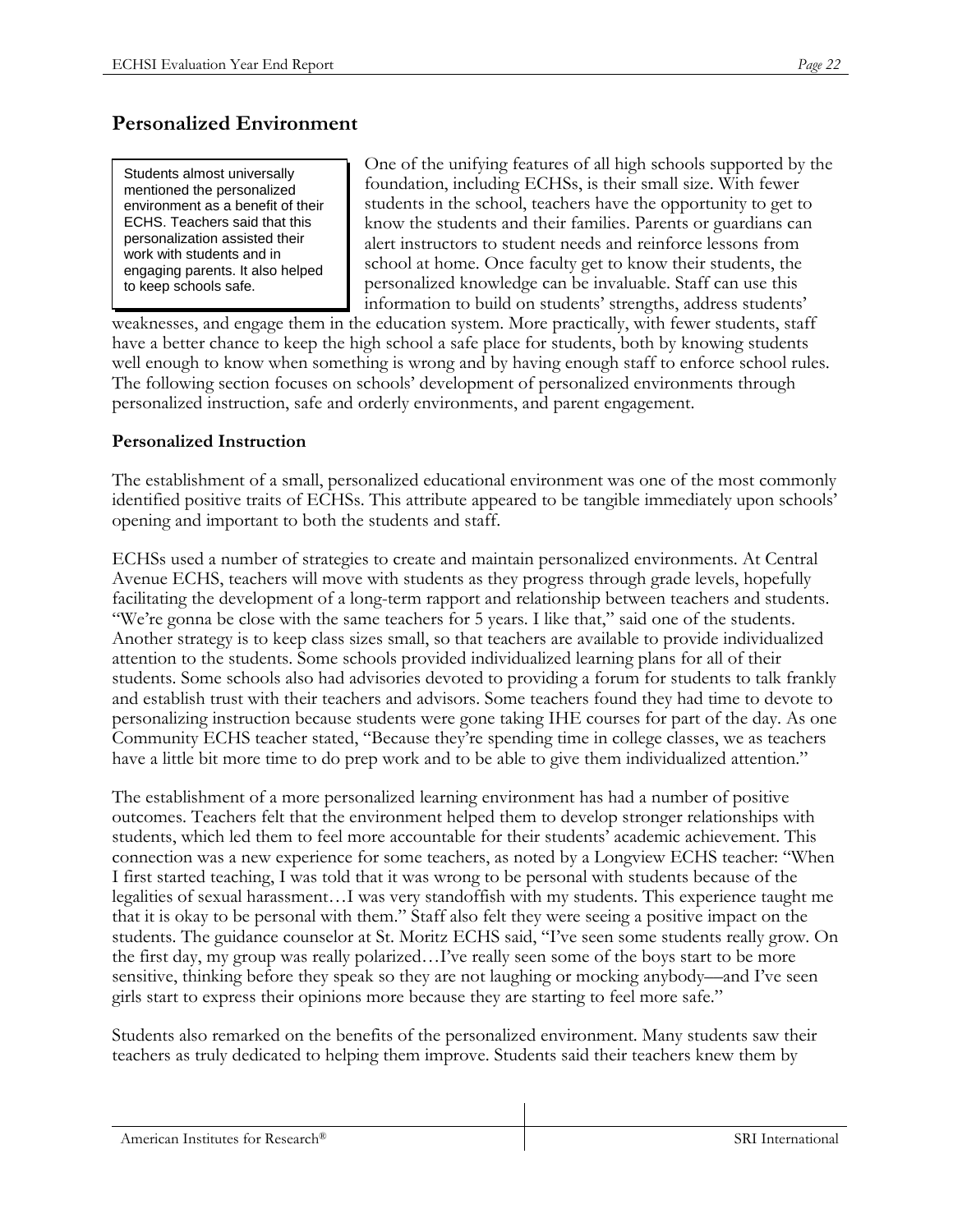## Personalized Environment

> Students almost universally mentioned the personalized environment as a benefit of their ECHS. Teachers said that this personalization assisted their work with students and in engaging parents. It also helped to keep schools safe.

One of the unifying features of all high schools supported by the foundation, including ECHSs, is their small size. With fewer students in the school, teachers have the opportunity to get to know the students and their families. Parents or guardians can alert instructors to student needs and reinforce lessons from school at home. Once faculty get to know their students, the personalized knowledge can be invaluable. Staff can use this information to build on students' strengths, address students' weaknesses, and engage them in the education system. More practically, with fewer students, staff have a better chance to keep the high school a safe place for students, both by knowing students well enough to know when something is wrong and by having enough staff to enforce school rules. The following section focuses on schools' development of personalized environments through personalized instruction, safe and orderly environments, and parent engagement.

### Personalized Instruction

The establishment of a small, personalized educational environment was one of the most commonly identified positive traits of ECHSs. This attribute appeared to be tangible immediately upon schools' opening and important to both the students and staff.

ECHSs used a number of strategies to create and maintain personalized environments. At Central Avenue ECHS, teachers will move with students as they progress through grade levels, hopefully facilitating the development of a long-term rapport and relationship between teachers and students. "We're gonna be close with the same teachers for 5 years. I like that," said one of the students. Another strategy is to keep class sizes small, so that teachers are available to provide individualized attention to the students. Some schools provided individualized learning plans for all of their students. Some schools also had advisories devoted to providing a forum for students to talk frankly and establish trust with their teachers and advisors. Some teachers found they had time to devote to personalizing instruction because students were gone taking IHE courses for part of the day. As one Community ECHS teacher stated, "Because they're spending time in college classes, we as teachers have a little bit more time to do prep work and to be able to give them individualized attention."

The establishment of a more personalized learning environment has had a number of positive outcomes. Teachers felt that the environment helped them to develop stronger relationships with students, which led them to feel more accountable for their students' academic achievement. This connection was a new experience for some teachers, as noted by a Longview ECHS teacher: "When I first started teaching, I was told that it was wrong to be personal with students because of the legalities of sexual harassment…I was very standoffish with my students. This experience taught me that it is okay to be personal with them." Staff also felt they were seeing a positive impact on the students. The guidance counselor at St. Moritz ECHS said, "I've seen some students really grow. On the first day, my group was really polarized…I've really seen some of the boys start to be more sensitive, thinking before they speak so they are not laughing or mocking anybody—and I've seen girls start to express their opinions more because they are starting to feel more safe."

Students also remarked on the benefits of the personalized environment. Many students saw their teachers as truly dedicated to helping them improve. Students said their teachers knew them by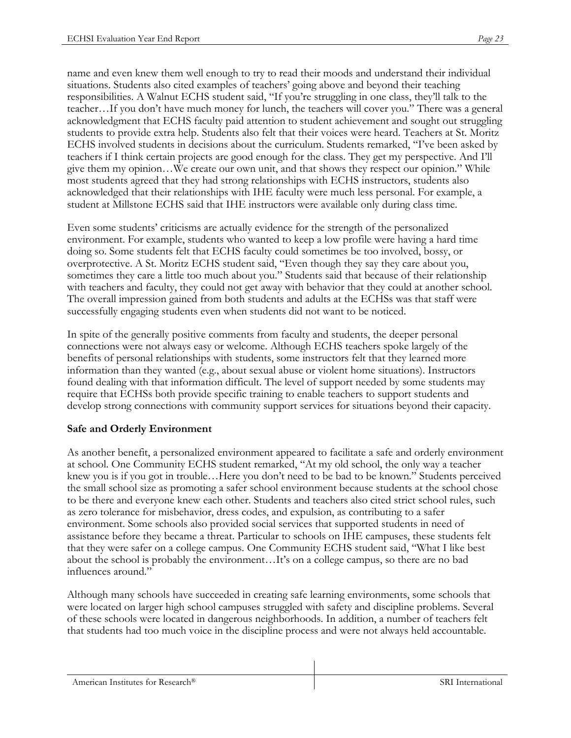name and even knew them well enough to try to read their moods and understand their individual situations. Students also cited examples of teachers' going above and beyond their teaching responsibilities. A Walnut ECHS student said, "If you're struggling in one class, they'll talk to the teacher…If you don't have much money for lunch, the teachers will cover you." There was a general acknowledgment that ECHS faculty paid attention to student achievement and sought out struggling students to provide extra help. Students also felt that their voices were heard. Teachers at St. Moritz ECHS involved students in decisions about the curriculum. Students remarked, "I've been asked by teachers if I think certain projects are good enough for the class. They get my perspective. And I'll give them my opinion…We create our own unit, and that shows they respect our opinion." While most students agreed that they had strong relationships with ECHS instructors, students also acknowledged that their relationships with IHE faculty were much less personal. For example, a student at Millstone ECHS said that IHE instructors were available only during class time.

Even some students' criticisms are actually evidence for the strength of the personalized environment. For example, students who wanted to keep a low profile were having a hard time doing so. Some students felt that ECHS faculty could sometimes be too involved, bossy, or overprotective. A St. Moritz ECHS student said, "Even though they say they care about you, sometimes they care a little too much about you." Students said that because of their relationship with teachers and faculty, they could not get away with behavior that they could at another school. The overall impression gained from both students and adults at the ECHSs was that staff were successfully engaging students even when students did not want to be noticed.

In spite of the generally positive comments from faculty and students, the deeper personal connections were not always easy or welcome. Although ECHS teachers spoke largely of the benefits of personal relationships with students, some instructors felt that they learned more information than they wanted (e.g., about sexual abuse or violent home situations). Instructors found dealing with that information difficult. The level of support needed by some students may require that ECHSs both provide specific training to enable teachers to support students and develop strong connections with community support services for situations beyond their capacity.

**Safe and Orderly Environment**

As another benefit, a personalized environment appeared to facilitate a safe and orderly environment at school. One Community ECHS student remarked, "At my old school, the only way a teacher knew you is if you got in trouble…Here you don't need to be bad to be known." Students perceived the small school size as promoting a safer school environment because students at the school chose to be there and everyone knew each other. Students and teachers also cited strict school rules, such as zero tolerance for misbehavior, dress codes, and expulsion, as contributing to a safer environment. Some schools also provided social services that supported students in need of assistance before they became a threat. Particular to schools on IHE campuses, these students felt that they were safer on a college campus. One Community ECHS student said, "What I like best about the school is probably the environment…It's on a college campus, so there are no bad influences around."

Although many schools have succeeded in creating safe learning environments, some schools that were located on larger high school campuses struggled with safety and discipline problems. Several of these schools were located in dangerous neighborhoods. In addition, a number of teachers felt that students had too much voice in the discipline process and were not always held accountable.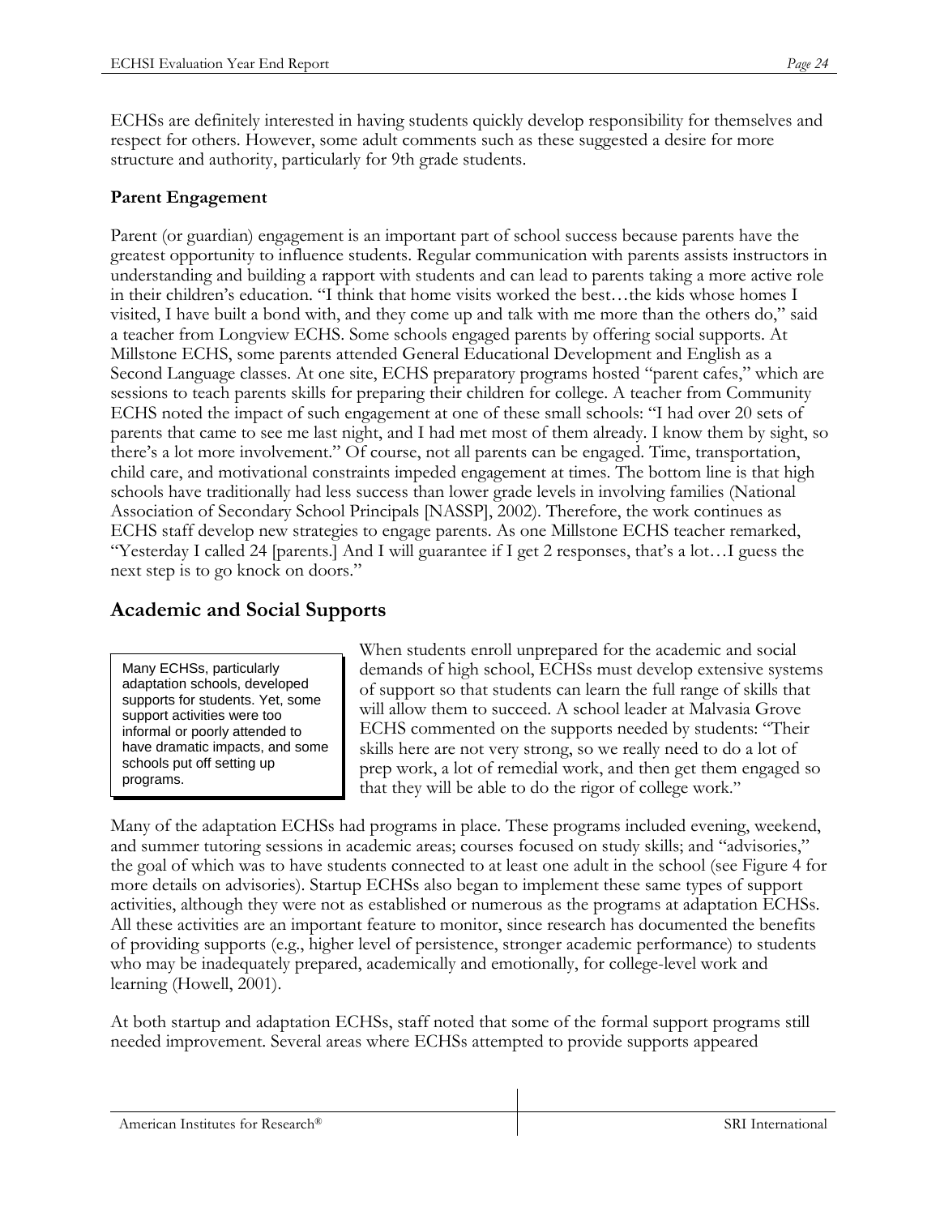ECHSs are definitely interested in having students quickly develop responsibility for themselves and respect for others. However, some adult comments such as these suggested a desire for more structure and authority, particularly for 9th grade students.

### Parent Engagement

Parent (or guardian) engagement is an important part of school success because parents have the greatest opportunity to influence students. Regular communication with parents assists instructors in understanding and building a rapport with students and can lead to parents taking a more active role in their children's education. "I think that home visits worked the best…the kids whose homes I visited, I have built a bond with, and they come up and talk with me more than the others do," said a teacher from Longview ECHS. Some schools engaged parents by offering social supports. At Millstone ECHS, some parents attended General Educational Development and English as a Second Language classes. At one site, ECHS preparatory programs hosted "parent cafes," which are sessions to teach parents skills for preparing their children for college. A teacher from Community ECHS noted the impact of such engagement at one of these small schools: "I had over 20 sets of parents that came to see me last night, and I had met most of them already. I know them by sight, so there's a lot more involvement." Of course, not all parents can be engaged. Time, transportation, child care, and motivational constraints impeded engagement at times. The bottom line is that high schools have traditionally had less success than lower grade levels in involving families (National Association of Secondary School Principals [NASSP], 2002). Therefore, the work continues as ECHS staff develop new strategies to engage parents. As one Millstone ECHS teacher remarked, "Yesterday I called 24 [parents.] And I will guarantee if I get 2 responses, that's a lot…I guess the next step is to go knock on doors."

## Academic and Social Supports

> Many ECHSs, particularly adaptation schools, developed supports for students. Yet, some support activities were too informal or poorly attended to have dramatic impacts, and some schools put off setting up programs.

When students enroll unprepared for the academic and social demands of high school, ECHSs must develop extensive systems of support so that students can learn the full range of skills that will allow them to succeed. A school leader at Malvasia Grove ECHS commented on the supports needed by students: "Their skills here are not very strong, so we really need to do a lot of prep work, a lot of remedial work, and then get them engaged so that they will be able to do the rigor of college work."

Many of the adaptation ECHSs had programs in place. These programs included evening, weekend, and summer tutoring sessions in academic areas; courses focused on study skills; and "advisories," the goal of which was to have students connected to at least one adult in the school (see Figure 4 for more details on advisories). Startup ECHSs also began to implement these same types of support activities, although they were not as established or numerous as the programs at adaptation ECHSs. All these activities are an important feature to monitor, since research has documented the benefits of providing supports (e.g., higher level of persistence, stronger academic performance) to students who may be inadequately prepared, academically and emotionally, for college-level work and learning (Howell, 2001).

At both startup and adaptation ECHSs, staff noted that some of the formal support programs still needed improvement. Several areas where ECHSs attempted to provide supports appeared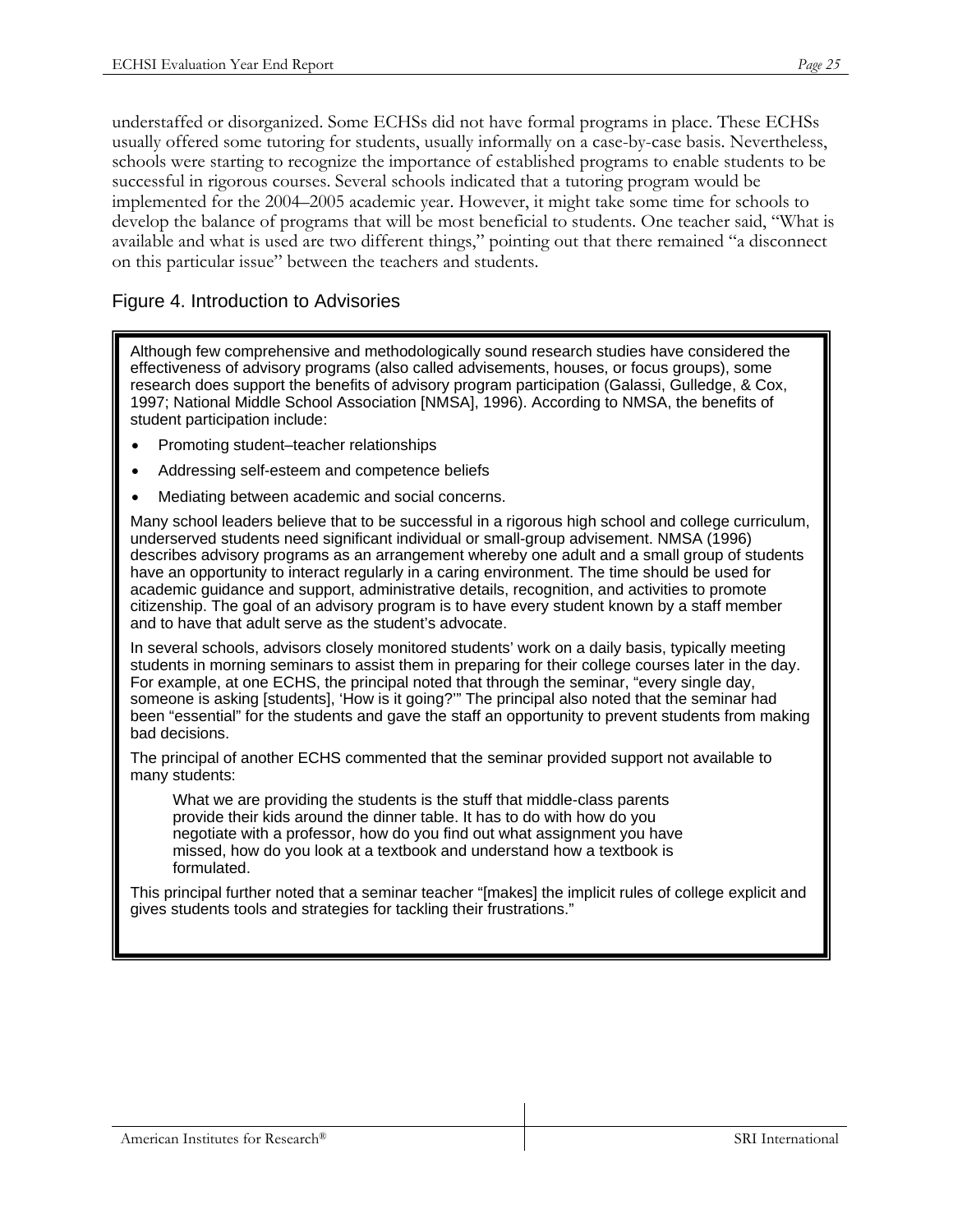understaffed or disorganized. Some ECHSs did not have formal programs in place. These ECHSs usually offered some tutoring for students, usually informally on a case-by-case basis. Nevertheless, schools were starting to recognize the importance of established programs to enable students to be successful in rigorous courses. Several schools indicated that a tutoring program would be implemented for the 2004–2005 academic year. However, it might take some time for schools to develop the balance of programs that will be most beneficial to students. One teacher said, "What is available and what is used are two different things," pointing out that there remained "a disconnect on this particular issue" between the teachers and students.

## Figure 4. Introduction to Advisories

Although few comprehensive and methodologically sound research studies have considered the effectiveness of advisory programs (also called advisements, houses, or focus groups), some research does support the benefits of advisory program participation (Galassi, Gulledge, & Cox, 1997; National Middle School Association [NMSA], 1996). According to NMSA, the benefits of student participation include:

- Promoting student–teacher relationships
- Addressing self-esteem and competence beliefs
- Mediating between academic and social concerns.

Many school leaders believe that to be successful in a rigorous high school and college curriculum, underserved students need significant individual or small-group advisement. NMSA (1996) describes advisory programs as an arrangement whereby one adult and a small group of students have an opportunity to interact regularly in a caring environment. The time should be used for academic guidance and support, administrative details, recognition, and activities to promote citizenship. The goal of an advisory program is to have every student known by a staff member and to have that adult serve as the student's advocate.

In several schools, advisors closely monitored students' work on a daily basis, typically meeting students in morning seminars to assist them in preparing for their college courses later in the day. For example, at one ECHS, the principal noted that through the seminar, "every single day, someone is asking [students], 'How is it going?'" The principal also noted that the seminar had been "essential" for the students and gave the staff an opportunity to prevent students from making bad decisions.

The principal of another ECHS commented that the seminar provided support not available to many students:

> What we are providing the students is the stuff that middle-class parents provide their kids around the dinner table. It has to do with how do you negotiate with a professor, how do you find out what assignment you have missed, how do you look at a textbook and understand how a textbook is formulated.

This principal further noted that a seminar teacher "[makes] the implicit rules of college explicit and gives students tools and strategies for tackling their frustrations."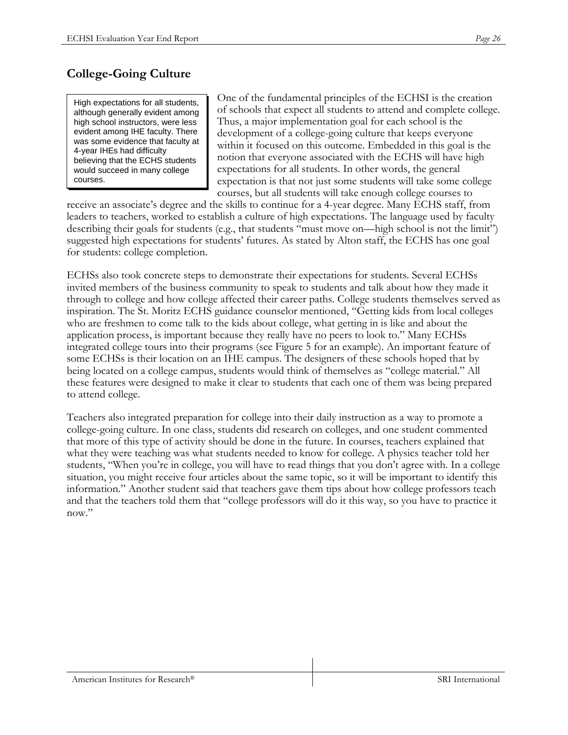## College-Going Culture

> High expectations for all students, although generally evident among high school instructors, were less evident among IHE faculty. There was some evidence that faculty at 4-year IHEs had difficulty believing that the ECHS students would succeed in many college courses.

One of the fundamental principles of the ECHSI is the creation of schools that expect all students to attend and complete college. Thus, a major implementation goal for each school is the development of a college-going culture that keeps everyone within it focused on this outcome. Embedded in this goal is the notion that everyone associated with the ECHS will have high expectations for all students. In other words, the general expectation is that not just some students will take some college courses, but all students will take enough college courses to receive an associate's degree and the skills to continue for a 4-year degree. Many ECHS staff, from leaders to teachers, worked to establish a culture of high expectations. The language used by faculty describing their goals for students (e.g., that students "must move on—high school is not the limit") suggested high expectations for students' futures. As stated by Alton staff, the ECHS has one goal for students: college completion.

ECHSs also took concrete steps to demonstrate their expectations for students. Several ECHSs invited members of the business community to speak to students and talk about how they made it through to college and how college affected their career paths. College students themselves served as inspiration. The St. Moritz ECHS guidance counselor mentioned, "Getting kids from local colleges who are freshmen to come talk to the kids about college, what getting in is like and about the application process, is important because they really have no peers to look to." Many ECHSs integrated college tours into their programs (see Figure 5 for an example). An important feature of some ECHSs is their location on an IHE campus. The designers of these schools hoped that by being located on a college campus, students would think of themselves as "college material." All these features were designed to make it clear to students that each one of them was being prepared to attend college.

Teachers also integrated preparation for college into their daily instruction as a way to promote a college-going culture. In one class, students did research on colleges, and one student commented that more of this type of activity should be done in the future. In courses, teachers explained that what they were teaching was what students needed to know for college. A physics teacher told her students, "When you're in college, you will have to read things that you don't agree with. In a college situation, you might receive four articles about the same topic, so it will be important to identify this information." Another student said that teachers gave them tips about how college professors teach and that the teachers told them that "college professors will do it this way, so you have to practice it now."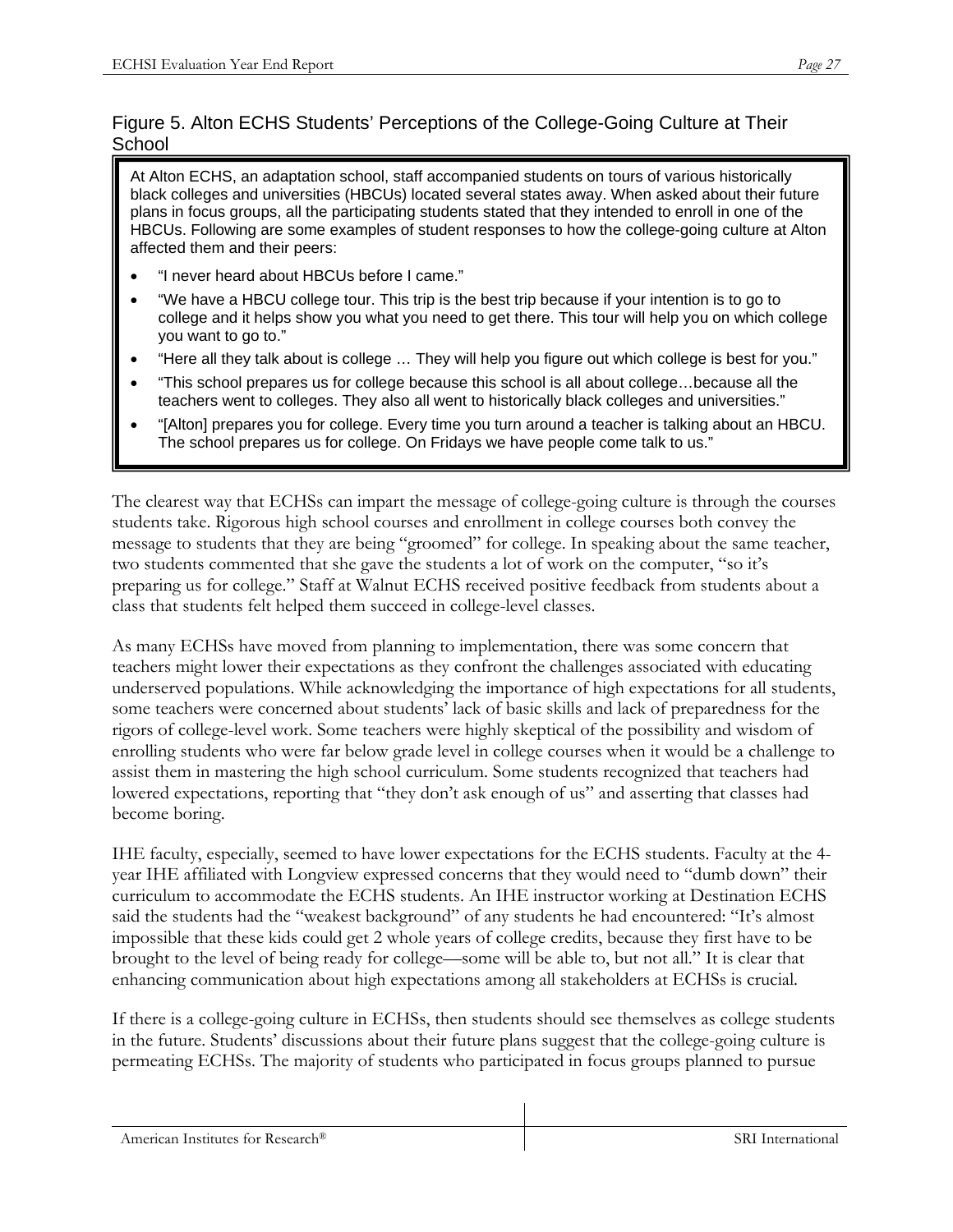### Figure 5. Alton ECHS Students' Perceptions of the College-Going Culture at Their School

At Alton ECHS, an adaptation school, staff accompanied students on tours of various historically black colleges and universities (HBCUs) located several states away. When asked about their future plans in focus groups, all the participating students stated that they intended to enroll in one of the HBCUs. Following are some examples of student responses to how the college-going culture at Alton affected them and their peers:

- "I never heard about HBCUs before I came."
- "We have a HBCU college tour. This trip is the best trip because if your intention is to go to college and it helps show you what you need to get there. This tour will help you on which college you want to go to."
- "Here all they talk about is college … They will help you figure out which college is best for you."
- "This school prepares us for college because this school is all about college…because all the teachers went to colleges. They also all went to historically black colleges and universities."
- "[Alton] prepares you for college. Every time you turn around a teacher is talking about an HBCU. The school prepares us for college. On Fridays we have people come talk to us."

The clearest way that ECHSs can impart the message of college-going culture is through the courses students take. Rigorous high school courses and enrollment in college courses both convey the message to students that they are being "groomed" for college. In speaking about the same teacher, two students commented that she gave the students a lot of work on the computer, "so it's preparing us for college." Staff at Walnut ECHS received positive feedback from students about a class that students felt helped them succeed in college-level classes.

As many ECHSs have moved from planning to implementation, there was some concern that teachers might lower their expectations as they confront the challenges associated with educating underserved populations. While acknowledging the importance of high expectations for all students, some teachers were concerned about students' lack of basic skills and lack of preparedness for the rigors of college-level work. Some teachers were highly skeptical of the possibility and wisdom of enrolling students who were far below grade level in college courses when it would be a challenge to assist them in mastering the high school curriculum. Some students recognized that teachers had lowered expectations, reporting that "they don't ask enough of us" and asserting that classes had become boring.

IHE faculty, especially, seemed to have lower expectations for the ECHS students. Faculty at the 4-year IHE affiliated with Longview expressed concerns that they would need to "dumb down" their curriculum to accommodate the ECHS students. An IHE instructor working at Destination ECHS said the students had the "weakest background" of any students he had encountered: "It's almost impossible that these kids could get 2 whole years of college credits, because they first have to be brought to the level of being ready for college—some will be able to, but not all." It is clear that enhancing communication about high expectations among all stakeholders at ECHSs is crucial.

If there is a college-going culture in ECHSs, then students should see themselves as college students in the future. Students' discussions about their future plans suggest that the college-going culture is permeating ECHSs. The majority of students who participated in focus groups planned to pursue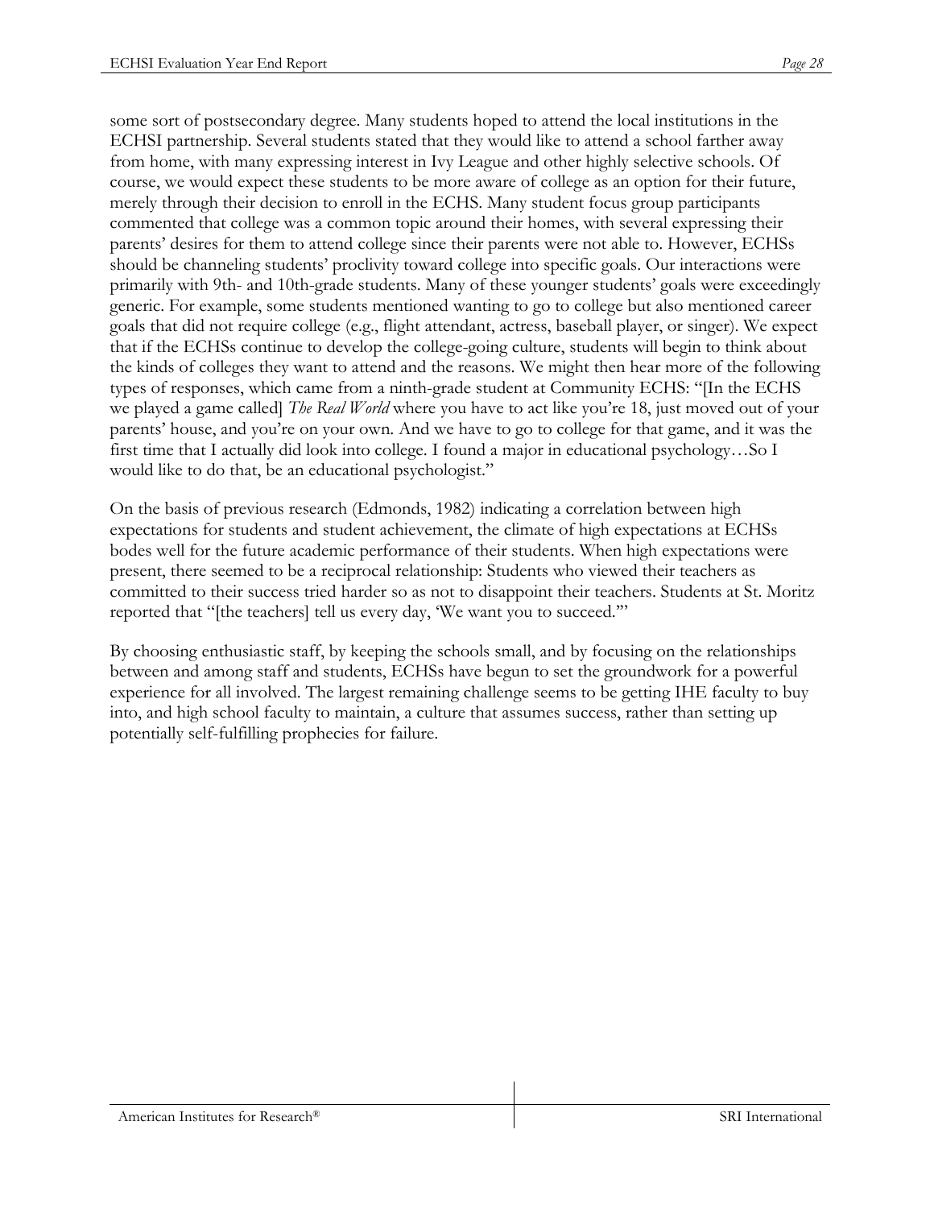some sort of postsecondary degree. Many students hoped to attend the local institutions in the ECHSI partnership. Several students stated that they would like to attend a school farther away from home, with many expressing interest in Ivy League and other highly selective schools. Of course, we would expect these students to be more aware of college as an option for their future, merely through their decision to enroll in the ECHS. Many student focus group participants commented that college was a common topic around their homes, with several expressing their parents' desires for them to attend college since their parents were not able to. However, ECHSs should be channeling students' proclivity toward college into specific goals. Our interactions were primarily with 9th- and 10th-grade students. Many of these younger students' goals were exceedingly generic. For example, some students mentioned wanting to go to college but also mentioned career goals that did not require college (e.g., flight attendant, actress, baseball player, or singer). We expect that if the ECHSs continue to develop the college-going culture, students will begin to think about the kinds of colleges they want to attend and the reasons. We might then hear more of the following types of responses, which came from a ninth-grade student at Community ECHS: "[In the ECHS we played a game called] *The Real World* where you have to act like you're 18, just moved out of your parents' house, and you're on your own. And we have to go to college for that game, and it was the first time that I actually did look into college. I found a major in educational psychology…So I would like to do that, be an educational psychologist."

On the basis of previous research (Edmonds, 1982) indicating a correlation between high expectations for students and student achievement, the climate of high expectations at ECHSs bodes well for the future academic performance of their students. When high expectations were present, there seemed to be a reciprocal relationship: Students who viewed their teachers as committed to their success tried harder so as not to disappoint their teachers. Students at St. Moritz reported that "[the teachers] tell us every day, 'We want you to succeed.'"

By choosing enthusiastic staff, by keeping the schools small, and by focusing on the relationships between and among staff and students, ECHSs have begun to set the groundwork for a powerful experience for all involved. The largest remaining challenge seems to be getting IHE faculty to buy into, and high school faculty to maintain, a culture that assumes success, rather than setting up potentially self-fulfilling prophecies for failure.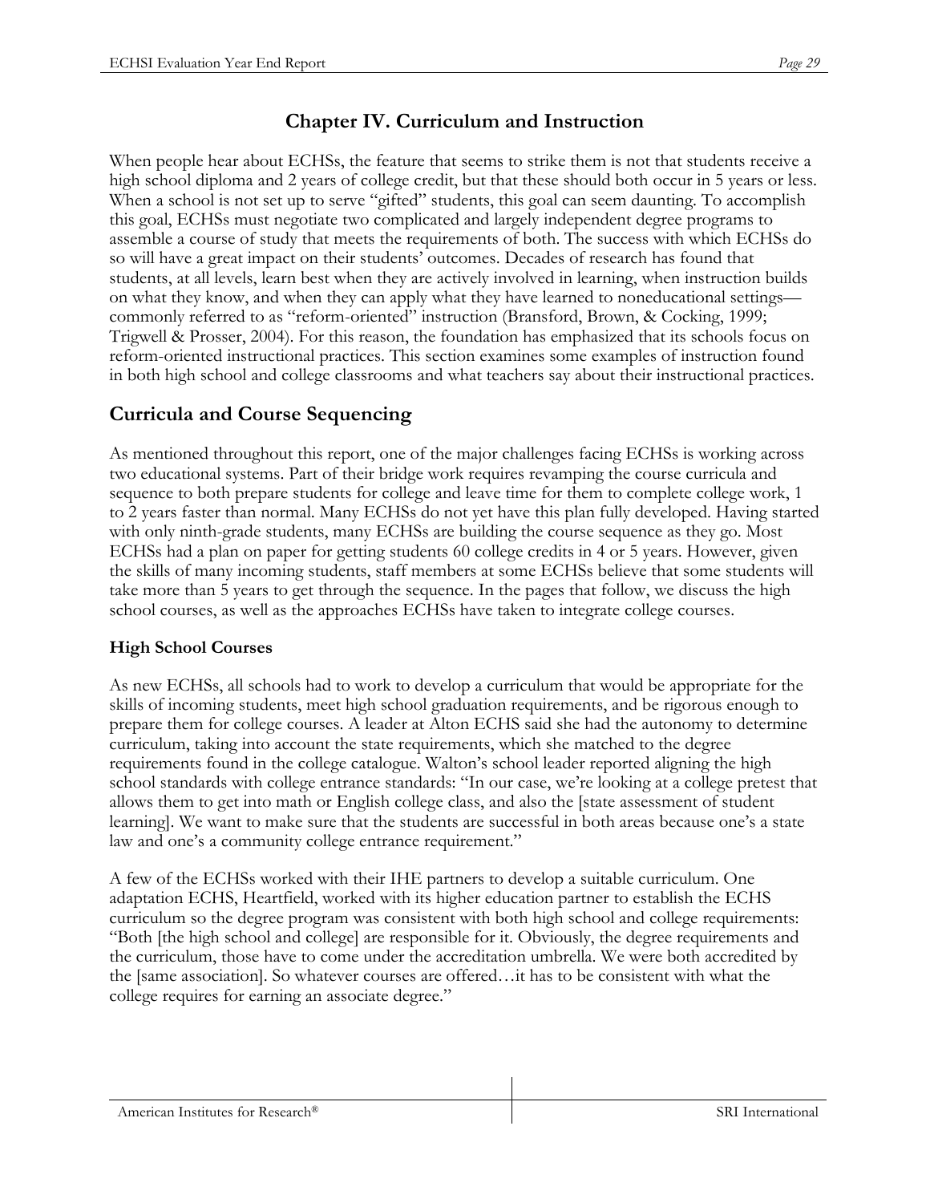# Chapter IV. Curriculum and Instruction

When people hear about ECHSs, the feature that seems to strike them is not that students receive a high school diploma and 2 years of college credit, but that these should both occur in 5 years or less. When a school is not set up to serve "gifted" students, this goal can seem daunting. To accomplish this goal, ECHSs must negotiate two complicated and largely independent degree programs to assemble a course of study that meets the requirements of both. The success with which ECHSs do so will have a great impact on their students' outcomes. Decades of research has found that students, at all levels, learn best when they are actively involved in learning, when instruction builds on what they know, and when they can apply what they have learned to noneducational settings—commonly referred to as "reform-oriented" instruction (Bransford, Brown, & Cocking, 1999; Trigwell & Prosser, 2004). For this reason, the foundation has emphasized that its schools focus on reform-oriented instructional practices. This section examines some examples of instruction found in both high school and college classrooms and what teachers say about their instructional practices.

## Curricula and Course Sequencing

As mentioned throughout this report, one of the major challenges facing ECHSs is working across two educational systems. Part of their bridge work requires revamping the course curricula and sequence to both prepare students for college and leave time for them to complete college work, 1 to 2 years faster than normal. Many ECHSs do not yet have this plan fully developed. Having started with only ninth-grade students, many ECHSs are building the course sequence as they go. Most ECHSs had a plan on paper for getting students 60 college credits in 4 or 5 years. However, given the skills of many incoming students, staff members at some ECHSs believe that some students will take more than 5 years to get through the sequence. In the pages that follow, we discuss the high school courses, as well as the approaches ECHSs have taken to integrate college courses.

### High School Courses

As new ECHSs, all schools had to work to develop a curriculum that would be appropriate for the skills of incoming students, meet high school graduation requirements, and be rigorous enough to prepare them for college courses. A leader at Alton ECHS said she had the autonomy to determine curriculum, taking into account the state requirements, which she matched to the degree requirements found in the college catalogue. Walton's school leader reported aligning the high school standards with college entrance standards: "In our case, we're looking at a college pretest that allows them to get into math or English college class, and also the [state assessment of student learning]. We want to make sure that the students are successful in both areas because one's a state law and one's a community college entrance requirement."

A few of the ECHSs worked with their IHE partners to develop a suitable curriculum. One adaptation ECHS, Heartfield, worked with its higher education partner to establish the ECHS curriculum so the degree program was consistent with both high school and college requirements: "Both [the high school and college] are responsible for it. Obviously, the degree requirements and the curriculum, those have to come under the accreditation umbrella. We were both accredited by the [same association]. So whatever courses are offered…it has to be consistent with what the college requires for earning an associate degree."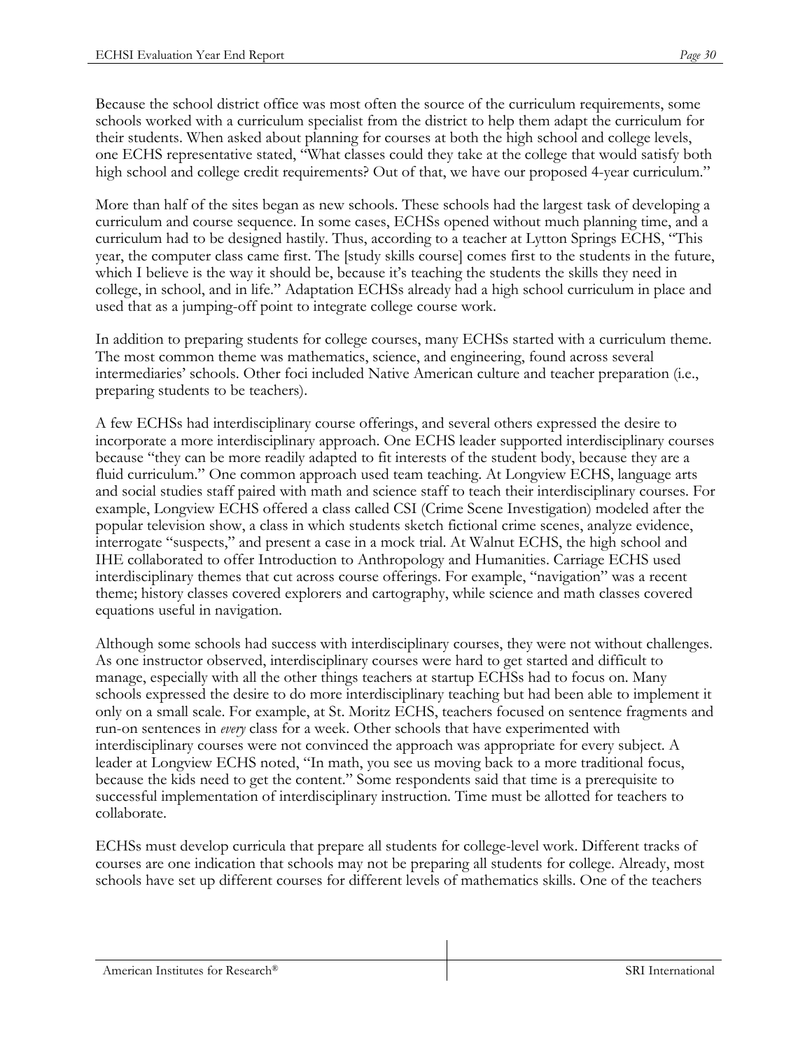Because the school district office was most often the source of the curriculum requirements, some schools worked with a curriculum specialist from the district to help them adapt the curriculum for their students. When asked about planning for courses at both the high school and college levels, one ECHS representative stated, "What classes could they take at the college that would satisfy both high school and college credit requirements? Out of that, we have our proposed 4-year curriculum."

More than half of the sites began as new schools. These schools had the largest task of developing a curriculum and course sequence. In some cases, ECHSs opened without much planning time, and a curriculum had to be designed hastily. Thus, according to a teacher at Lytton Springs ECHS, "This year, the computer class came first. The [study skills course] comes first to the students in the future, which I believe is the way it should be, because it's teaching the students the skills they need in college, in school, and in life." Adaptation ECHSs already had a high school curriculum in place and used that as a jumping-off point to integrate college course work.

In addition to preparing students for college courses, many ECHSs started with a curriculum theme. The most common theme was mathematics, science, and engineering, found across several intermediaries' schools. Other foci included Native American culture and teacher preparation (i.e., preparing students to be teachers).

A few ECHSs had interdisciplinary course offerings, and several others expressed the desire to incorporate a more interdisciplinary approach. One ECHS leader supported interdisciplinary courses because "they can be more readily adapted to fit interests of the student body, because they are a fluid curriculum." One common approach used team teaching. At Longview ECHS, language arts and social studies staff paired with math and science staff to teach their interdisciplinary courses. For example, Longview ECHS offered a class called CSI (Crime Scene Investigation) modeled after the popular television show, a class in which students sketch fictional crime scenes, analyze evidence, interrogate "suspects," and present a case in a mock trial. At Walnut ECHS, the high school and IHE collaborated to offer Introduction to Anthropology and Humanities. Carriage ECHS used interdisciplinary themes that cut across course offerings. For example, "navigation" was a recent theme; history classes covered explorers and cartography, while science and math classes covered equations useful in navigation.

Although some schools had success with interdisciplinary courses, they were not without challenges. As one instructor observed, interdisciplinary courses were hard to get started and difficult to manage, especially with all the other things teachers at startup ECHSs had to focus on. Many schools expressed the desire to do more interdisciplinary teaching but had been able to implement it only on a small scale. For example, at St. Moritz ECHS, teachers focused on sentence fragments and run-on sentences in *every* class for a week. Other schools that have experimented with interdisciplinary courses were not convinced the approach was appropriate for every subject. A leader at Longview ECHS noted, "In math, you see us moving back to a more traditional focus, because the kids need to get the content." Some respondents said that time is a prerequisite to successful implementation of interdisciplinary instruction. Time must be allotted for teachers to collaborate.

ECHSs must develop curricula that prepare all students for college-level work. Different tracks of courses are one indication that schools may not be preparing all students for college. Already, most schools have set up different courses for different levels of mathematics skills. One of the teachers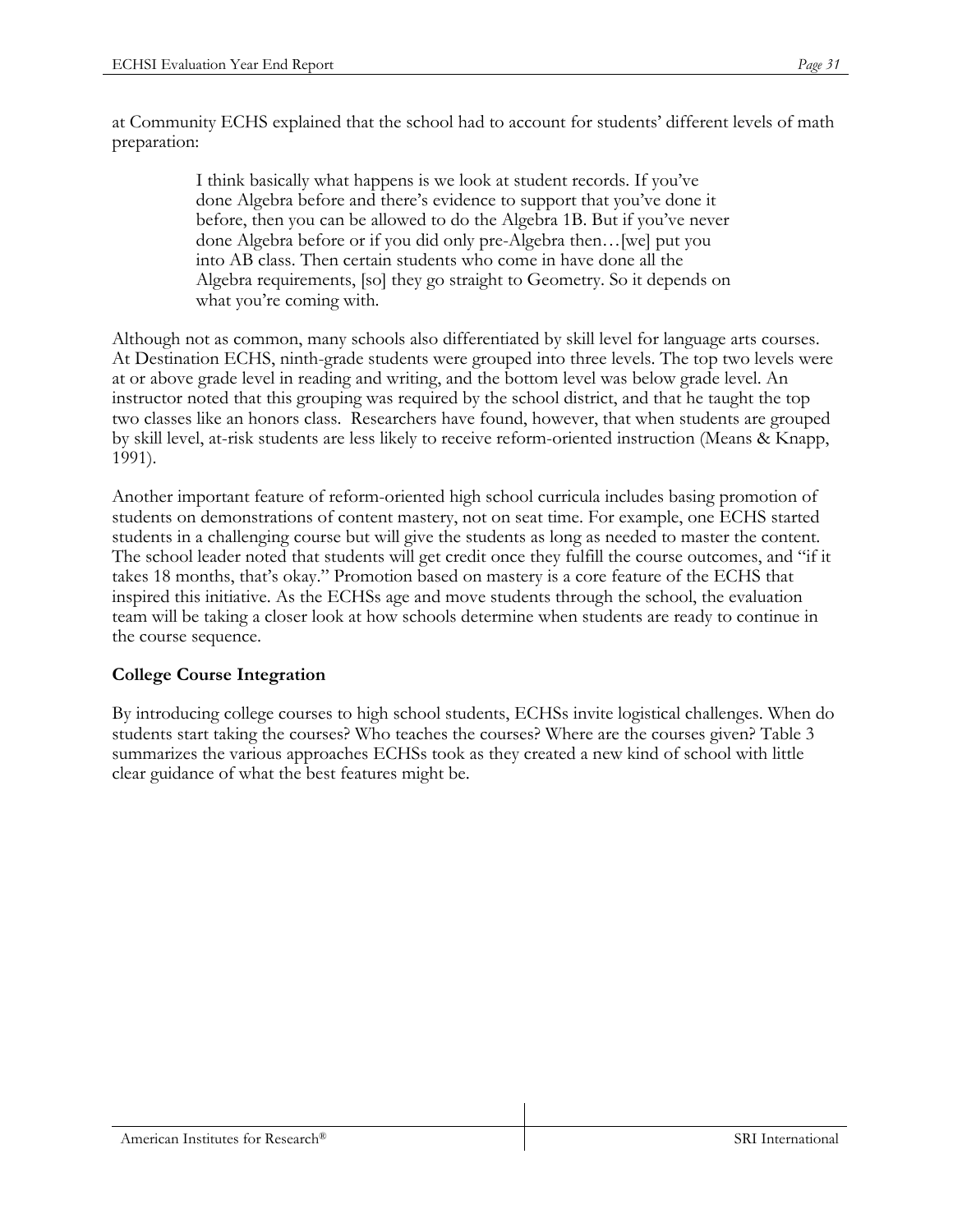at Community ECHS explained that the school had to account for students' different levels of math preparation:

> I think basically what happens is we look at student records. If you've done Algebra before and there's evidence to support that you've done it before, then you can be allowed to do the Algebra 1B. But if you've never done Algebra before or if you did only pre-Algebra then…[we] put you into AB class. Then certain students who come in have done all the Algebra requirements, [so] they go straight to Geometry. So it depends on what you're coming with.

Although not as common, many schools also differentiated by skill level for language arts courses. At Destination ECHS, ninth-grade students were grouped into three levels. The top two levels were at or above grade level in reading and writing, and the bottom level was below grade level. An instructor noted that this grouping was required by the school district, and that he taught the top two classes like an honors class. Researchers have found, however, that when students are grouped by skill level, at-risk students are less likely to receive reform-oriented instruction (Means & Knapp, 1991).

Another important feature of reform-oriented high school curricula includes basing promotion of students on demonstrations of content mastery, not on seat time. For example, one ECHS started students in a challenging course but will give the students as long as needed to master the content. The school leader noted that students will get credit once they fulfill the course outcomes, and "if it takes 18 months, that's okay." Promotion based on mastery is a core feature of the ECHS that inspired this initiative. As the ECHSs age and move students through the school, the evaluation team will be taking a closer look at how schools determine when students are ready to continue in the course sequence.

## College Course Integration

By introducing college courses to high school students, ECHSs invite logistical challenges. When do students start taking the courses? Who teaches the courses? Where are the courses given? Table 3 summarizes the various approaches ECHSs took as they created a new kind of school with little clear guidance of what the best features might be.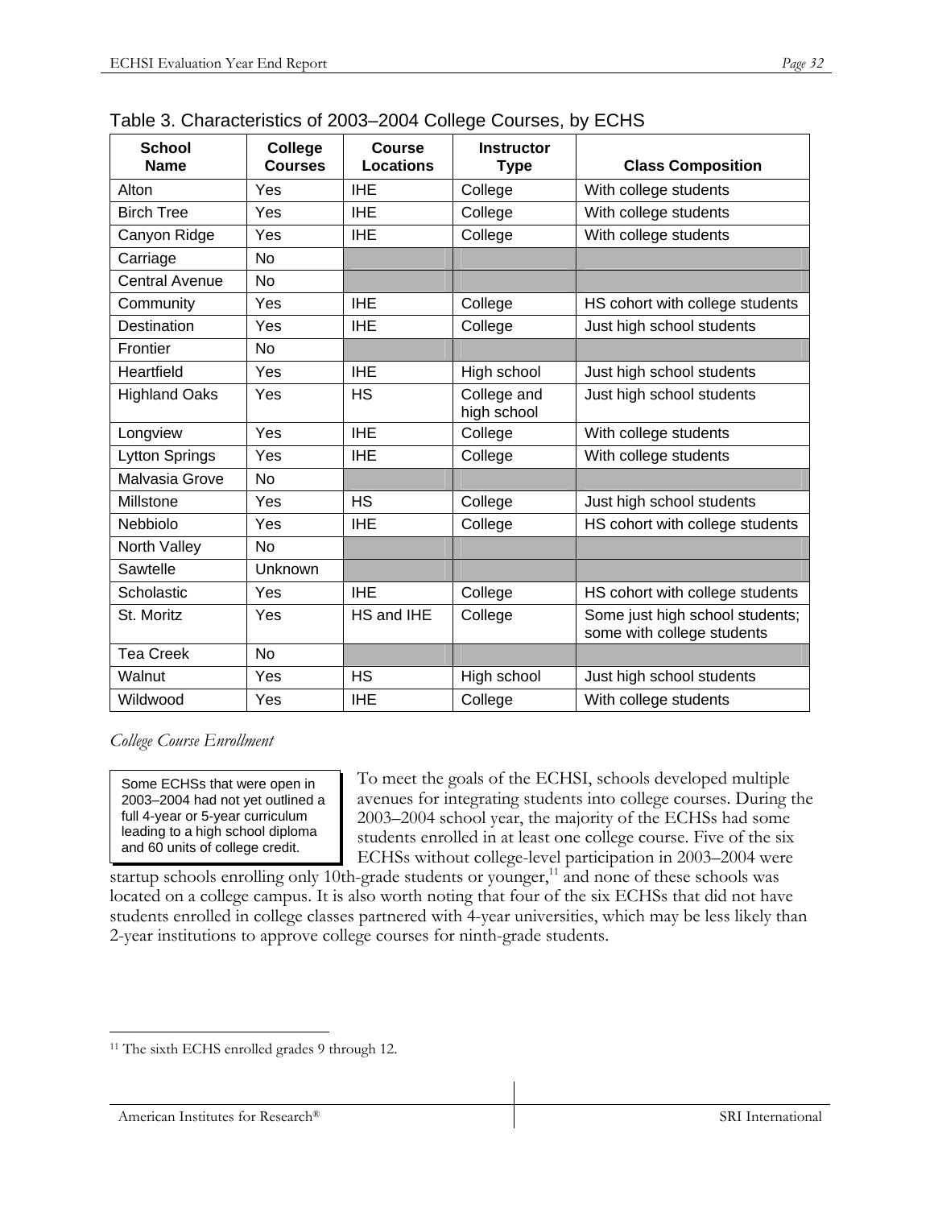Table 3. Characteristics of 2003–2004 College Courses, by ECHS

| School Name | College Courses | Course Locations | Instructor Type | Class Composition |
|---|---|---|---|---|
| Alton | Yes | IHE | College | With college students |
| Birch Tree | Yes | IHE | College | With college students |
| Canyon Ridge | Yes | IHE | College | With college students |
| Carriage | No | | | |
| Central Avenue | No | | | |
| Community | Yes | IHE | College | HS cohort with college students |
| Destination | Yes | IHE | College | Just high school students |
| Frontier | No | | | |
| Heartfield | Yes | IHE | High school | Just high school students |
| Highland Oaks | Yes | HS | College and high school | Just high school students |
| Longview | Yes | IHE | College | With college students |
| Lytton Springs | Yes | IHE | College | With college students |
| Malvasia Grove | No | | | |
| Millstone | Yes | HS | College | Just high school students |
| Nebbiolo | Yes | IHE | College | HS cohort with college students |
| North Valley | No | | | |
| Sawtelle | Unknown | | | |
| Scholastic | Yes | IHE | College | HS cohort with college students |
| St. Moritz | Yes | HS and IHE | College | Some just high school students; some with college students |
| Tea Creek | No | | | |
| Walnut | Yes | HS | High school | Just high school students |
| Wildwood | Yes | IHE | College | With college students |

*College Course Enrollment*

> Some ECHSs that were open in 2003–2004 had not yet outlined a full 4-year or 5-year curriculum leading to a high school diploma and 60 units of college credit.

To meet the goals of the ECHSI, schools developed multiple avenues for integrating students into college courses. During the 2003–2004 school year, the majority of the ECHSs had some students enrolled in at least one college course. Five of the six ECHSs without college-level participation in 2003–2004 were startup schools enrolling only 10th-grade students or younger,[11] and none of these schools was located on a college campus. It is also worth noting that four of the six ECHSs that did not have students enrolled in college classes partnered with 4-year universities, which may be less likely than 2-year institutions to approve college courses for ninth-grade students.

[11] The sixth ECHS enrolled grades 9 through 12.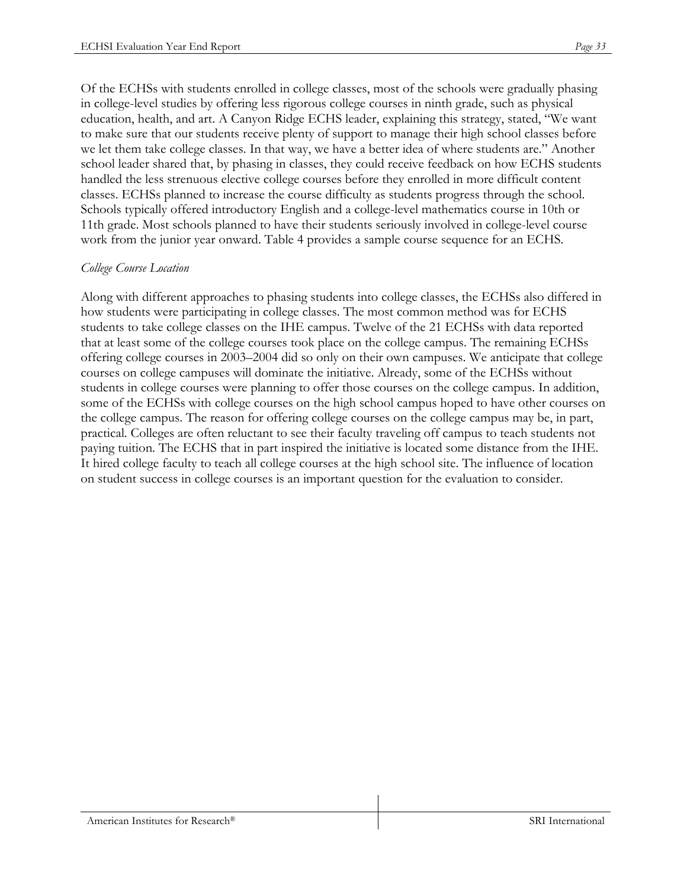Of the ECHSs with students enrolled in college classes, most of the schools were gradually phasing in college-level studies by offering less rigorous college courses in ninth grade, such as physical education, health, and art. A Canyon Ridge ECHS leader, explaining this strategy, stated, "We want to make sure that our students receive plenty of support to manage their high school classes before we let them take college classes. In that way, we have a better idea of where students are." Another school leader shared that, by phasing in classes, they could receive feedback on how ECHS students handled the less strenuous elective college courses before they enrolled in more difficult content classes. ECHSs planned to increase the course difficulty as students progress through the school. Schools typically offered introductory English and a college-level mathematics course in 10th or 11th grade. Most schools planned to have their students seriously involved in college-level course work from the junior year onward. Table 4 provides a sample course sequence for an ECHS.

*College Course Location*

Along with different approaches to phasing students into college classes, the ECHSs also differed in how students were participating in college classes. The most common method was for ECHS students to take college classes on the IHE campus. Twelve of the 21 ECHSs with data reported that at least some of the college courses took place on the college campus. The remaining ECHSs offering college courses in 2003–2004 did so only on their own campuses. We anticipate that college courses on college campuses will dominate the initiative. Already, some of the ECHSs without students in college courses were planning to offer those courses on the college campus. In addition, some of the ECHSs with college courses on the high school campus hoped to have other courses on the college campus. The reason for offering college courses on the college campus may be, in part, practical. Colleges are often reluctant to see their faculty traveling off campus to teach students not paying tuition. The ECHS that in part inspired the initiative is located some distance from the IHE. It hired college faculty to teach all college courses at the high school site. The influence of location on student success in college courses is an important question for the evaluation to consider.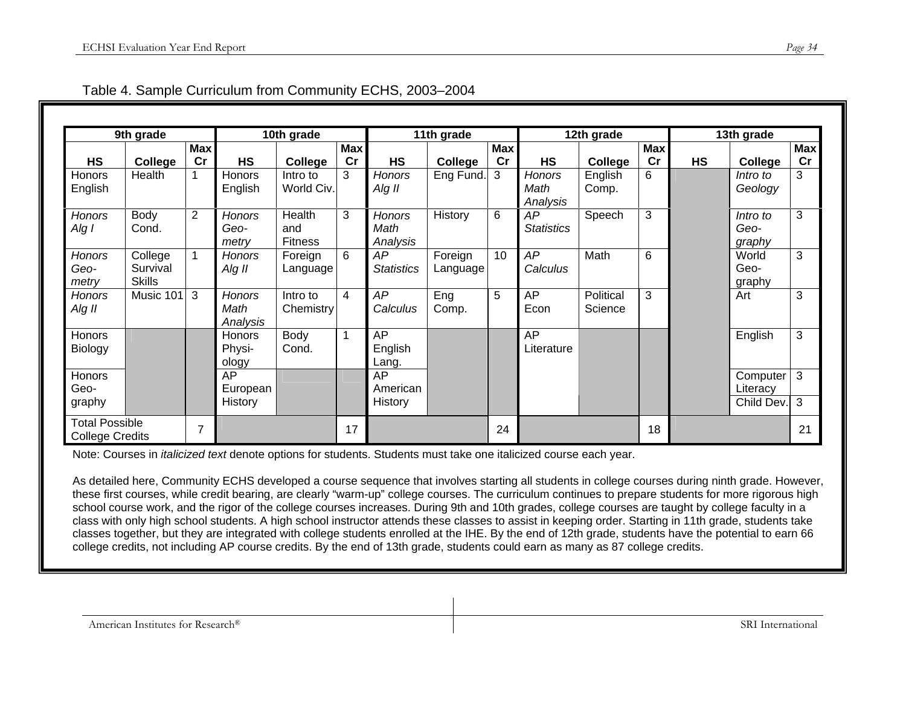Table 4. Sample Curriculum from Community ECHS, 2003–2004

| 9th grade | | | 10th grade | | | 11th grade | | | 12th grade | | | 13th grade | | |
|---|---|---|---|---|---|---|---|---|---|---|---|---|---|---|
| **HS** | **College** | **Max Cr** | **HS** | **College** | **Max Cr** | **HS** | **College** | **Max Cr** | **HS** | **College** | **Max Cr** | **HS** | **College** | **Max Cr** |
| Honors English | Health | 1 | Honors English | Intro to World Civ. | 3 | *Honors Alg II* | Eng Fund. | 3 | *Honors Math Analysis* | English Comp. | 6 | | *Intro to Geology* | 3 |
| *Honors Alg I* | Body Cond. | 2 | *Honors Geometry* | Health and Fitness | 3 | *Honors Math Analysis* | History | 6 | *AP Statistics* | Speech | 3 | | *Intro to Geography* | 3 |
| *Honors Geometry* | College Survival Skills | 1 | *Honors Alg II* | Foreign Language | 6 | *AP Statistics* | Foreign Language | 10 | *AP Calculus* | Math | 6 | | World Geography | 3 |
| *Honors Alg II* | Music 101 | 3 | *Honors Math Analysis* | Intro to Chemistry | 4 | *AP Calculus* | Eng Comp. | 5 | AP Econ | Political Science | 3 | | Art | 3 |
| Honors Biology | | | Honors Physiology | Body Cond. | 1 | AP English Lang. | | | AP Literature | | | | English | 3 |
| Honors Geography | | | AP European History | | | AP American History | | | | | | | Computer Literacy | 3 |
| | | | | | | | | | | | | | Child Dev. | 3 |
| Total Possible College Credits | | 7 | | | 17 | | | 24 | | | 18 | | | 21 |

Note: Courses in *italicized text* denote options for students. Students must take one italicized course each year.

As detailed here, Community ECHS developed a course sequence that involves starting all students in college courses during ninth grade. However, these first courses, while credit bearing, are clearly "warm-up" college courses. The curriculum continues to prepare students for more rigorous high school course work, and the rigor of the college courses increases. During 9th and 10th grades, college courses are taught by college faculty in a class with only high school students. A high school instructor attends these classes to assist in keeping order. Starting in 11th grade, students take classes together, but they are integrated with college students enrolled at the IHE. By the end of 12th grade, students have the potential to earn 66 college credits, not including AP course credits. By the end of 13th grade, students could earn as many as 87 college credits.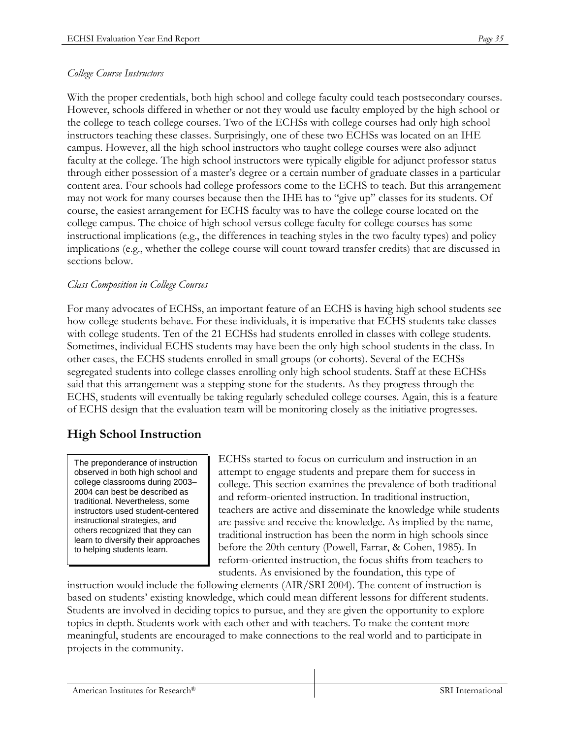*College Course Instructors*

With the proper credentials, both high school and college faculty could teach postsecondary courses. However, schools differed in whether or not they would use faculty employed by the high school or the college to teach college courses. Two of the ECHSs with college courses had only high school instructors teaching these classes. Surprisingly, one of these two ECHSs was located on an IHE campus. However, all the high school instructors who taught college courses were also adjunct faculty at the college. The high school instructors were typically eligible for adjunct professor status through either possession of a master's degree or a certain number of graduate classes in a particular content area. Four schools had college professors come to the ECHS to teach. But this arrangement may not work for many courses because then the IHE has to "give up" classes for its students. Of course, the easiest arrangement for ECHS faculty was to have the college course located on the college campus. The choice of high school versus college faculty for college courses has some instructional implications (e.g., the differences in teaching styles in the two faculty types) and policy implications (e.g., whether the college course will count toward transfer credits) that are discussed in sections below.

*Class Composition in College Courses*

For many advocates of ECHSs, an important feature of an ECHS is having high school students see how college students behave. For these individuals, it is imperative that ECHS students take classes with college students. Ten of the 21 ECHSs had students enrolled in classes with college students. Sometimes, individual ECHS students may have been the only high school students in the class. In other cases, the ECHS students enrolled in small groups (or cohorts). Several of the ECHSs segregated students into college classes enrolling only high school students. Staff at these ECHSs said that this arrangement was a stepping-stone for the students. As they progress through the ECHS, students will eventually be taking regularly scheduled college courses. Again, this is a feature of ECHS design that the evaluation team will be monitoring closely as the initiative progresses.

## High School Instruction

> The preponderance of instruction observed in both high school and college classrooms during 2003–2004 can best be described as traditional. Nevertheless, some instructors used student-centered instructional strategies, and others recognized that they can learn to diversify their approaches to helping students learn.

ECHSs started to focus on curriculum and instruction in an attempt to engage students and prepare them for success in college. This section examines the prevalence of both traditional and reform-oriented instruction. In traditional instruction, teachers are active and disseminate the knowledge while students are passive and receive the knowledge. As implied by the name, traditional instruction has been the norm in high schools since before the 20th century (Powell, Farrar, & Cohen, 1985). In reform-oriented instruction, the focus shifts from teachers to students. As envisioned by the foundation, this type of instruction would include the following elements (AIR/SRI 2004). The content of instruction is based on students' existing knowledge, which could mean different lessons for different students. Students are involved in deciding topics to pursue, and they are given the opportunity to explore topics in depth. Students work with each other and with teachers. To make the content more meaningful, students are encouraged to make connections to the real world and to participate in projects in the community.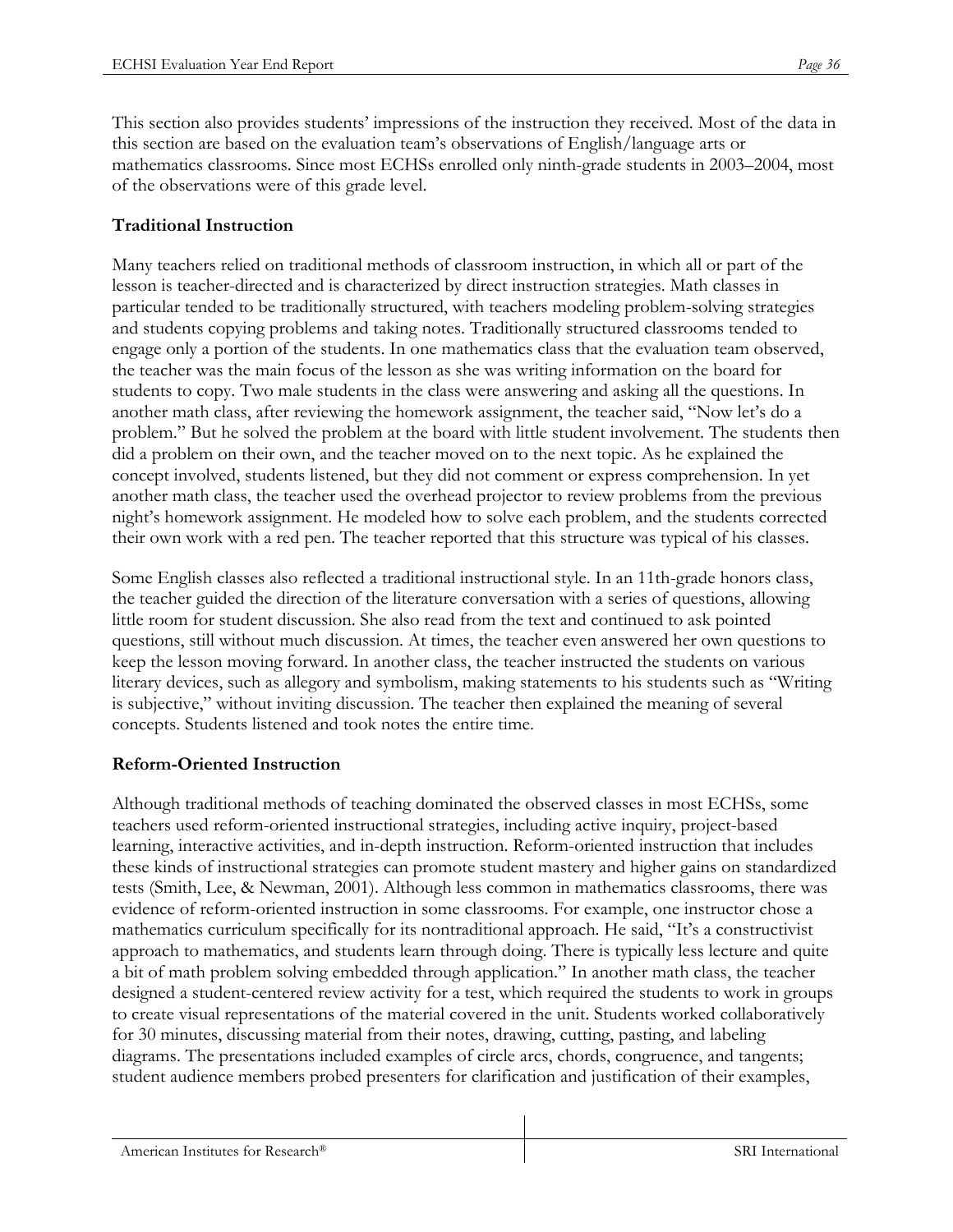This section also provides students' impressions of the instruction they received. Most of the data in this section are based on the evaluation team's observations of English/language arts or mathematics classrooms. Since most ECHSs enrolled only ninth-grade students in 2003–2004, most of the observations were of this grade level.

### Traditional Instruction

Many teachers relied on traditional methods of classroom instruction, in which all or part of the lesson is teacher-directed and is characterized by direct instruction strategies. Math classes in particular tended to be traditionally structured, with teachers modeling problem-solving strategies and students copying problems and taking notes. Traditionally structured classrooms tended to engage only a portion of the students. In one mathematics class that the evaluation team observed, the teacher was the main focus of the lesson as she was writing information on the board for students to copy. Two male students in the class were answering and asking all the questions. In another math class, after reviewing the homework assignment, the teacher said, "Now let's do a problem." But he solved the problem at the board with little student involvement. The students then did a problem on their own, and the teacher moved on to the next topic. As he explained the concept involved, students listened, but they did not comment or express comprehension. In yet another math class, the teacher used the overhead projector to review problems from the previous night's homework assignment. He modeled how to solve each problem, and the students corrected their own work with a red pen. The teacher reported that this structure was typical of his classes.

Some English classes also reflected a traditional instructional style. In an 11th-grade honors class, the teacher guided the direction of the literature conversation with a series of questions, allowing little room for student discussion. She also read from the text and continued to ask pointed questions, still without much discussion. At times, the teacher even answered her own questions to keep the lesson moving forward. In another class, the teacher instructed the students on various literary devices, such as allegory and symbolism, making statements to his students such as "Writing is subjective," without inviting discussion. The teacher then explained the meaning of several concepts. Students listened and took notes the entire time.

### Reform-Oriented Instruction

Although traditional methods of teaching dominated the observed classes in most ECHSs, some teachers used reform-oriented instructional strategies, including active inquiry, project-based learning, interactive activities, and in-depth instruction. Reform-oriented instruction that includes these kinds of instructional strategies can promote student mastery and higher gains on standardized tests (Smith, Lee, & Newman, 2001). Although less common in mathematics classrooms, there was evidence of reform-oriented instruction in some classrooms. For example, one instructor chose a mathematics curriculum specifically for its nontraditional approach. He said, "It's a constructivist approach to mathematics, and students learn through doing. There is typically less lecture and quite a bit of math problem solving embedded through application." In another math class, the teacher designed a student-centered review activity for a test, which required the students to work in groups to create visual representations of the material covered in the unit. Students worked collaboratively for 30 minutes, discussing material from their notes, drawing, cutting, pasting, and labeling diagrams. The presentations included examples of circle arcs, chords, congruence, and tangents; student audience members probed presenters for clarification and justification of their examples,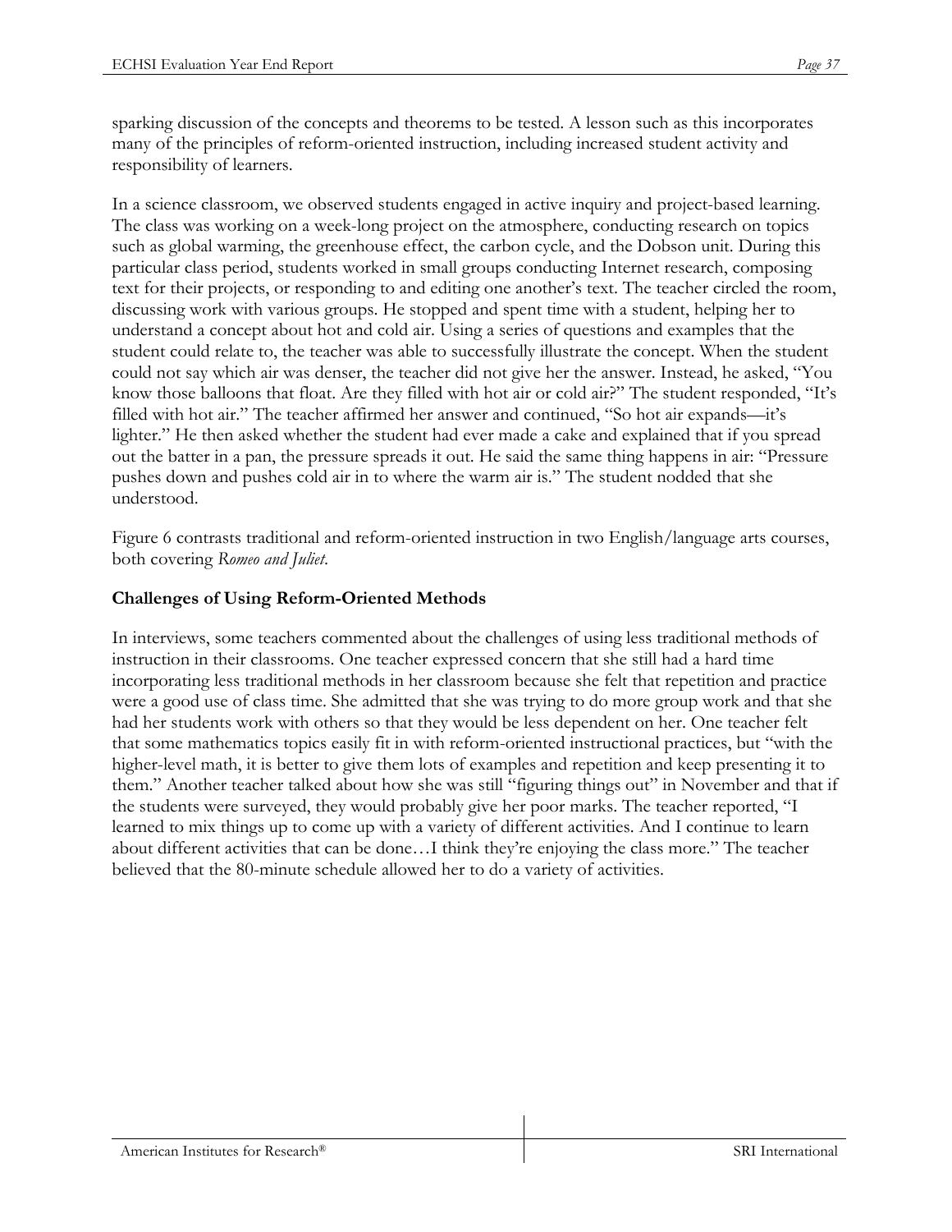sparking discussion of the concepts and theorems to be tested. A lesson such as this incorporates many of the principles of reform-oriented instruction, including increased student activity and responsibility of learners.

In a science classroom, we observed students engaged in active inquiry and project-based learning. The class was working on a week-long project on the atmosphere, conducting research on topics such as global warming, the greenhouse effect, the carbon cycle, and the Dobson unit. During this particular class period, students worked in small groups conducting Internet research, composing text for their projects, or responding to and editing one another's text. The teacher circled the room, discussing work with various groups. He stopped and spent time with a student, helping her to understand a concept about hot and cold air. Using a series of questions and examples that the student could relate to, the teacher was able to successfully illustrate the concept. When the student could not say which air was denser, the teacher did not give her the answer. Instead, he asked, "You know those balloons that float. Are they filled with hot air or cold air?" The student responded, "It's filled with hot air." The teacher affirmed her answer and continued, "So hot air expands—it's lighter." He then asked whether the student had ever made a cake and explained that if you spread out the batter in a pan, the pressure spreads it out. He said the same thing happens in air: "Pressure pushes down and pushes cold air in to where the warm air is." The student nodded that she understood.

Figure 6 contrasts traditional and reform-oriented instruction in two English/language arts courses, both covering *Romeo and Juliet*.

### Challenges of Using Reform-Oriented Methods

In interviews, some teachers commented about the challenges of using less traditional methods of instruction in their classrooms. One teacher expressed concern that she still had a hard time incorporating less traditional methods in her classroom because she felt that repetition and practice were a good use of class time. She admitted that she was trying to do more group work and that she had her students work with others so that they would be less dependent on her. One teacher felt that some mathematics topics easily fit in with reform-oriented instructional practices, but "with the higher-level math, it is better to give them lots of examples and repetition and keep presenting it to them." Another teacher talked about how she was still "figuring things out" in November and that if the students were surveyed, they would probably give her poor marks. The teacher reported, "I learned to mix things up to come up with a variety of different activities. And I continue to learn about different activities that can be done…I think they're enjoying the class more." The teacher believed that the 80-minute schedule allowed her to do a variety of activities.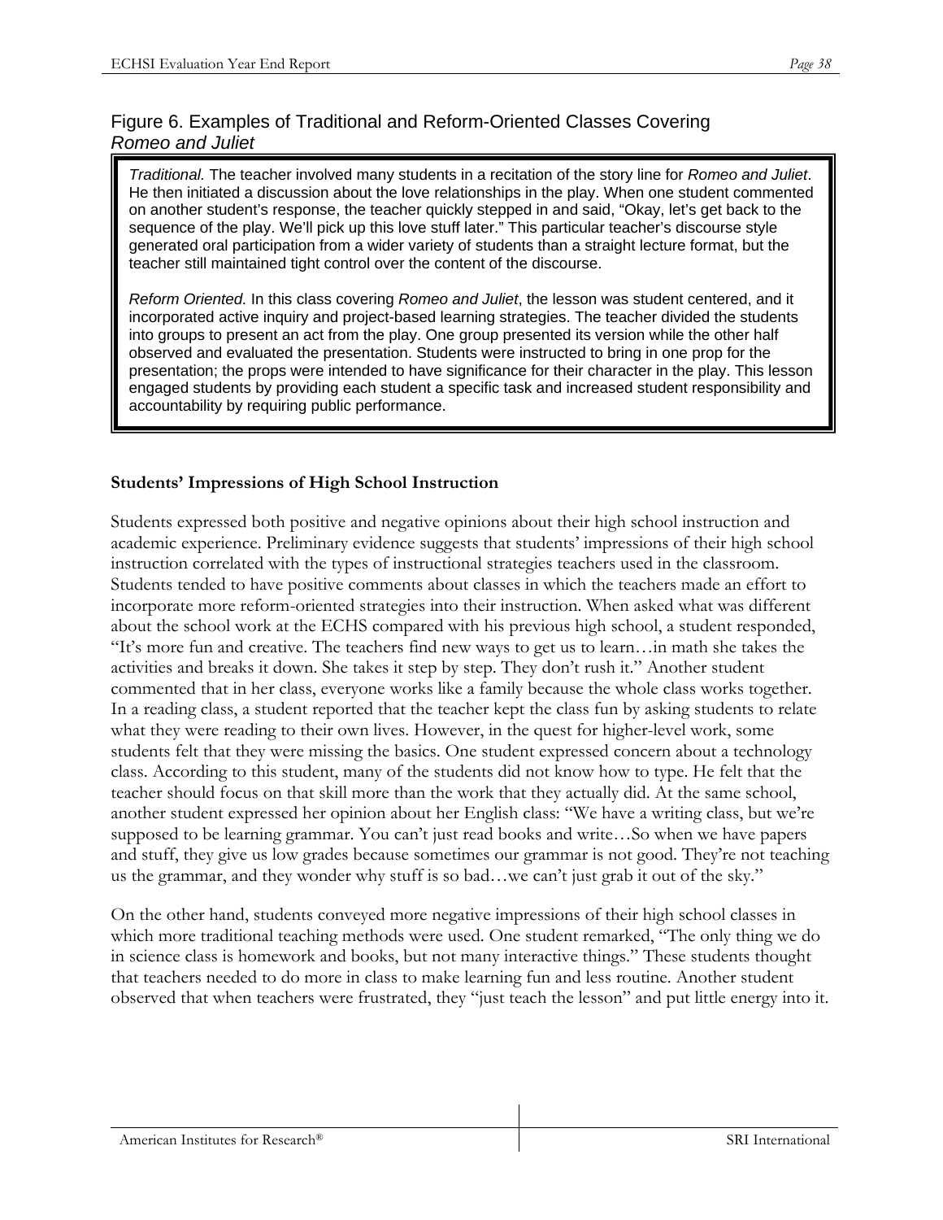## Figure 6. Examples of Traditional and Reform-Oriented Classes Covering *Romeo and Juliet*

*Traditional.* The teacher involved many students in a recitation of the story line for *Romeo and Juliet*. He then initiated a discussion about the love relationships in the play. When one student commented on another student's response, the teacher quickly stepped in and said, "Okay, let's get back to the sequence of the play. We'll pick up this love stuff later." This particular teacher's discourse style generated oral participation from a wider variety of students than a straight lecture format, but the teacher still maintained tight control over the content of the discourse.

*Reform Oriented.* In this class covering *Romeo and Juliet*, the lesson was student centered, and it incorporated active inquiry and project-based learning strategies. The teacher divided the students into groups to present an act from the play. One group presented its version while the other half observed and evaluated the presentation. Students were instructed to bring in one prop for the presentation; the props were intended to have significance for their character in the play. This lesson engaged students by providing each student a specific task and increased student responsibility and accountability by requiring public performance.

**Students' Impressions of High School Instruction**

Students expressed both positive and negative opinions about their high school instruction and academic experience. Preliminary evidence suggests that students' impressions of their high school instruction correlated with the types of instructional strategies teachers used in the classroom. Students tended to have positive comments about classes in which the teachers made an effort to incorporate more reform-oriented strategies into their instruction. When asked what was different about the school work at the ECHS compared with his previous high school, a student responded, "It's more fun and creative. The teachers find new ways to get us to learn…in math she takes the activities and breaks it down. She takes it step by step. They don't rush it." Another student commented that in her class, everyone works like a family because the whole class works together. In a reading class, a student reported that the teacher kept the class fun by asking students to relate what they were reading to their own lives. However, in the quest for higher-level work, some students felt that they were missing the basics. One student expressed concern about a technology class. According to this student, many of the students did not know how to type. He felt that the teacher should focus on that skill more than the work that they actually did. At the same school, another student expressed her opinion about her English class: "We have a writing class, but we're supposed to be learning grammar. You can't just read books and write…So when we have papers and stuff, they give us low grades because sometimes our grammar is not good. They're not teaching us the grammar, and they wonder why stuff is so bad…we can't just grab it out of the sky."

On the other hand, students conveyed more negative impressions of their high school classes in which more traditional teaching methods were used. One student remarked, "The only thing we do in science class is homework and books, but not many interactive things." These students thought that teachers needed to do more in class to make learning fun and less routine. Another student observed that when teachers were frustrated, they "just teach the lesson" and put little energy into it.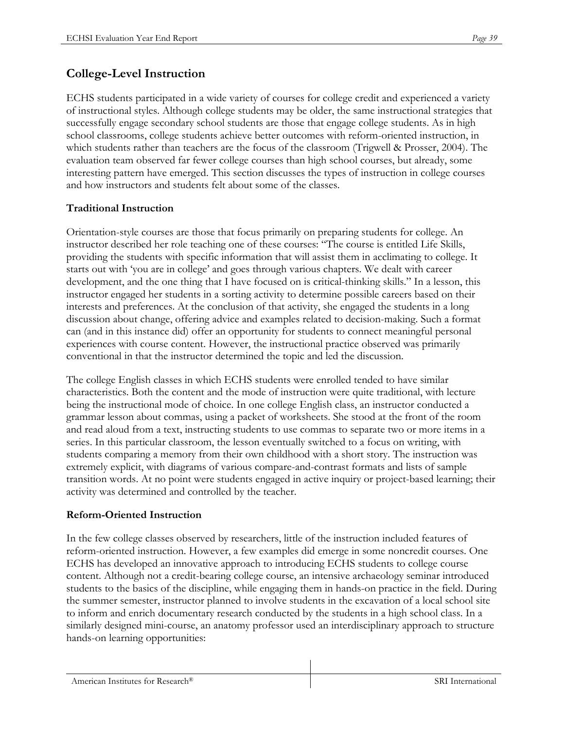## College-Level Instruction

ECHS students participated in a wide variety of courses for college credit and experienced a variety of instructional styles. Although college students may be older, the same instructional strategies that successfully engage secondary school students are those that engage college students. As in high school classrooms, college students achieve better outcomes with reform-oriented instruction, in which students rather than teachers are the focus of the classroom (Trigwell & Prosser, 2004). The evaluation team observed far fewer college courses than high school courses, but already, some interesting pattern have emerged. This section discusses the types of instruction in college courses and how instructors and students felt about some of the classes.

### Traditional Instruction

Orientation-style courses are those that focus primarily on preparing students for college. An instructor described her role teaching one of these courses: "The course is entitled Life Skills, providing the students with specific information that will assist them in acclimating to college. It starts out with 'you are in college' and goes through various chapters. We dealt with career development, and the one thing that I have focused on is critical-thinking skills." In a lesson, this instructor engaged her students in a sorting activity to determine possible careers based on their interests and preferences. At the conclusion of that activity, she engaged the students in a long discussion about change, offering advice and examples related to decision-making. Such a format can (and in this instance did) offer an opportunity for students to connect meaningful personal experiences with course content. However, the instructional practice observed was primarily conventional in that the instructor determined the topic and led the discussion.

The college English classes in which ECHS students were enrolled tended to have similar characteristics. Both the content and the mode of instruction were quite traditional, with lecture being the instructional mode of choice. In one college English class, an instructor conducted a grammar lesson about commas, using a packet of worksheets. She stood at the front of the room and read aloud from a text, instructing students to use commas to separate two or more items in a series. In this particular classroom, the lesson eventually switched to a focus on writing, with students comparing a memory from their own childhood with a short story. The instruction was extremely explicit, with diagrams of various compare-and-contrast formats and lists of sample transition words. At no point were students engaged in active inquiry or project-based learning; their activity was determined and controlled by the teacher.

### Reform-Oriented Instruction

In the few college classes observed by researchers, little of the instruction included features of reform-oriented instruction. However, a few examples did emerge in some noncredit courses. One ECHS has developed an innovative approach to introducing ECHS students to college course content. Although not a credit-bearing college course, an intensive archaeology seminar introduced students to the basics of the discipline, while engaging them in hands-on practice in the field. During the summer semester, instructor planned to involve students in the excavation of a local school site to inform and enrich documentary research conducted by the students in a high school class. In a similarly designed mini-course, an anatomy professor used an interdisciplinary approach to structure hands-on learning opportunities: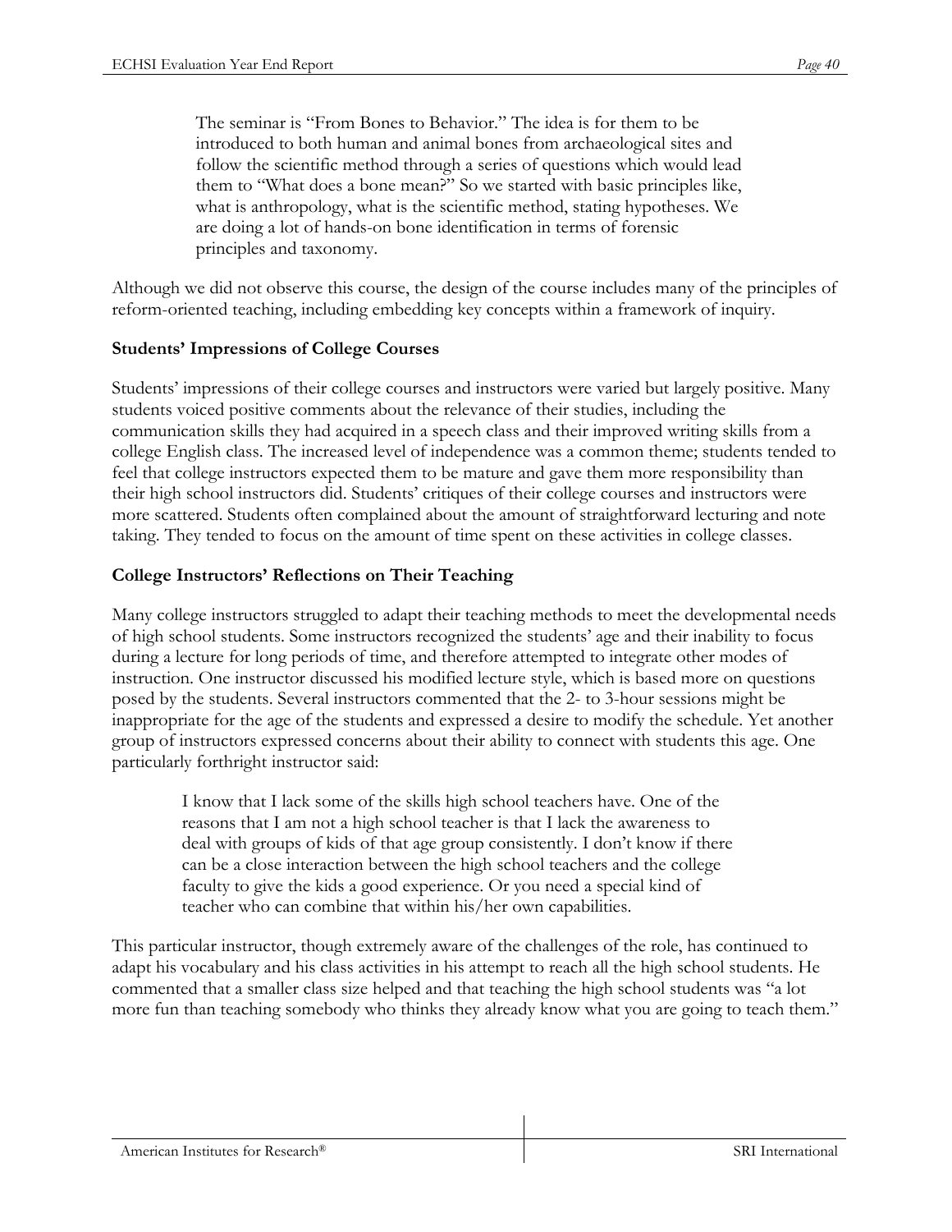> The seminar is "From Bones to Behavior." The idea is for them to be introduced to both human and animal bones from archaeological sites and follow the scientific method through a series of questions which would lead them to "What does a bone mean?" So we started with basic principles like, what is anthropology, what is the scientific method, stating hypotheses. We are doing a lot of hands-on bone identification in terms of forensic principles and taxonomy.

Although we did not observe this course, the design of the course includes many of the principles of reform-oriented teaching, including embedding key concepts within a framework of inquiry.

**Students' Impressions of College Courses**

Students' impressions of their college courses and instructors were varied but largely positive. Many students voiced positive comments about the relevance of their studies, including the communication skills they had acquired in a speech class and their improved writing skills from a college English class. The increased level of independence was a common theme; students tended to feel that college instructors expected them to be mature and gave them more responsibility than their high school instructors did. Students' critiques of their college courses and instructors were more scattered. Students often complained about the amount of straightforward lecturing and note taking. They tended to focus on the amount of time spent on these activities in college classes.

**College Instructors' Reflections on Their Teaching**

Many college instructors struggled to adapt their teaching methods to meet the developmental needs of high school students. Some instructors recognized the students' age and their inability to focus during a lecture for long periods of time, and therefore attempted to integrate other modes of instruction. One instructor discussed his modified lecture style, which is based more on questions posed by the students. Several instructors commented that the 2- to 3-hour sessions might be inappropriate for the age of the students and expressed a desire to modify the schedule. Yet another group of instructors expressed concerns about their ability to connect with students this age. One particularly forthright instructor said:

> I know that I lack some of the skills high school teachers have. One of the reasons that I am not a high school teacher is that I lack the awareness to deal with groups of kids of that age group consistently. I don't know if there can be a close interaction between the high school teachers and the college faculty to give the kids a good experience. Or you need a special kind of teacher who can combine that within his/her own capabilities.

This particular instructor, though extremely aware of the challenges of the role, has continued to adapt his vocabulary and his class activities in his attempt to reach all the high school students. He commented that a smaller class size helped and that teaching the high school students was "a lot more fun than teaching somebody who thinks they already know what you are going to teach them."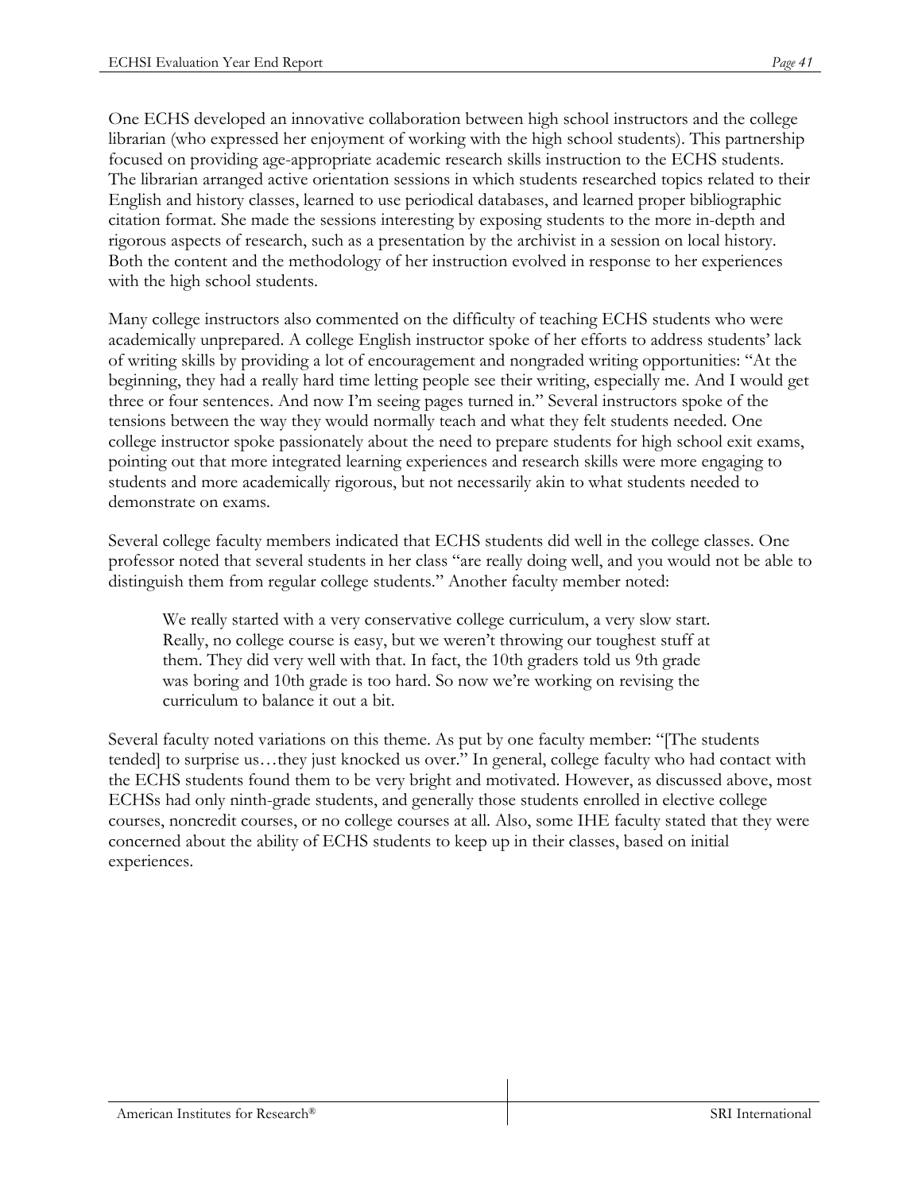One ECHS developed an innovative collaboration between high school instructors and the college librarian (who expressed her enjoyment of working with the high school students). This partnership focused on providing age-appropriate academic research skills instruction to the ECHS students. The librarian arranged active orientation sessions in which students researched topics related to their English and history classes, learned to use periodical databases, and learned proper bibliographic citation format. She made the sessions interesting by exposing students to the more in-depth and rigorous aspects of research, such as a presentation by the archivist in a session on local history. Both the content and the methodology of her instruction evolved in response to her experiences with the high school students.

Many college instructors also commented on the difficulty of teaching ECHS students who were academically unprepared. A college English instructor spoke of her efforts to address students' lack of writing skills by providing a lot of encouragement and nongraded writing opportunities: "At the beginning, they had a really hard time letting people see their writing, especially me. And I would get three or four sentences. And now I'm seeing pages turned in." Several instructors spoke of the tensions between the way they would normally teach and what they felt students needed. One college instructor spoke passionately about the need to prepare students for high school exit exams, pointing out that more integrated learning experiences and research skills were more engaging to students and more academically rigorous, but not necessarily akin to what students needed to demonstrate on exams.

Several college faculty members indicated that ECHS students did well in the college classes. One professor noted that several students in her class "are really doing well, and you would not be able to distinguish them from regular college students." Another faculty member noted:

> We really started with a very conservative college curriculum, a very slow start. Really, no college course is easy, but we weren't throwing our toughest stuff at them. They did very well with that. In fact, the 10th graders told us 9th grade was boring and 10th grade is too hard. So now we're working on revising the curriculum to balance it out a bit.

Several faculty noted variations on this theme. As put by one faculty member: "[The students tended] to surprise us…they just knocked us over." In general, college faculty who had contact with the ECHS students found them to be very bright and motivated. However, as discussed above, most ECHSs had only ninth-grade students, and generally those students enrolled in elective college courses, noncredit courses, or no college courses at all. Also, some IHE faculty stated that they were concerned about the ability of ECHS students to keep up in their classes, based on initial experiences.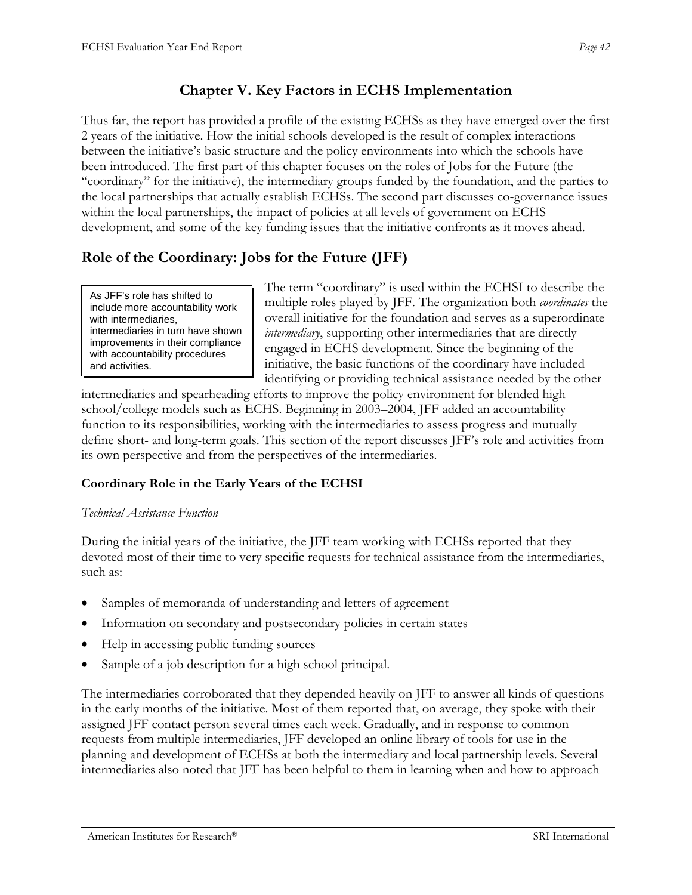# Chapter V. Key Factors in ECHS Implementation

Thus far, the report has provided a profile of the existing ECHSs as they have emerged over the first 2 years of the initiative. How the initial schools developed is the result of complex interactions between the initiative's basic structure and the policy environments into which the schools have been introduced. The first part of this chapter focuses on the roles of Jobs for the Future (the "coordinary" for the initiative), the intermediary groups funded by the foundation, and the parties to the local partnerships that actually establish ECHSs. The second part discusses co-governance issues within the local partnerships, the impact of policies at all levels of government on ECHS development, and some of the key funding issues that the initiative confronts as it moves ahead.

## Role of the Coordinary: Jobs for the Future (JFF)

> As JFF's role has shifted to include more accountability work with intermediaries, intermediaries in turn have shown improvements in their compliance with accountability procedures and activities.

The term "coordinary" is used within the ECHSI to describe the multiple roles played by JFF. The organization both *coordinates* the overall initiative for the foundation and serves as a superordinate *intermediary*, supporting other intermediaries that are directly engaged in ECHS development. Since the beginning of the initiative, the basic functions of the coordinary have included identifying or providing technical assistance needed by the other intermediaries and spearheading efforts to improve the policy environment for blended high school/college models such as ECHS. Beginning in 2003–2004, JFF added an accountability function to its responsibilities, working with the intermediaries to assess progress and mutually define short- and long-term goals. This section of the report discusses JFF's role and activities from its own perspective and from the perspectives of the intermediaries.

### Coordinary Role in the Early Years of the ECHSI

*Technical Assistance Function*

During the initial years of the initiative, the JFF team working with ECHSs reported that they devoted most of their time to very specific requests for technical assistance from the intermediaries, such as:

- Samples of memoranda of understanding and letters of agreement
- Information on secondary and postsecondary policies in certain states
- Help in accessing public funding sources
- Sample of a job description for a high school principal.

The intermediaries corroborated that they depended heavily on JFF to answer all kinds of questions in the early months of the initiative. Most of them reported that, on average, they spoke with their assigned JFF contact person several times each week. Gradually, and in response to common requests from multiple intermediaries, JFF developed an online library of tools for use in the planning and development of ECHSs at both the intermediary and local partnership levels. Several intermediaries also noted that JFF has been helpful to them in learning when and how to approach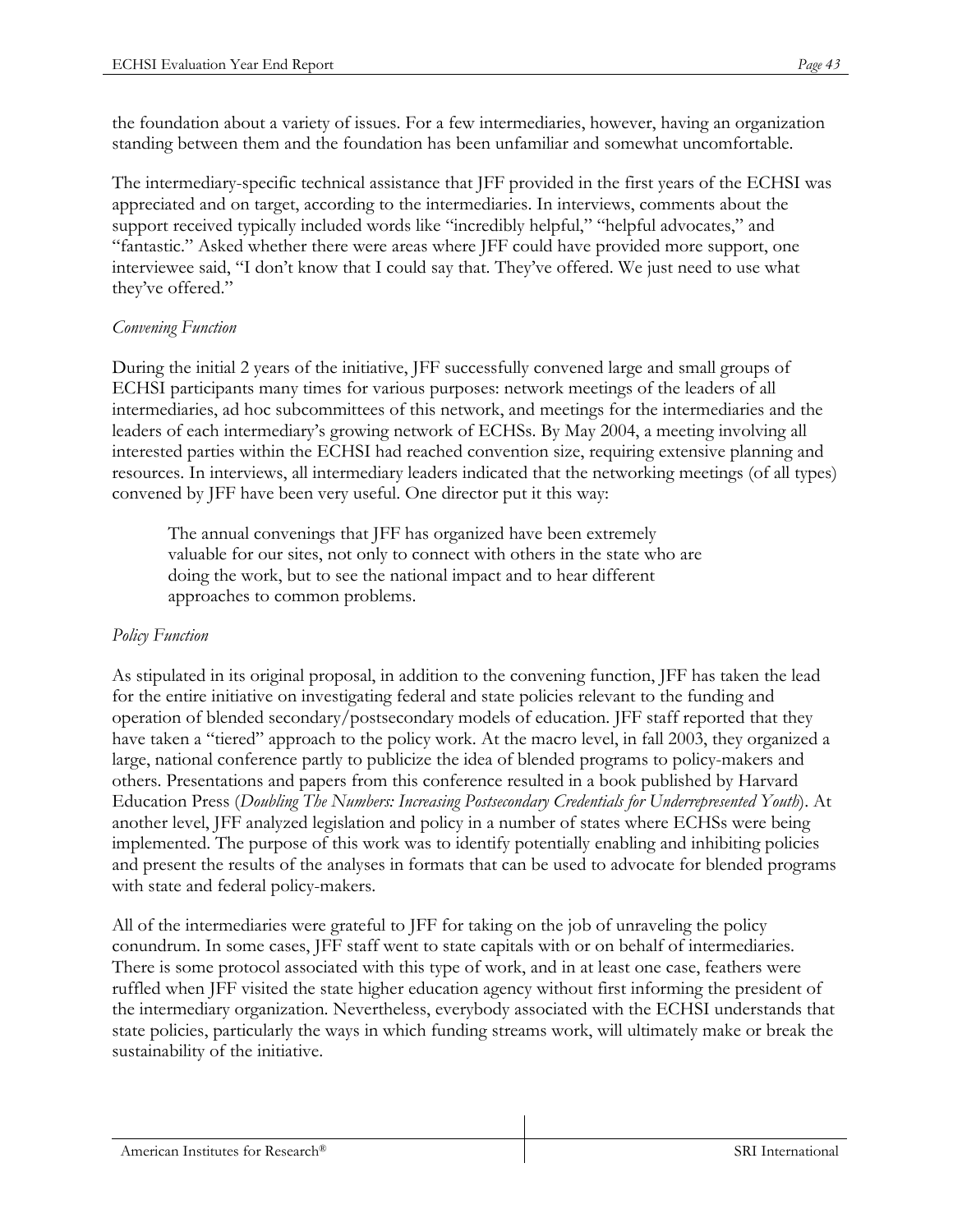the foundation about a variety of issues. For a few intermediaries, however, having an organization standing between them and the foundation has been unfamiliar and somewhat uncomfortable.

The intermediary-specific technical assistance that JFF provided in the first years of the ECHSI was appreciated and on target, according to the intermediaries. In interviews, comments about the support received typically included words like "incredibly helpful," "helpful advocates," and "fantastic." Asked whether there were areas where JFF could have provided more support, one interviewee said, "I don't know that I could say that. They've offered. We just need to use what they've offered."

*Convening Function*

During the initial 2 years of the initiative, JFF successfully convened large and small groups of ECHSI participants many times for various purposes: network meetings of the leaders of all intermediaries, ad hoc subcommittees of this network, and meetings for the intermediaries and the leaders of each intermediary's growing network of ECHSs. By May 2004, a meeting involving all interested parties within the ECHSI had reached convention size, requiring extensive planning and resources. In interviews, all intermediary leaders indicated that the networking meetings (of all types) convened by JFF have been very useful. One director put it this way:

> The annual convenings that JFF has organized have been extremely valuable for our sites, not only to connect with others in the state who are doing the work, but to see the national impact and to hear different approaches to common problems.

*Policy Function*

As stipulated in its original proposal, in addition to the convening function, JFF has taken the lead for the entire initiative on investigating federal and state policies relevant to the funding and operation of blended secondary/postsecondary models of education. JFF staff reported that they have taken a "tiered" approach to the policy work. At the macro level, in fall 2003, they organized a large, national conference partly to publicize the idea of blended programs to policy-makers and others. Presentations and papers from this conference resulted in a book published by Harvard Education Press (*Doubling The Numbers: Increasing Postsecondary Credentials for Underrepresented Youth*). At another level, JFF analyzed legislation and policy in a number of states where ECHSs were being implemented. The purpose of this work was to identify potentially enabling and inhibiting policies and present the results of the analyses in formats that can be used to advocate for blended programs with state and federal policy-makers.

All of the intermediaries were grateful to JFF for taking on the job of unraveling the policy conundrum. In some cases, JFF staff went to state capitals with or on behalf of intermediaries. There is some protocol associated with this type of work, and in at least one case, feathers were ruffled when JFF visited the state higher education agency without first informing the president of the intermediary organization. Nevertheless, everybody associated with the ECHSI understands that state policies, particularly the ways in which funding streams work, will ultimately make or break the sustainability of the initiative.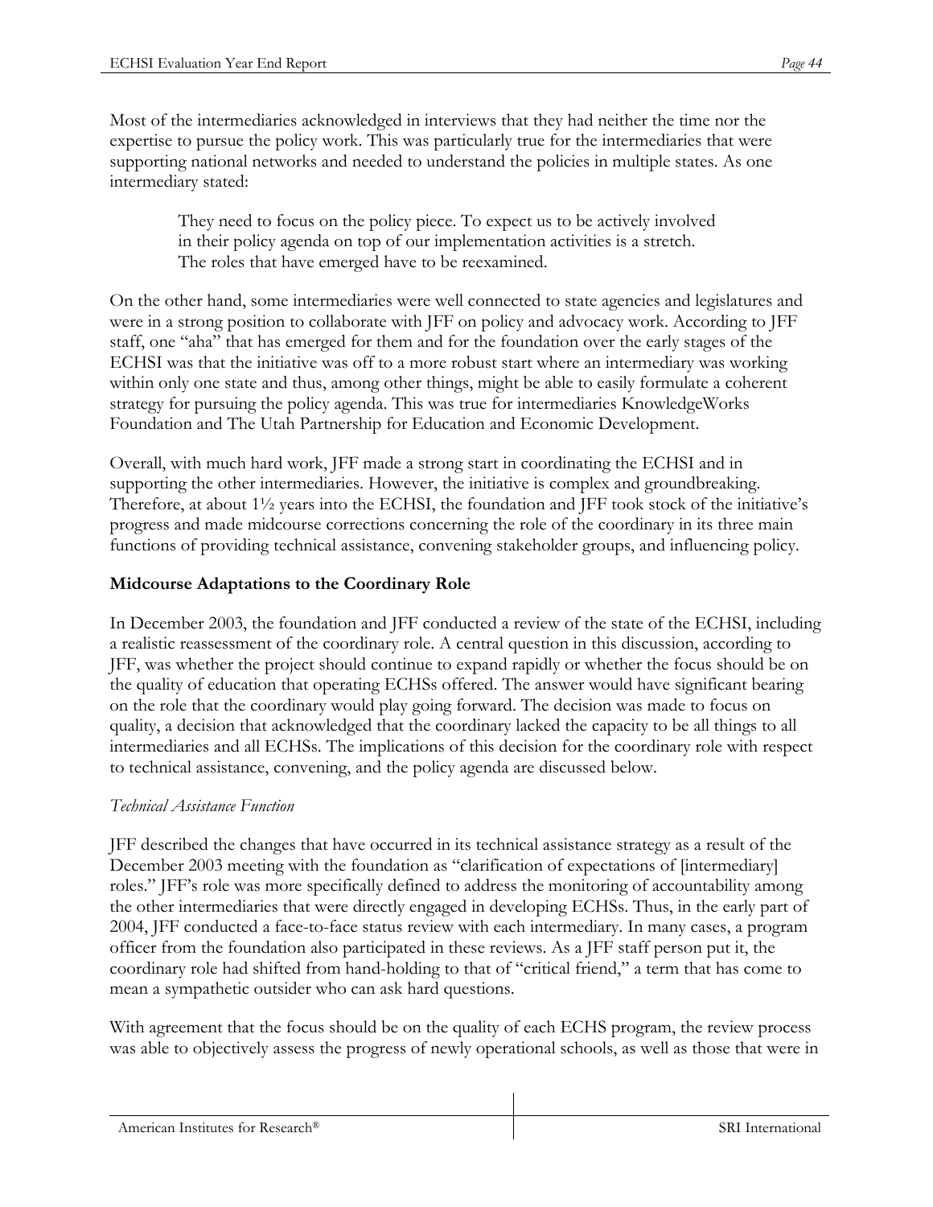Most of the intermediaries acknowledged in interviews that they had neither the time nor the expertise to pursue the policy work. This was particularly true for the intermediaries that were supporting national networks and needed to understand the policies in multiple states. As one intermediary stated:

> They need to focus on the policy piece. To expect us to be actively involved in their policy agenda on top of our implementation activities is a stretch. The roles that have emerged have to be reexamined.

On the other hand, some intermediaries were well connected to state agencies and legislatures and were in a strong position to collaborate with JFF on policy and advocacy work. According to JFF staff, one "aha" that has emerged for them and for the foundation over the early stages of the ECHSI was that the initiative was off to a more robust start where an intermediary was working within only one state and thus, among other things, might be able to easily formulate a coherent strategy for pursuing the policy agenda. This was true for intermediaries KnowledgeWorks Foundation and The Utah Partnership for Education and Economic Development.

Overall, with much hard work, JFF made a strong start in coordinating the ECHSI and in supporting the other intermediaries. However, the initiative is complex and groundbreaking. Therefore, at about 1½ years into the ECHSI, the foundation and JFF took stock of the initiative's progress and made midcourse corrections concerning the role of the coordinary in its three main functions of providing technical assistance, convening stakeholder groups, and influencing policy.

### Midcourse Adaptations to the Coordinary Role

In December 2003, the foundation and JFF conducted a review of the state of the ECHSI, including a realistic reassessment of the coordinary role. A central question in this discussion, according to JFF, was whether the project should continue to expand rapidly or whether the focus should be on the quality of education that operating ECHSs offered. The answer would have significant bearing on the role that the coordinary would play going forward. The decision was made to focus on quality, a decision that acknowledged that the coordinary lacked the capacity to be all things to all intermediaries and all ECHSs. The implications of this decision for the coordinary role with respect to technical assistance, convening, and the policy agenda are discussed below.

*Technical Assistance Function*

JFF described the changes that have occurred in its technical assistance strategy as a result of the December 2003 meeting with the foundation as "clarification of expectations of [intermediary] roles." JFF's role was more specifically defined to address the monitoring of accountability among the other intermediaries that were directly engaged in developing ECHSs. Thus, in the early part of 2004, JFF conducted a face-to-face status review with each intermediary. In many cases, a program officer from the foundation also participated in these reviews. As a JFF staff person put it, the coordinary role had shifted from hand-holding to that of "critical friend," a term that has come to mean a sympathetic outsider who can ask hard questions.

With agreement that the focus should be on the quality of each ECHS program, the review process was able to objectively assess the progress of newly operational schools, as well as those that were in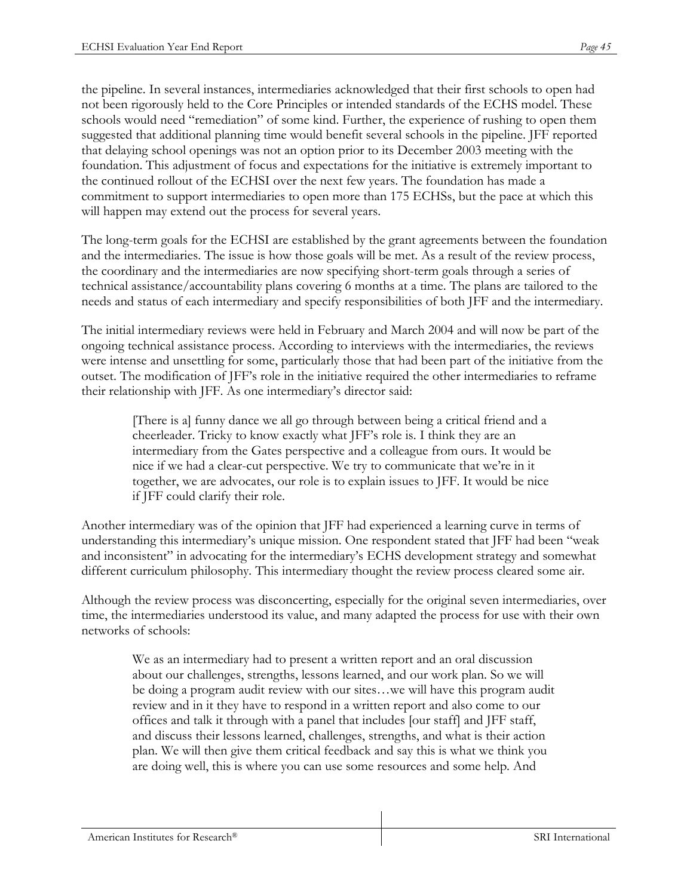the pipeline. In several instances, intermediaries acknowledged that their first schools to open had not been rigorously held to the Core Principles or intended standards of the ECHS model. These schools would need "remediation" of some kind. Further, the experience of rushing to open them suggested that additional planning time would benefit several schools in the pipeline. JFF reported that delaying school openings was not an option prior to its December 2003 meeting with the foundation. This adjustment of focus and expectations for the initiative is extremely important to the continued rollout of the ECHSI over the next few years. The foundation has made a commitment to support intermediaries to open more than 175 ECHSs, but the pace at which this will happen may extend out the process for several years.

The long-term goals for the ECHSI are established by the grant agreements between the foundation and the intermediaries. The issue is how those goals will be met. As a result of the review process, the coordinary and the intermediaries are now specifying short-term goals through a series of technical assistance/accountability plans covering 6 months at a time. The plans are tailored to the needs and status of each intermediary and specify responsibilities of both JFF and the intermediary.

The initial intermediary reviews were held in February and March 2004 and will now be part of the ongoing technical assistance process. According to interviews with the intermediaries, the reviews were intense and unsettling for some, particularly those that had been part of the initiative from the outset. The modification of JFF's role in the initiative required the other intermediaries to reframe their relationship with JFF. As one intermediary's director said:

> [There is a] funny dance we all go through between being a critical friend and a cheerleader. Tricky to know exactly what JFF's role is. I think they are an intermediary from the Gates perspective and a colleague from ours. It would be nice if we had a clear-cut perspective. We try to communicate that we're in it together, we are advocates, our role is to explain issues to JFF. It would be nice if JFF could clarify their role.

Another intermediary was of the opinion that JFF had experienced a learning curve in terms of understanding this intermediary's unique mission. One respondent stated that JFF had been "weak and inconsistent" in advocating for the intermediary's ECHS development strategy and somewhat different curriculum philosophy. This intermediary thought the review process cleared some air.

Although the review process was disconcerting, especially for the original seven intermediaries, over time, the intermediaries understood its value, and many adapted the process for use with their own networks of schools:

> We as an intermediary had to present a written report and an oral discussion about our challenges, strengths, lessons learned, and our work plan. So we will be doing a program audit review with our sites…we will have this program audit review and in it they have to respond in a written report and also come to our offices and talk it through with a panel that includes [our staff] and JFF staff, and discuss their lessons learned, challenges, strengths, and what is their action plan. We will then give them critical feedback and say this is what we think you are doing well, this is where you can use some resources and some help. And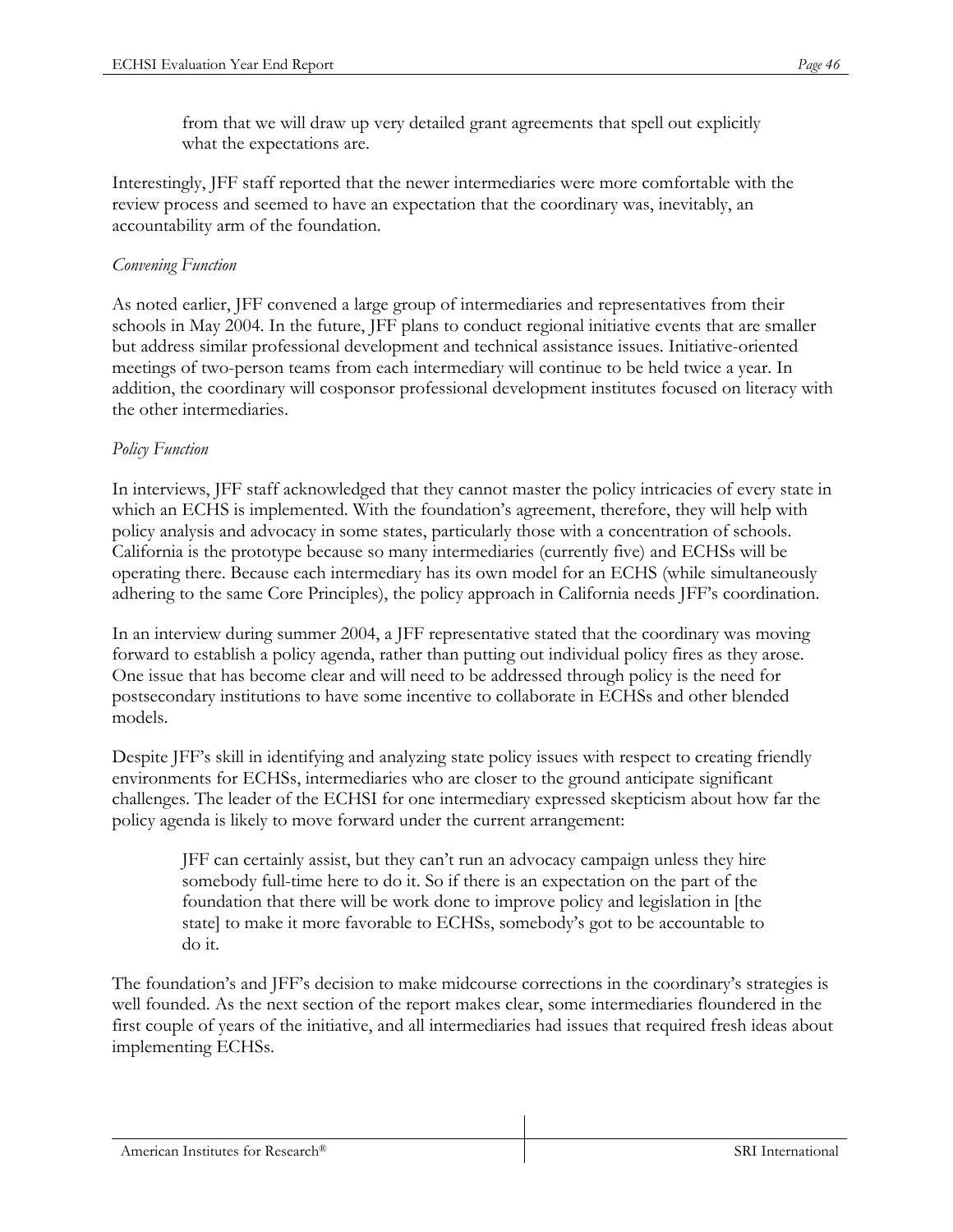> from that we will draw up very detailed grant agreements that spell out explicitly what the expectations are.

Interestingly, JFF staff reported that the newer intermediaries were more comfortable with the review process and seemed to have an expectation that the coordinary was, inevitably, an accountability arm of the foundation.

*Convening Function*

As noted earlier, JFF convened a large group of intermediaries and representatives from their schools in May 2004. In the future, JFF plans to conduct regional initiative events that are smaller but address similar professional development and technical assistance issues. Initiative-oriented meetings of two-person teams from each intermediary will continue to be held twice a year. In addition, the coordinary will cosponsor professional development institutes focused on literacy with the other intermediaries.

*Policy Function*

In interviews, JFF staff acknowledged that they cannot master the policy intricacies of every state in which an ECHS is implemented. With the foundation's agreement, therefore, they will help with policy analysis and advocacy in some states, particularly those with a concentration of schools. California is the prototype because so many intermediaries (currently five) and ECHSs will be operating there. Because each intermediary has its own model for an ECHS (while simultaneously adhering to the same Core Principles), the policy approach in California needs JFF's coordination.

In an interview during summer 2004, a JFF representative stated that the coordinary was moving forward to establish a policy agenda, rather than putting out individual policy fires as they arose. One issue that has become clear and will need to be addressed through policy is the need for postsecondary institutions to have some incentive to collaborate in ECHSs and other blended models.

Despite JFF's skill in identifying and analyzing state policy issues with respect to creating friendly environments for ECHSs, intermediaries who are closer to the ground anticipate significant challenges. The leader of the ECHSI for one intermediary expressed skepticism about how far the policy agenda is likely to move forward under the current arrangement:

> JFF can certainly assist, but they can't run an advocacy campaign unless they hire somebody full-time here to do it. So if there is an expectation on the part of the foundation that there will be work done to improve policy and legislation in [the state] to make it more favorable to ECHSs, somebody's got to be accountable to do it.

The foundation's and JFF's decision to make midcourse corrections in the coordinary's strategies is well founded. As the next section of the report makes clear, some intermediaries floundered in the first couple of years of the initiative, and all intermediaries had issues that required fresh ideas about implementing ECHSs.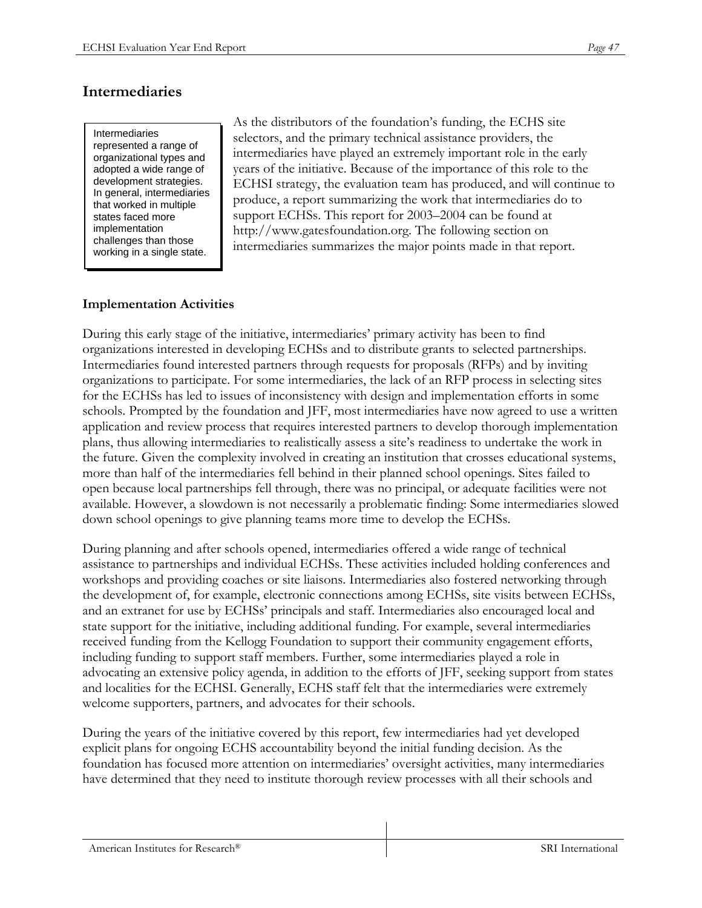## Intermediaries

> Intermediaries represented a range of organizational types and adopted a wide range of development strategies. In general, intermediaries that worked in multiple states faced more implementation challenges than those working in a single state.

As the distributors of the foundation's funding, the ECHS site selectors, and the primary technical assistance providers, the intermediaries have played an extremely important role in the early years of the initiative. Because of the importance of this role to the ECHSI strategy, the evaluation team has produced, and will continue to produce, a report summarizing the work that intermediaries do to support ECHSs. This report for 2003–2004 can be found at http://www.gatesfoundation.org. The following section on intermediaries summarizes the major points made in that report.

### Implementation Activities

During this early stage of the initiative, intermediaries' primary activity has been to find organizations interested in developing ECHSs and to distribute grants to selected partnerships. Intermediaries found interested partners through requests for proposals (RFPs) and by inviting organizations to participate. For some intermediaries, the lack of an RFP process in selecting sites for the ECHSs has led to issues of inconsistency with design and implementation efforts in some schools. Prompted by the foundation and JFF, most intermediaries have now agreed to use a written application and review process that requires interested partners to develop thorough implementation plans, thus allowing intermediaries to realistically assess a site's readiness to undertake the work in the future. Given the complexity involved in creating an institution that crosses educational systems, more than half of the intermediaries fell behind in their planned school openings. Sites failed to open because local partnerships fell through, there was no principal, or adequate facilities were not available. However, a slowdown is not necessarily a problematic finding: Some intermediaries slowed down school openings to give planning teams more time to develop the ECHSs.

During planning and after schools opened, intermediaries offered a wide range of technical assistance to partnerships and individual ECHSs. These activities included holding conferences and workshops and providing coaches or site liaisons. Intermediaries also fostered networking through the development of, for example, electronic connections among ECHSs, site visits between ECHSs, and an extranet for use by ECHSs' principals and staff. Intermediaries also encouraged local and state support for the initiative, including additional funding. For example, several intermediaries received funding from the Kellogg Foundation to support their community engagement efforts, including funding to support staff members. Further, some intermediaries played a role in advocating an extensive policy agenda, in addition to the efforts of JFF, seeking support from states and localities for the ECHSI. Generally, ECHS staff felt that the intermediaries were extremely welcome supporters, partners, and advocates for their schools.

During the years of the initiative covered by this report, few intermediaries had yet developed explicit plans for ongoing ECHS accountability beyond the initial funding decision. As the foundation has focused more attention on intermediaries' oversight activities, many intermediaries have determined that they need to institute thorough review processes with all their schools and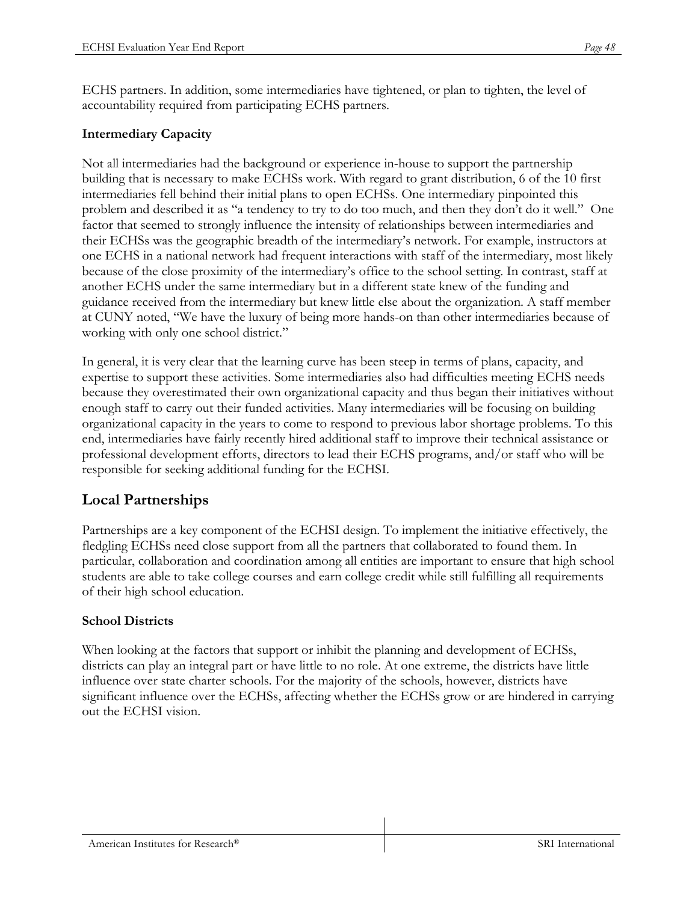ECHS partners. In addition, some intermediaries have tightened, or plan to tighten, the level of accountability required from participating ECHS partners.

### Intermediary Capacity

Not all intermediaries had the background or experience in-house to support the partnership building that is necessary to make ECHSs work. With regard to grant distribution, 6 of the 10 first intermediaries fell behind their initial plans to open ECHSs. One intermediary pinpointed this problem and described it as "a tendency to try to do too much, and then they don't do it well." One factor that seemed to strongly influence the intensity of relationships between intermediaries and their ECHSs was the geographic breadth of the intermediary's network. For example, instructors at one ECHS in a national network had frequent interactions with staff of the intermediary, most likely because of the close proximity of the intermediary's office to the school setting. In contrast, staff at another ECHS under the same intermediary but in a different state knew of the funding and guidance received from the intermediary but knew little else about the organization. A staff member at CUNY noted, "We have the luxury of being more hands-on than other intermediaries because of working with only one school district."

In general, it is very clear that the learning curve has been steep in terms of plans, capacity, and expertise to support these activities. Some intermediaries also had difficulties meeting ECHS needs because they overestimated their own organizational capacity and thus began their initiatives without enough staff to carry out their funded activities. Many intermediaries will be focusing on building organizational capacity in the years to come to respond to previous labor shortage problems. To this end, intermediaries have fairly recently hired additional staff to improve their technical assistance or professional development efforts, directors to lead their ECHS programs, and/or staff who will be responsible for seeking additional funding for the ECHSI.

## Local Partnerships

Partnerships are a key component of the ECHSI design. To implement the initiative effectively, the fledgling ECHSs need close support from all the partners that collaborated to found them. In particular, collaboration and coordination among all entities are important to ensure that high school students are able to take college courses and earn college credit while still fulfilling all requirements of their high school education.

### School Districts

When looking at the factors that support or inhibit the planning and development of ECHSs, districts can play an integral part or have little to no role. At one extreme, the districts have little influence over state charter schools. For the majority of the schools, however, districts have significant influence over the ECHSs, affecting whether the ECHSs grow or are hindered in carrying out the ECHSI vision.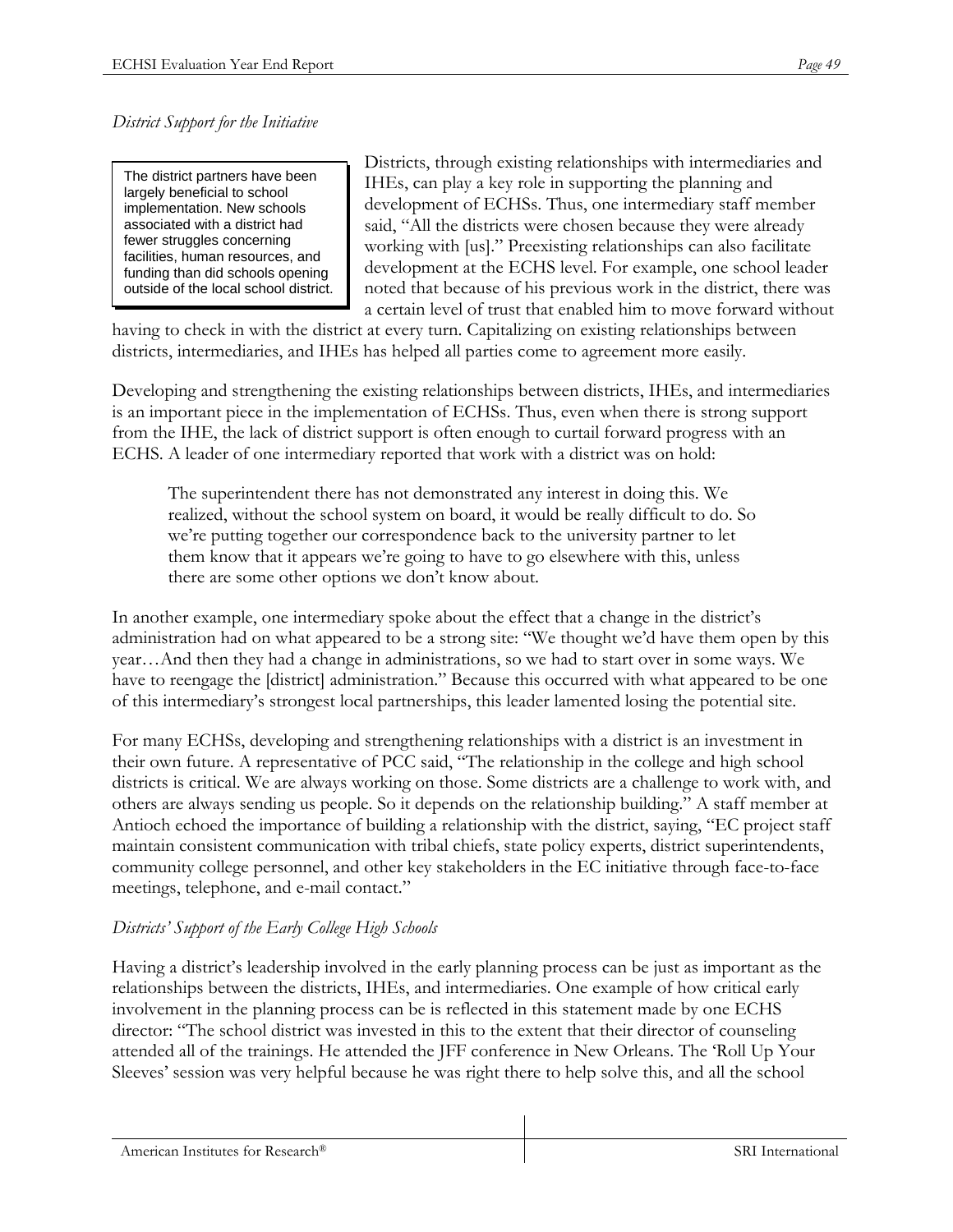*District Support for the Initiative*

> The district partners have been largely beneficial to school implementation. New schools associated with a district had fewer struggles concerning facilities, human resources, and funding than did schools opening outside of the local school district.

Districts, through existing relationships with intermediaries and IHEs, can play a key role in supporting the planning and development of ECHSs. Thus, one intermediary staff member said, "All the districts were chosen because they were already working with [us]." Preexisting relationships can also facilitate development at the ECHS level. For example, one school leader noted that because of his previous work in the district, there was a certain level of trust that enabled him to move forward without having to check in with the district at every turn. Capitalizing on existing relationships between districts, intermediaries, and IHEs has helped all parties come to agreement more easily.

Developing and strengthening the existing relationships between districts, IHEs, and intermediaries is an important piece in the implementation of ECHSs. Thus, even when there is strong support from the IHE, the lack of district support is often enough to curtail forward progress with an ECHS. A leader of one intermediary reported that work with a district was on hold:

> The superintendent there has not demonstrated any interest in doing this. We realized, without the school system on board, it would be really difficult to do. So we're putting together our correspondence back to the university partner to let them know that it appears we're going to have to go elsewhere with this, unless there are some other options we don't know about.

In another example, one intermediary spoke about the effect that a change in the district's administration had on what appeared to be a strong site: "We thought we'd have them open by this year…And then they had a change in administrations, so we had to start over in some ways. We have to reengage the [district] administration." Because this occurred with what appeared to be one of this intermediary's strongest local partnerships, this leader lamented losing the potential site.

For many ECHSs, developing and strengthening relationships with a district is an investment in their own future. A representative of PCC said, "The relationship in the college and high school districts is critical. We are always working on those. Some districts are a challenge to work with, and others are always sending us people. So it depends on the relationship building." A staff member at Antioch echoed the importance of building a relationship with the district, saying, "EC project staff maintain consistent communication with tribal chiefs, state policy experts, district superintendents, community college personnel, and other key stakeholders in the EC initiative through face-to-face meetings, telephone, and e-mail contact."

*Districts' Support of the Early College High Schools*

Having a district's leadership involved in the early planning process can be just as important as the relationships between the districts, IHEs, and intermediaries. One example of how critical early involvement in the planning process can be is reflected in this statement made by one ECHS director: "The school district was invested in this to the extent that their director of counseling attended all of the trainings. He attended the JFF conference in New Orleans. The 'Roll Up Your Sleeves' session was very helpful because he was right there to help solve this, and all the school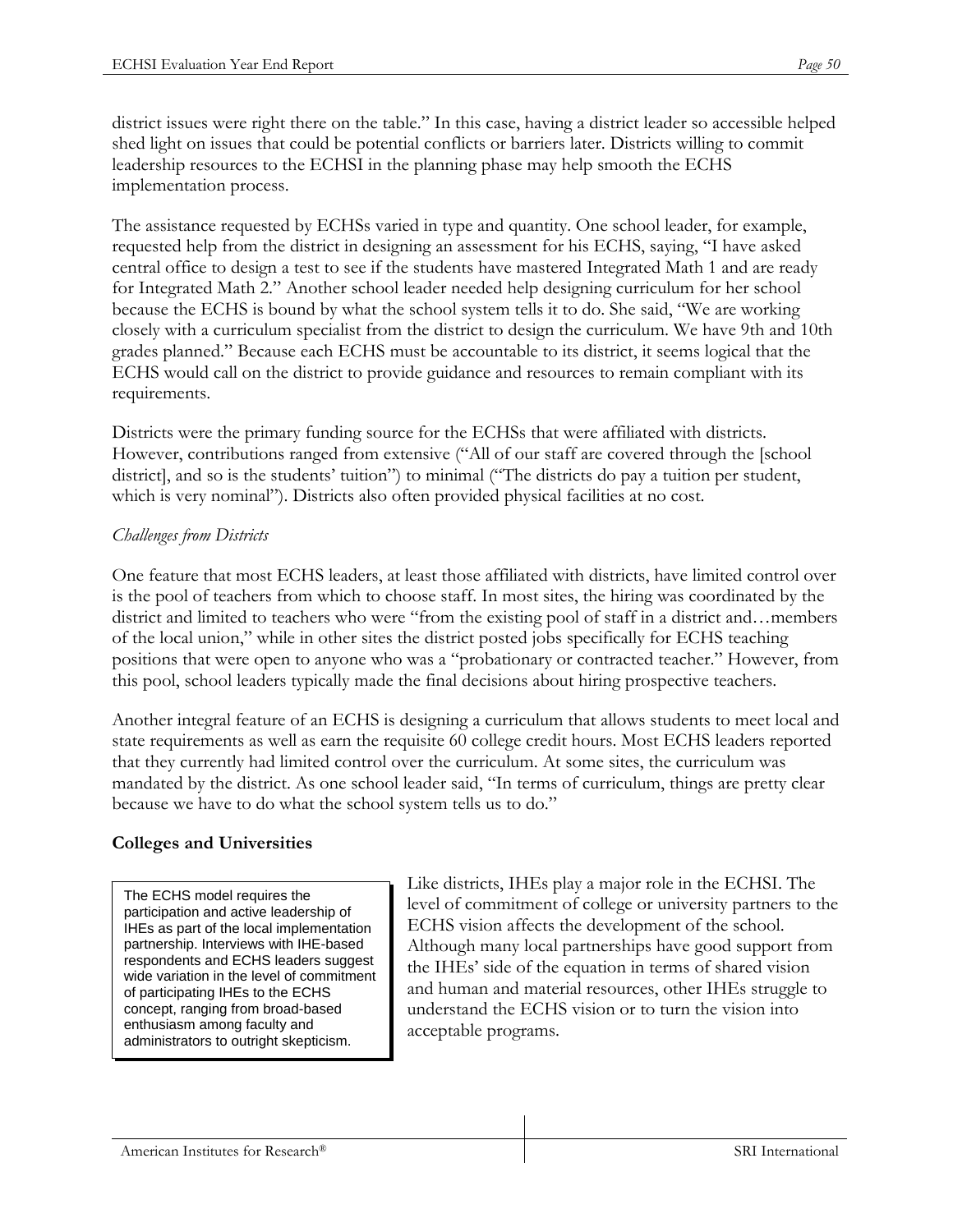district issues were right there on the table." In this case, having a district leader so accessible helped shed light on issues that could be potential conflicts or barriers later. Districts willing to commit leadership resources to the ECHSI in the planning phase may help smooth the ECHS implementation process.

The assistance requested by ECHSs varied in type and quantity. One school leader, for example, requested help from the district in designing an assessment for his ECHS, saying, "I have asked central office to design a test to see if the students have mastered Integrated Math 1 and are ready for Integrated Math 2." Another school leader needed help designing curriculum for her school because the ECHS is bound by what the school system tells it to do. She said, "We are working closely with a curriculum specialist from the district to design the curriculum. We have 9th and 10th grades planned." Because each ECHS must be accountable to its district, it seems logical that the ECHS would call on the district to provide guidance and resources to remain compliant with its requirements.

Districts were the primary funding source for the ECHSs that were affiliated with districts. However, contributions ranged from extensive ("All of our staff are covered through the [school district], and so is the students' tuition") to minimal ("The districts do pay a tuition per student, which is very nominal"). Districts also often provided physical facilities at no cost.

*Challenges from Districts*

One feature that most ECHS leaders, at least those affiliated with districts, have limited control over is the pool of teachers from which to choose staff. In most sites, the hiring was coordinated by the district and limited to teachers who were "from the existing pool of staff in a district and…members of the local union," while in other sites the district posted jobs specifically for ECHS teaching positions that were open to anyone who was a "probationary or contracted teacher." However, from this pool, school leaders typically made the final decisions about hiring prospective teachers.

Another integral feature of an ECHS is designing a curriculum that allows students to meet local and state requirements as well as earn the requisite 60 college credit hours. Most ECHS leaders reported that they currently had limited control over the curriculum. At some sites, the curriculum was mandated by the district. As one school leader said, "In terms of curriculum, things are pretty clear because we have to do what the school system tells us to do."

**Colleges and Universities**

> The ECHS model requires the participation and active leadership of IHEs as part of the local implementation partnership. Interviews with IHE-based respondents and ECHS leaders suggest wide variation in the level of commitment of participating IHEs to the ECHS concept, ranging from broad-based enthusiasm among faculty and administrators to outright skepticism.

Like districts, IHEs play a major role in the ECHSI. The level of commitment of college or university partners to the ECHS vision affects the development of the school. Although many local partnerships have good support from the IHEs' side of the equation in terms of shared vision and human and material resources, other IHEs struggle to understand the ECHS vision or to turn the vision into acceptable programs.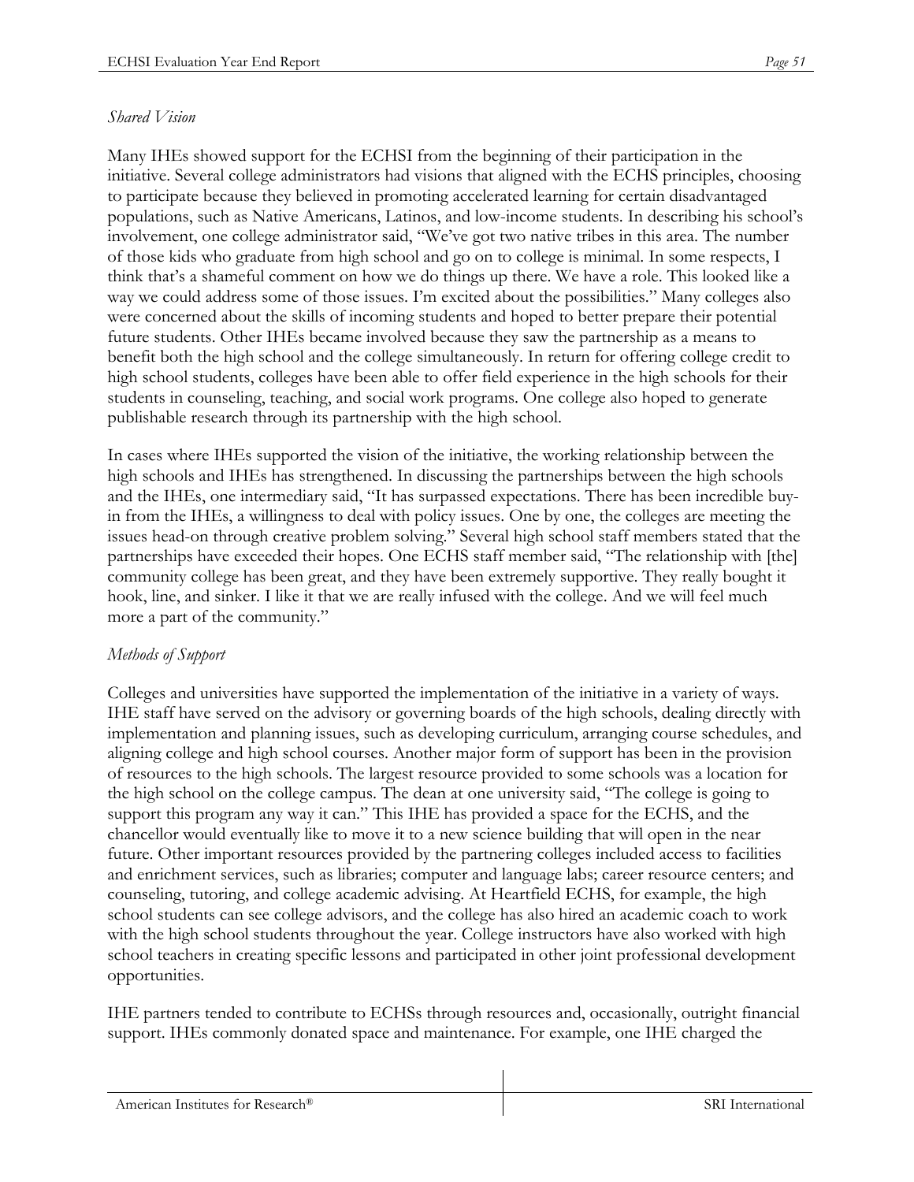*Shared Vision*

Many IHEs showed support for the ECHSI from the beginning of their participation in the initiative. Several college administrators had visions that aligned with the ECHS principles, choosing to participate because they believed in promoting accelerated learning for certain disadvantaged populations, such as Native Americans, Latinos, and low-income students. In describing his school's involvement, one college administrator said, "We've got two native tribes in this area. The number of those kids who graduate from high school and go on to college is minimal. In some respects, I think that's a shameful comment on how we do things up there. We have a role. This looked like a way we could address some of those issues. I'm excited about the possibilities." Many colleges also were concerned about the skills of incoming students and hoped to better prepare their potential future students. Other IHEs became involved because they saw the partnership as a means to benefit both the high school and the college simultaneously. In return for offering college credit to high school students, colleges have been able to offer field experience in the high schools for their students in counseling, teaching, and social work programs. One college also hoped to generate publishable research through its partnership with the high school.

In cases where IHEs supported the vision of the initiative, the working relationship between the high schools and IHEs has strengthened. In discussing the partnerships between the high schools and the IHEs, one intermediary said, "It has surpassed expectations. There has been incredible buy-in from the IHEs, a willingness to deal with policy issues. One by one, the colleges are meeting the issues head-on through creative problem solving." Several high school staff members stated that the partnerships have exceeded their hopes. One ECHS staff member said, "The relationship with [the] community college has been great, and they have been extremely supportive. They really bought it hook, line, and sinker. I like it that we are really infused with the college. And we will feel much more a part of the community."

*Methods of Support*

Colleges and universities have supported the implementation of the initiative in a variety of ways. IHE staff have served on the advisory or governing boards of the high schools, dealing directly with implementation and planning issues, such as developing curriculum, arranging course schedules, and aligning college and high school courses. Another major form of support has been in the provision of resources to the high schools. The largest resource provided to some schools was a location for the high school on the college campus. The dean at one university said, "The college is going to support this program any way it can." This IHE has provided a space for the ECHS, and the chancellor would eventually like to move it to a new science building that will open in the near future. Other important resources provided by the partnering colleges included access to facilities and enrichment services, such as libraries; computer and language labs; career resource centers; and counseling, tutoring, and college academic advising. At Heartfield ECHS, for example, the high school students can see college advisors, and the college has also hired an academic coach to work with the high school students throughout the year. College instructors have also worked with high school teachers in creating specific lessons and participated in other joint professional development opportunities.

IHE partners tended to contribute to ECHSs through resources and, occasionally, outright financial support. IHEs commonly donated space and maintenance. For example, one IHE charged the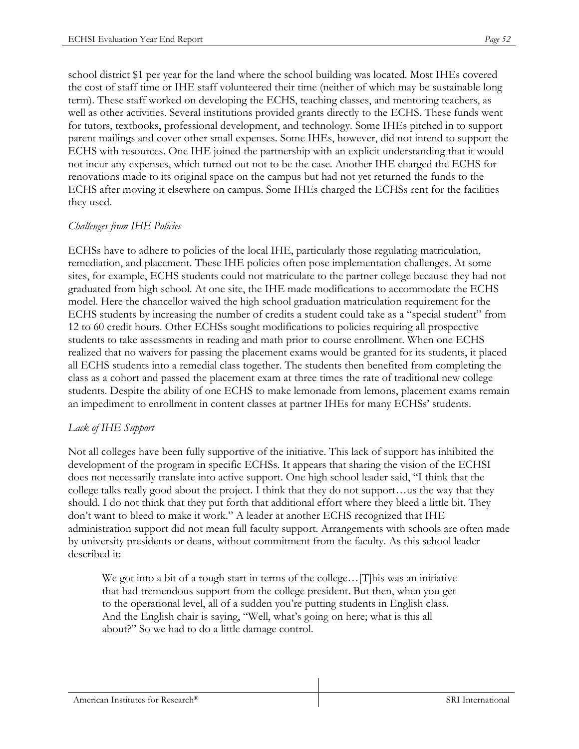school district $1 per year for the land where the school building was located. Most IHEs covered the cost of staff time or IHE staff volunteered their time (neither of which may be sustainable long term). These staff worked on developing the ECHS, teaching classes, and mentoring teachers, as well as other activities. Several institutions provided grants directly to the ECHS. These funds went for tutors, textbooks, professional development, and technology. Some IHEs pitched in to support parent mailings and cover other small expenses. Some IHEs, however, did not intend to support the ECHS with resources. One IHE joined the partnership with an explicit understanding that it would not incur any expenses, which turned out not to be the case. Another IHE charged the ECHS for renovations made to its original space on the campus but had not yet returned the funds to the ECHS after moving it elsewhere on campus. Some IHEs charged the ECHSs rent for the facilities they used.

*Challenges from IHE Policies*

ECHSs have to adhere to policies of the local IHE, particularly those regulating matriculation, remediation, and placement. These IHE policies often pose implementation challenges. At some sites, for example, ECHS students could not matriculate to the partner college because they had not graduated from high school. At one site, the IHE made modifications to accommodate the ECHS model. Here the chancellor waived the high school graduation matriculation requirement for the ECHS students by increasing the number of credits a student could take as a "special student" from 12 to 60 credit hours. Other ECHSs sought modifications to policies requiring all prospective students to take assessments in reading and math prior to course enrollment. When one ECHS realized that no waivers for passing the placement exams would be granted for its students, it placed all ECHS students into a remedial class together. The students then benefited from completing the class as a cohort and passed the placement exam at three times the rate of traditional new college students. Despite the ability of one ECHS to make lemonade from lemons, placement exams remain an impediment to enrollment in content classes at partner IHEs for many ECHSs' students.

*Lack of IHE Support*

Not all colleges have been fully supportive of the initiative. This lack of support has inhibited the development of the program in specific ECHSs. It appears that sharing the vision of the ECHSI does not necessarily translate into active support. One high school leader said, "I think that the college talks really good about the project. I think that they do not support…us the way that they should. I do not think that they put forth that additional effort where they bleed a little bit. They don't want to bleed to make it work." A leader at another ECHS recognized that IHE administration support did not mean full faculty support. Arrangements with schools are often made by university presidents or deans, without commitment from the faculty. As this school leader described it:

> We got into a bit of a rough start in terms of the college…[T]his was an initiative that had tremendous support from the college president. But then, when you get to the operational level, all of a sudden you're putting students in English class. And the English chair is saying, "Well, what's going on here; what is this all about?" So we had to do a little damage control.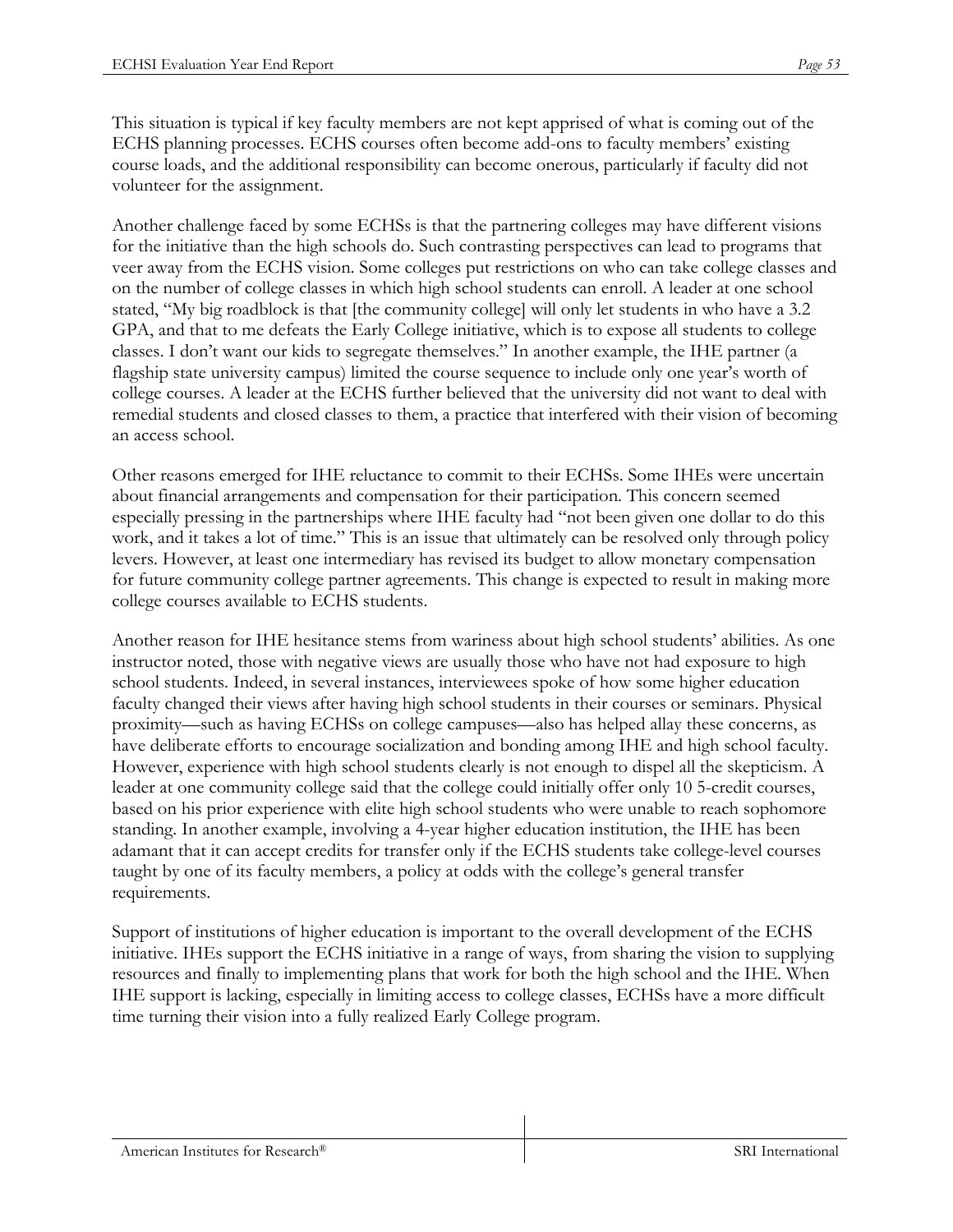This situation is typical if key faculty members are not kept apprised of what is coming out of the ECHS planning processes. ECHS courses often become add-ons to faculty members' existing course loads, and the additional responsibility can become onerous, particularly if faculty did not volunteer for the assignment.

Another challenge faced by some ECHSs is that the partnering colleges may have different visions for the initiative than the high schools do. Such contrasting perspectives can lead to programs that veer away from the ECHS vision. Some colleges put restrictions on who can take college classes and on the number of college classes in which high school students can enroll. A leader at one school stated, "My big roadblock is that [the community college] will only let students in who have a 3.2 GPA, and that to me defeats the Early College initiative, which is to expose all students to college classes. I don't want our kids to segregate themselves." In another example, the IHE partner (a flagship state university campus) limited the course sequence to include only one year's worth of college courses. A leader at the ECHS further believed that the university did not want to deal with remedial students and closed classes to them, a practice that interfered with their vision of becoming an access school.

Other reasons emerged for IHE reluctance to commit to their ECHSs. Some IHEs were uncertain about financial arrangements and compensation for their participation. This concern seemed especially pressing in the partnerships where IHE faculty had "not been given one dollar to do this work, and it takes a lot of time." This is an issue that ultimately can be resolved only through policy levers. However, at least one intermediary has revised its budget to allow monetary compensation for future community college partner agreements. This change is expected to result in making more college courses available to ECHS students.

Another reason for IHE hesitance stems from wariness about high school students' abilities. As one instructor noted, those with negative views are usually those who have not had exposure to high school students. Indeed, in several instances, interviewees spoke of how some higher education faculty changed their views after having high school students in their courses or seminars. Physical proximity—such as having ECHSs on college campuses—also has helped allay these concerns, as have deliberate efforts to encourage socialization and bonding among IHE and high school faculty. However, experience with high school students clearly is not enough to dispel all the skepticism. A leader at one community college said that the college could initially offer only 10 5-credit courses, based on his prior experience with elite high school students who were unable to reach sophomore standing. In another example, involving a 4-year higher education institution, the IHE has been adamant that it can accept credits for transfer only if the ECHS students take college-level courses taught by one of its faculty members, a policy at odds with the college's general transfer requirements.

Support of institutions of higher education is important to the overall development of the ECHS initiative. IHEs support the ECHS initiative in a range of ways, from sharing the vision to supplying resources and finally to implementing plans that work for both the high school and the IHE. When IHE support is lacking, especially in limiting access to college classes, ECHSs have a more difficult time turning their vision into a fully realized Early College program.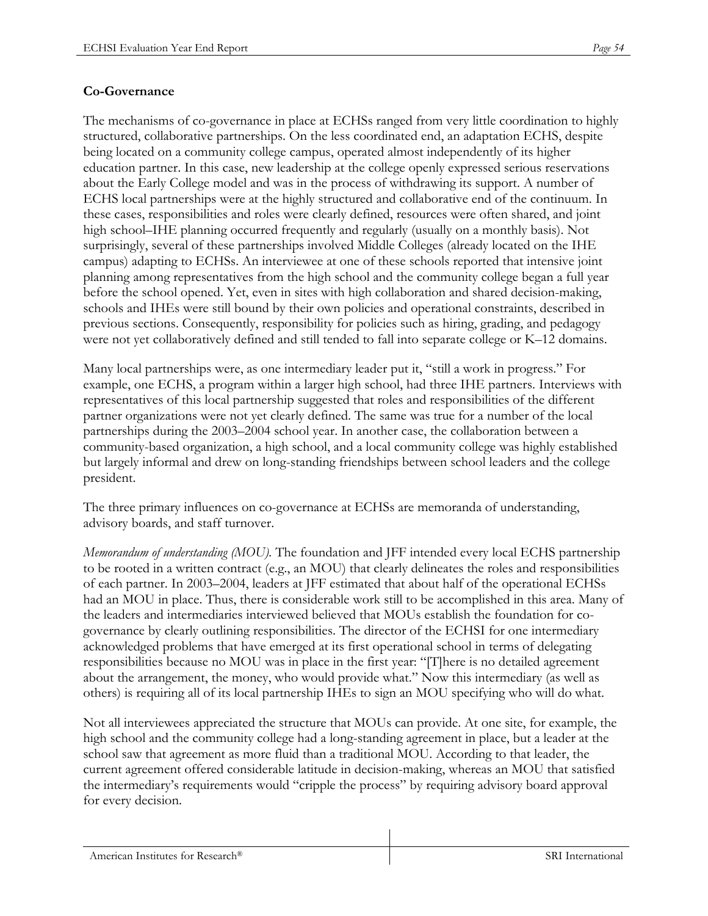## Co-Governance

The mechanisms of co-governance in place at ECHSs ranged from very little coordination to highly structured, collaborative partnerships. On the less coordinated end, an adaptation ECHS, despite being located on a community college campus, operated almost independently of its higher education partner. In this case, new leadership at the college openly expressed serious reservations about the Early College model and was in the process of withdrawing its support. A number of ECHS local partnerships were at the highly structured and collaborative end of the continuum. In these cases, responsibilities and roles were clearly defined, resources were often shared, and joint high school–IHE planning occurred frequently and regularly (usually on a monthly basis). Not surprisingly, several of these partnerships involved Middle Colleges (already located on the IHE campus) adapting to ECHSs. An interviewee at one of these schools reported that intensive joint planning among representatives from the high school and the community college began a full year before the school opened. Yet, even in sites with high collaboration and shared decision-making, schools and IHEs were still bound by their own policies and operational constraints, described in previous sections. Consequently, responsibility for policies such as hiring, grading, and pedagogy were not yet collaboratively defined and still tended to fall into separate college or K–12 domains.

Many local partnerships were, as one intermediary leader put it, "still a work in progress." For example, one ECHS, a program within a larger high school, had three IHE partners. Interviews with representatives of this local partnership suggested that roles and responsibilities of the different partner organizations were not yet clearly defined. The same was true for a number of the local partnerships during the 2003–2004 school year. In another case, the collaboration between a community-based organization, a high school, and a local community college was highly established but largely informal and drew on long-standing friendships between school leaders and the college president.

The three primary influences on co-governance at ECHSs are memoranda of understanding, advisory boards, and staff turnover.

*Memorandum of understanding (MOU).* The foundation and JFF intended every local ECHS partnership to be rooted in a written contract (e.g., an MOU) that clearly delineates the roles and responsibilities of each partner. In 2003–2004, leaders at JFF estimated that about half of the operational ECHSs had an MOU in place. Thus, there is considerable work still to be accomplished in this area. Many of the leaders and intermediaries interviewed believed that MOUs establish the foundation for co-governance by clearly outlining responsibilities. The director of the ECHSI for one intermediary acknowledged problems that have emerged at its first operational school in terms of delegating responsibilities because no MOU was in place in the first year: "[T]here is no detailed agreement about the arrangement, the money, who would provide what." Now this intermediary (as well as others) is requiring all of its local partnership IHEs to sign an MOU specifying who will do what.

Not all interviewees appreciated the structure that MOUs can provide. At one site, for example, the high school and the community college had a long-standing agreement in place, but a leader at the school saw that agreement as more fluid than a traditional MOU. According to that leader, the current agreement offered considerable latitude in decision-making, whereas an MOU that satisfied the intermediary's requirements would "cripple the process" by requiring advisory board approval for every decision.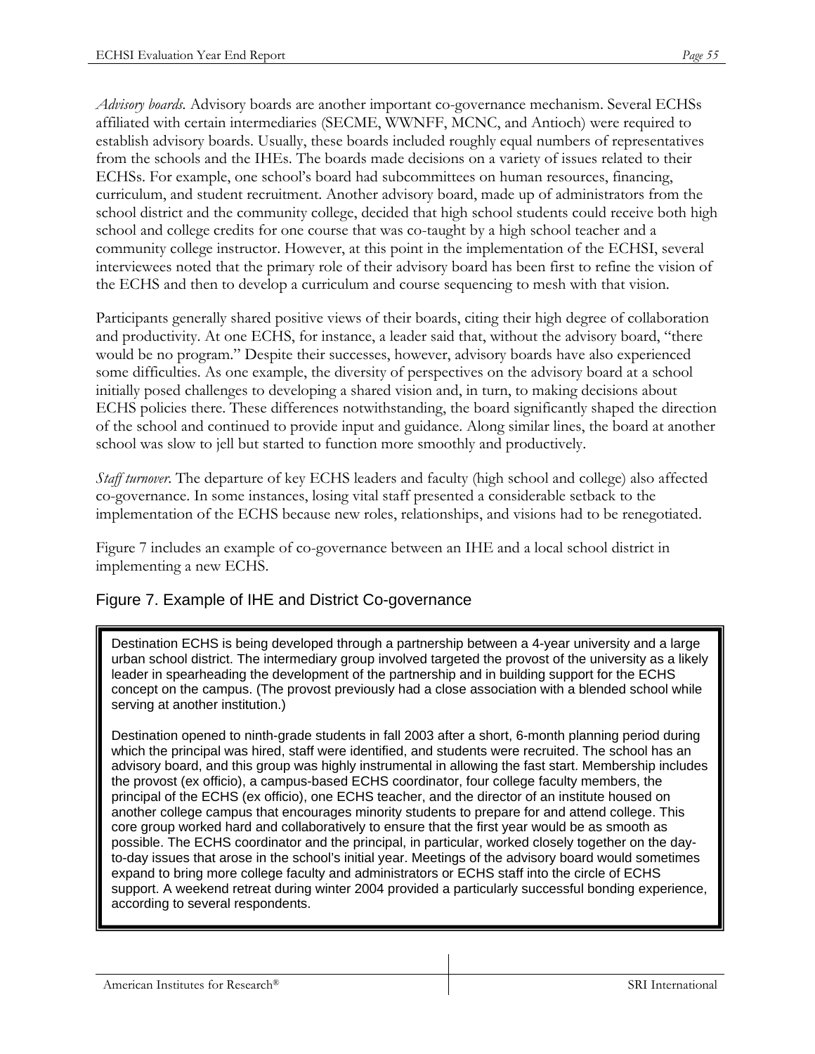*Advisory boards.* Advisory boards are another important co-governance mechanism. Several ECHSs affiliated with certain intermediaries (SECME, WWNFF, MCNC, and Antioch) were required to establish advisory boards. Usually, these boards included roughly equal numbers of representatives from the schools and the IHEs. The boards made decisions on a variety of issues related to their ECHSs. For example, one school's board had subcommittees on human resources, financing, curriculum, and student recruitment. Another advisory board, made up of administrators from the school district and the community college, decided that high school students could receive both high school and college credits for one course that was co-taught by a high school teacher and a community college instructor. However, at this point in the implementation of the ECHSI, several interviewees noted that the primary role of their advisory board has been first to refine the vision of the ECHS and then to develop a curriculum and course sequencing to mesh with that vision.

Participants generally shared positive views of their boards, citing their high degree of collaboration and productivity. At one ECHS, for instance, a leader said that, without the advisory board, "there would be no program." Despite their successes, however, advisory boards have also experienced some difficulties. As one example, the diversity of perspectives on the advisory board at a school initially posed challenges to developing a shared vision and, in turn, to making decisions about ECHS policies there. These differences notwithstanding, the board significantly shaped the direction of the school and continued to provide input and guidance. Along similar lines, the board at another school was slow to jell but started to function more smoothly and productively.

*Staff turnover.* The departure of key ECHS leaders and faculty (high school and college) also affected co-governance. In some instances, losing vital staff presented a considerable setback to the implementation of the ECHS because new roles, relationships, and visions had to be renegotiated.

Figure 7 includes an example of co-governance between an IHE and a local school district in implementing a new ECHS.

## Figure 7. Example of IHE and District Co-governance

Destination ECHS is being developed through a partnership between a 4-year university and a large urban school district. The intermediary group involved targeted the provost of the university as a likely leader in spearheading the development of the partnership and in building support for the ECHS concept on the campus. (The provost previously had a close association with a blended school while serving at another institution.)

Destination opened to ninth-grade students in fall 2003 after a short, 6-month planning period during which the principal was hired, staff were identified, and students were recruited. The school has an advisory board, and this group was highly instrumental in allowing the fast start. Membership includes the provost (ex officio), a campus-based ECHS coordinator, four college faculty members, the principal of the ECHS (ex officio), one ECHS teacher, and the director of an institute housed on another college campus that encourages minority students to prepare for and attend college. This core group worked hard and collaboratively to ensure that the first year would be as smooth as possible. The ECHS coordinator and the principal, in particular, worked closely together on the day-to-day issues that arose in the school's initial year. Meetings of the advisory board would sometimes expand to bring more college faculty and administrators or ECHS staff into the circle of ECHS support. A weekend retreat during winter 2004 provided a particularly successful bonding experience, according to several respondents.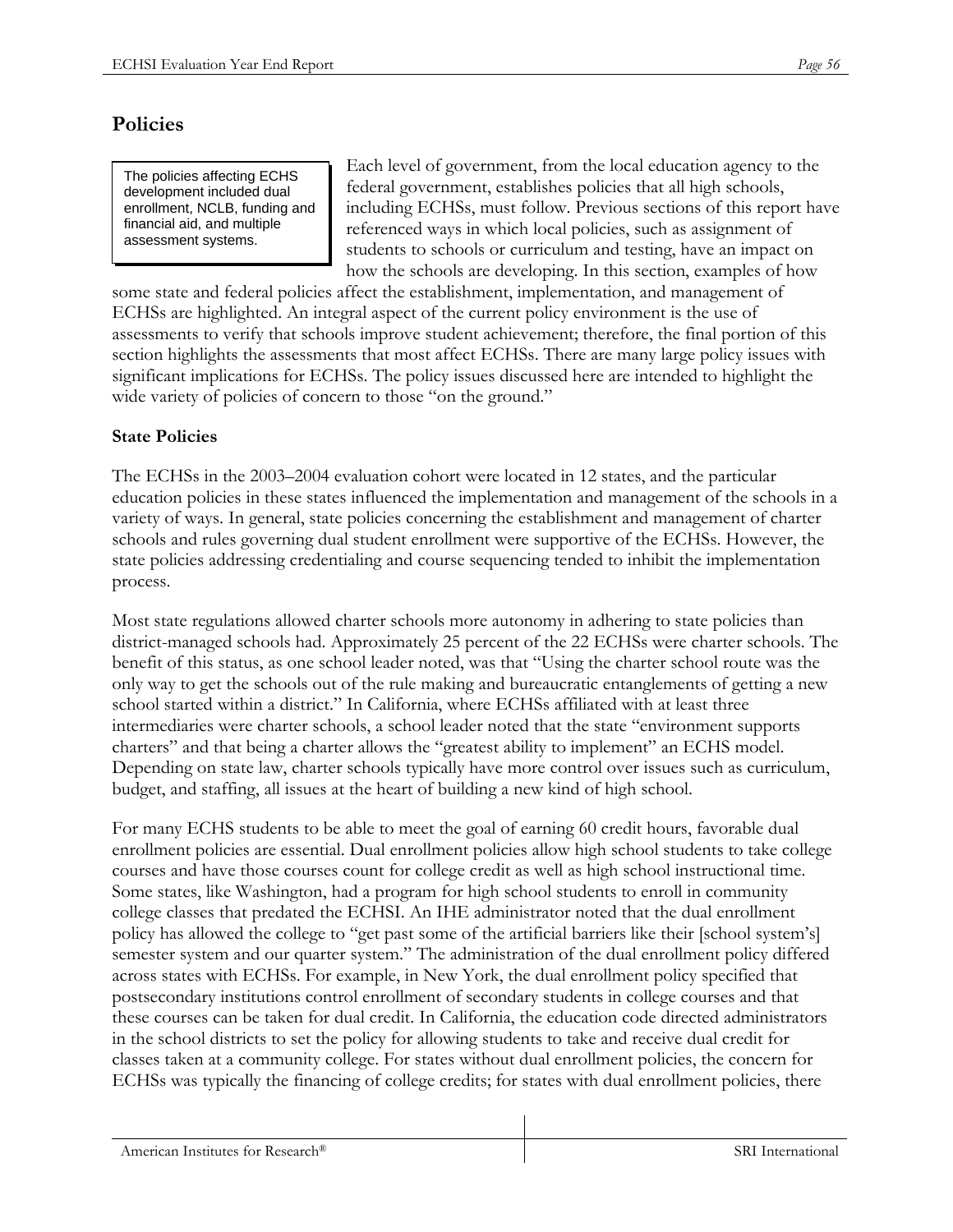## Policies

> The policies affecting ECHS development included dual enrollment, NCLB, funding and financial aid, and multiple assessment systems.

Each level of government, from the local education agency to the federal government, establishes policies that all high schools, including ECHSs, must follow. Previous sections of this report have referenced ways in which local policies, such as assignment of students to schools or curriculum and testing, have an impact on how the schools are developing. In this section, examples of how some state and federal policies affect the establishment, implementation, and management of ECHSs are highlighted. An integral aspect of the current policy environment is the use of assessments to verify that schools improve student achievement; therefore, the final portion of this section highlights the assessments that most affect ECHSs. There are many large policy issues with significant implications for ECHSs. The policy issues discussed here are intended to highlight the wide variety of policies of concern to those "on the ground."

### State Policies

The ECHSs in the 2003–2004 evaluation cohort were located in 12 states, and the particular education policies in these states influenced the implementation and management of the schools in a variety of ways. In general, state policies concerning the establishment and management of charter schools and rules governing dual student enrollment were supportive of the ECHSs. However, the state policies addressing credentialing and course sequencing tended to inhibit the implementation process.

Most state regulations allowed charter schools more autonomy in adhering to state policies than district-managed schools had. Approximately 25 percent of the 22 ECHSs were charter schools. The benefit of this status, as one school leader noted, was that "Using the charter school route was the only way to get the schools out of the rule making and bureaucratic entanglements of getting a new school started within a district." In California, where ECHSs affiliated with at least three intermediaries were charter schools, a school leader noted that the state "environment supports charters" and that being a charter allows the "greatest ability to implement" an ECHS model. Depending on state law, charter schools typically have more control over issues such as curriculum, budget, and staffing, all issues at the heart of building a new kind of high school.

For many ECHS students to be able to meet the goal of earning 60 credit hours, favorable dual enrollment policies are essential. Dual enrollment policies allow high school students to take college courses and have those courses count for college credit as well as high school instructional time. Some states, like Washington, had a program for high school students to enroll in community college classes that predated the ECHSI. An IHE administrator noted that the dual enrollment policy has allowed the college to "get past some of the artificial barriers like their [school system's] semester system and our quarter system." The administration of the dual enrollment policy differed across states with ECHSs. For example, in New York, the dual enrollment policy specified that postsecondary institutions control enrollment of secondary students in college courses and that these courses can be taken for dual credit. In California, the education code directed administrators in the school districts to set the policy for allowing students to take and receive dual credit for classes taken at a community college. For states without dual enrollment policies, the concern for ECHSs was typically the financing of college credits; for states with dual enrollment policies, there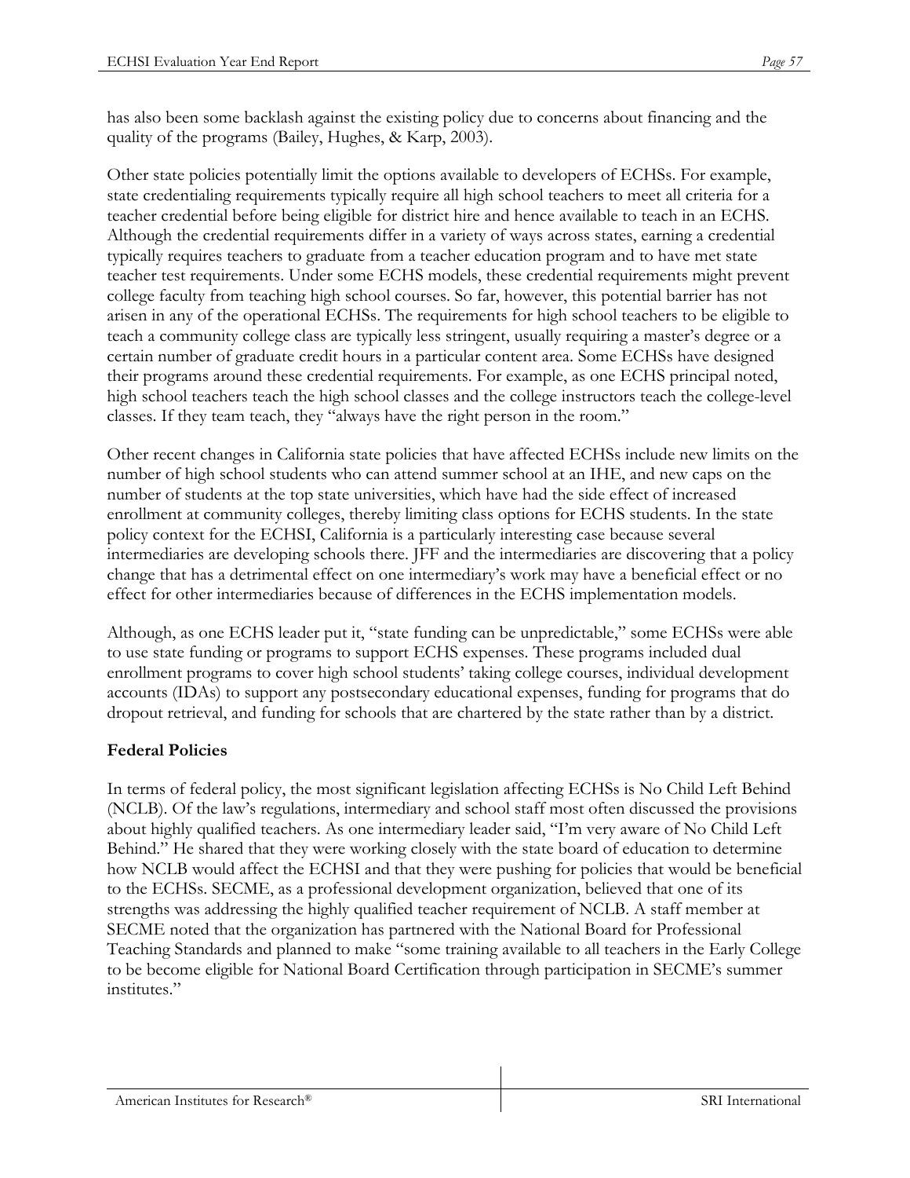has also been some backlash against the existing policy due to concerns about financing and the quality of the programs (Bailey, Hughes, & Karp, 2003).

Other state policies potentially limit the options available to developers of ECHSs. For example, state credentialing requirements typically require all high school teachers to meet all criteria for a teacher credential before being eligible for district hire and hence available to teach in an ECHS. Although the credential requirements differ in a variety of ways across states, earning a credential typically requires teachers to graduate from a teacher education program and to have met state teacher test requirements. Under some ECHS models, these credential requirements might prevent college faculty from teaching high school courses. So far, however, this potential barrier has not arisen in any of the operational ECHSs. The requirements for high school teachers to be eligible to teach a community college class are typically less stringent, usually requiring a master's degree or a certain number of graduate credit hours in a particular content area. Some ECHSs have designed their programs around these credential requirements. For example, as one ECHS principal noted, high school teachers teach the high school classes and the college instructors teach the college-level classes. If they team teach, they "always have the right person in the room."

Other recent changes in California state policies that have affected ECHSs include new limits on the number of high school students who can attend summer school at an IHE, and new caps on the number of students at the top state universities, which have had the side effect of increased enrollment at community colleges, thereby limiting class options for ECHS students. In the state policy context for the ECHSI, California is a particularly interesting case because several intermediaries are developing schools there. JFF and the intermediaries are discovering that a policy change that has a detrimental effect on one intermediary's work may have a beneficial effect or no effect for other intermediaries because of differences in the ECHS implementation models.

Although, as one ECHS leader put it, "state funding can be unpredictable," some ECHSs were able to use state funding or programs to support ECHS expenses. These programs included dual enrollment programs to cover high school students' taking college courses, individual development accounts (IDAs) to support any postsecondary educational expenses, funding for programs that do dropout retrieval, and funding for schools that are chartered by the state rather than by a district.

### Federal Policies

In terms of federal policy, the most significant legislation affecting ECHSs is No Child Left Behind (NCLB). Of the law's regulations, intermediary and school staff most often discussed the provisions about highly qualified teachers. As one intermediary leader said, "I'm very aware of No Child Left Behind." He shared that they were working closely with the state board of education to determine how NCLB would affect the ECHSI and that they were pushing for policies that would be beneficial to the ECHSs. SECME, as a professional development organization, believed that one of its strengths was addressing the highly qualified teacher requirement of NCLB. A staff member at SECME noted that the organization has partnered with the National Board for Professional Teaching Standards and planned to make "some training available to all teachers in the Early College to be become eligible for National Board Certification through participation in SECME's summer institutes."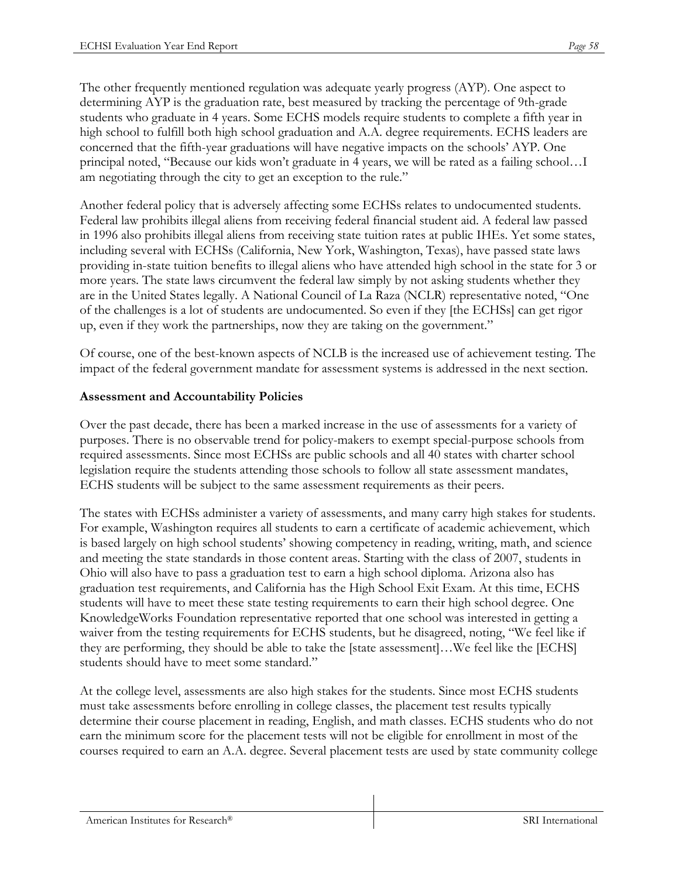The other frequently mentioned regulation was adequate yearly progress (AYP). One aspect to determining AYP is the graduation rate, best measured by tracking the percentage of 9th-grade students who graduate in 4 years. Some ECHS models require students to complete a fifth year in high school to fulfill both high school graduation and A.A. degree requirements. ECHS leaders are concerned that the fifth-year graduations will have negative impacts on the schools' AYP. One principal noted, "Because our kids won't graduate in 4 years, we will be rated as a failing school…I am negotiating through the city to get an exception to the rule."

Another federal policy that is adversely affecting some ECHSs relates to undocumented students. Federal law prohibits illegal aliens from receiving federal financial student aid. A federal law passed in 1996 also prohibits illegal aliens from receiving state tuition rates at public IHEs. Yet some states, including several with ECHSs (California, New York, Washington, Texas), have passed state laws providing in-state tuition benefits to illegal aliens who have attended high school in the state for 3 or more years. The state laws circumvent the federal law simply by not asking students whether they are in the United States legally. A National Council of La Raza (NCLR) representative noted, "One of the challenges is a lot of students are undocumented. So even if they [the ECHSs] can get rigor up, even if they work the partnerships, now they are taking on the government."

Of course, one of the best-known aspects of NCLB is the increased use of achievement testing. The impact of the federal government mandate for assessment systems is addressed in the next section.

**Assessment and Accountability Policies**

Over the past decade, there has been a marked increase in the use of assessments for a variety of purposes. There is no observable trend for policy-makers to exempt special-purpose schools from required assessments. Since most ECHSs are public schools and all 40 states with charter school legislation require the students attending those schools to follow all state assessment mandates, ECHS students will be subject to the same assessment requirements as their peers.

The states with ECHSs administer a variety of assessments, and many carry high stakes for students. For example, Washington requires all students to earn a certificate of academic achievement, which is based largely on high school students' showing competency in reading, writing, math, and science and meeting the state standards in those content areas. Starting with the class of 2007, students in Ohio will also have to pass a graduation test to earn a high school diploma. Arizona also has graduation test requirements, and California has the High School Exit Exam. At this time, ECHS students will have to meet these state testing requirements to earn their high school degree. One KnowledgeWorks Foundation representative reported that one school was interested in getting a waiver from the testing requirements for ECHS students, but he disagreed, noting, "We feel like if they are performing, they should be able to take the [state assessment]…We feel like the [ECHS] students should have to meet some standard."

At the college level, assessments are also high stakes for the students. Since most ECHS students must take assessments before enrolling in college classes, the placement test results typically determine their course placement in reading, English, and math classes. ECHS students who do not earn the minimum score for the placement tests will not be eligible for enrollment in most of the courses required to earn an A.A. degree. Several placement tests are used by state community college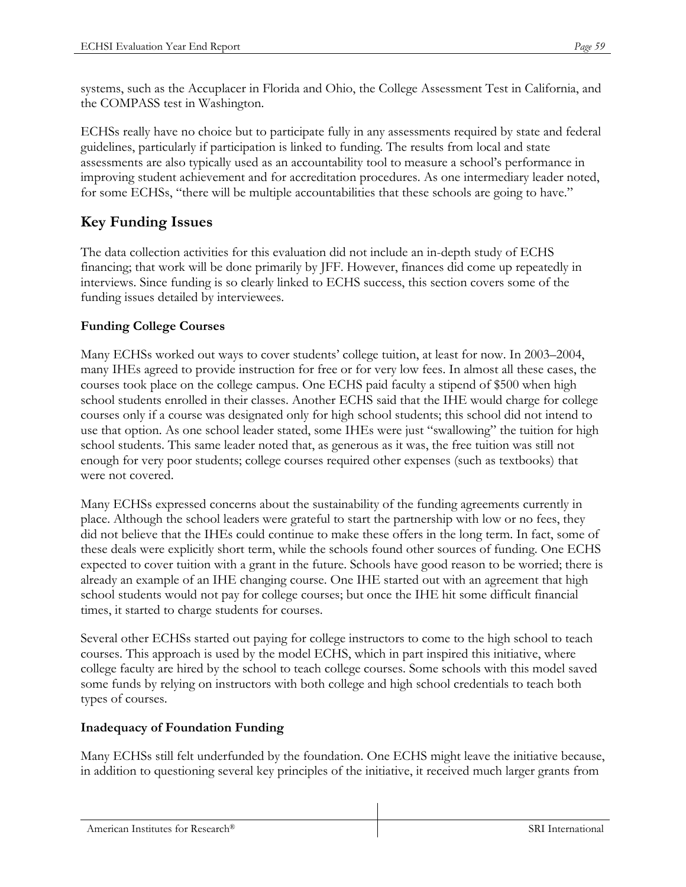systems, such as the Accuplacer in Florida and Ohio, the College Assessment Test in California, and the COMPASS test in Washington.

ECHSs really have no choice but to participate fully in any assessments required by state and federal guidelines, particularly if participation is linked to funding. The results from local and state assessments are also typically used as an accountability tool to measure a school's performance in improving student achievement and for accreditation procedures. As one intermediary leader noted, for some ECHSs, "there will be multiple accountabilities that these schools are going to have."

## Key Funding Issues

The data collection activities for this evaluation did not include an in-depth study of ECHS financing; that work will be done primarily by JFF. However, finances did come up repeatedly in interviews. Since funding is so clearly linked to ECHS success, this section covers some of the funding issues detailed by interviewees.

### Funding College Courses

Many ECHSs worked out ways to cover students' college tuition, at least for now. In 2003–2004, many IHEs agreed to provide instruction for free or for very low fees. In almost all these cases, the courses took place on the college campus. One ECHS paid faculty a stipend of $500 when high school students enrolled in their classes. Another ECHS said that the IHE would charge for college courses only if a course was designated only for high school students; this school did not intend to use that option. As one school leader stated, some IHEs were just "swallowing" the tuition for high school students. This same leader noted that, as generous as it was, the free tuition was still not enough for very poor students; college courses required other expenses (such as textbooks) that were not covered.

Many ECHSs expressed concerns about the sustainability of the funding agreements currently in place. Although the school leaders were grateful to start the partnership with low or no fees, they did not believe that the IHEs could continue to make these offers in the long term. In fact, some of these deals were explicitly short term, while the schools found other sources of funding. One ECHS expected to cover tuition with a grant in the future. Schools have good reason to be worried; there is already an example of an IHE changing course. One IHE started out with an agreement that high school students would not pay for college courses; but once the IHE hit some difficult financial times, it started to charge students for courses.

Several other ECHSs started out paying for college instructors to come to the high school to teach courses. This approach is used by the model ECHS, which in part inspired this initiative, where college faculty are hired by the school to teach college courses. Some schools with this model saved some funds by relying on instructors with both college and high school credentials to teach both types of courses.

### Inadequacy of Foundation Funding

Many ECHSs still felt underfunded by the foundation. One ECHS might leave the initiative because, in addition to questioning several key principles of the initiative, it received much larger grants from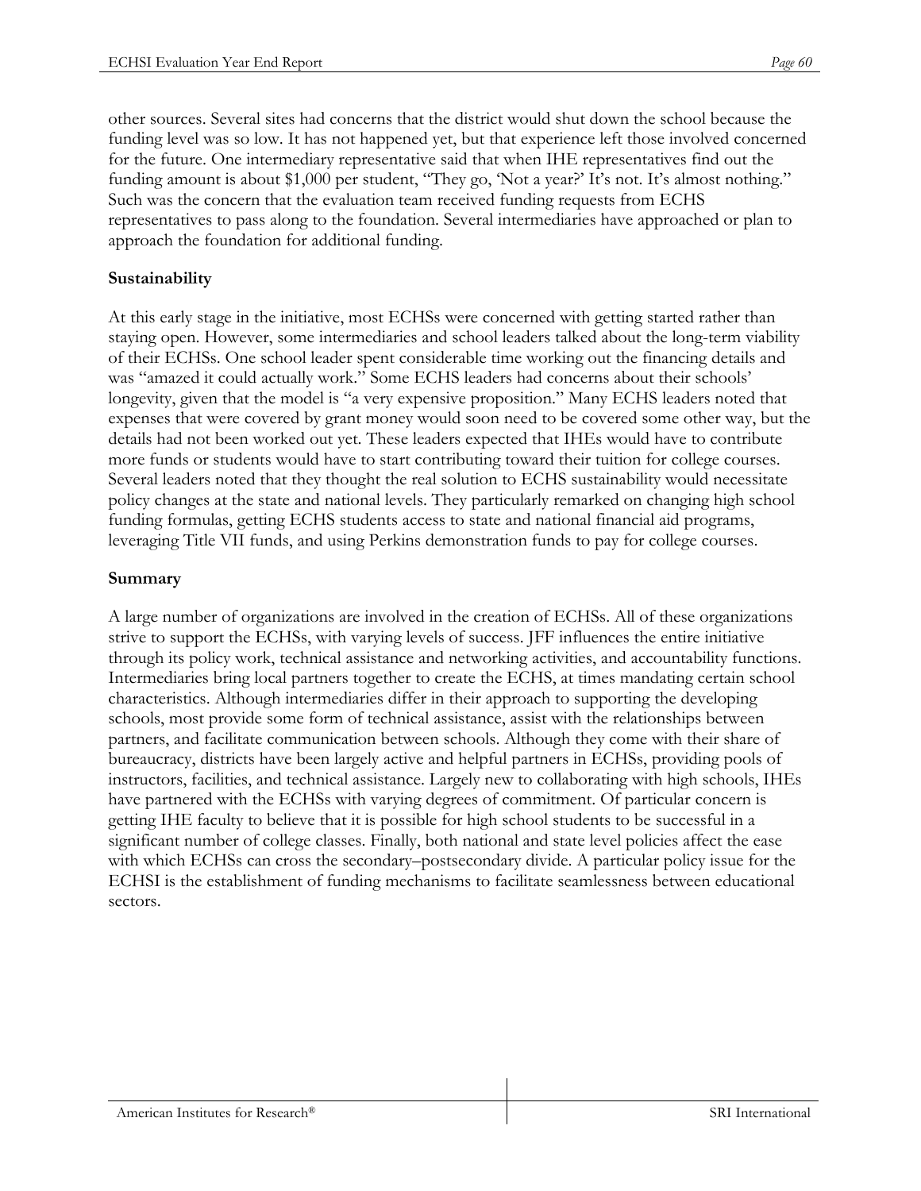other sources. Several sites had concerns that the district would shut down the school because the funding level was so low. It has not happened yet, but that experience left those involved concerned for the future. One intermediary representative said that when IHE representatives find out the funding amount is about $1,000 per student, "They go, 'Not a year?' It's not. It's almost nothing." Such was the concern that the evaluation team received funding requests from ECHS representatives to pass along to the foundation. Several intermediaries have approached or plan to approach the foundation for additional funding.

**Sustainability**

At this early stage in the initiative, most ECHSs were concerned with getting started rather than staying open. However, some intermediaries and school leaders talked about the long-term viability of their ECHSs. One school leader spent considerable time working out the financing details and was "amazed it could actually work." Some ECHS leaders had concerns about their schools' longevity, given that the model is "a very expensive proposition." Many ECHS leaders noted that expenses that were covered by grant money would soon need to be covered some other way, but the details had not been worked out yet. These leaders expected that IHEs would have to contribute more funds or students would have to start contributing toward their tuition for college courses. Several leaders noted that they thought the real solution to ECHS sustainability would necessitate policy changes at the state and national levels. They particularly remarked on changing high school funding formulas, getting ECHS students access to state and national financial aid programs, leveraging Title VII funds, and using Perkins demonstration funds to pay for college courses.

**Summary**

A large number of organizations are involved in the creation of ECHSs. All of these organizations strive to support the ECHSs, with varying levels of success. JFF influences the entire initiative through its policy work, technical assistance and networking activities, and accountability functions. Intermediaries bring local partners together to create the ECHS, at times mandating certain school characteristics. Although intermediaries differ in their approach to supporting the developing schools, most provide some form of technical assistance, assist with the relationships between partners, and facilitate communication between schools. Although they come with their share of bureaucracy, districts have been largely active and helpful partners in ECHSs, providing pools of instructors, facilities, and technical assistance. Largely new to collaborating with high schools, IHEs have partnered with the ECHSs with varying degrees of commitment. Of particular concern is getting IHE faculty to believe that it is possible for high school students to be successful in a significant number of college classes. Finally, both national and state level policies affect the ease with which ECHSs can cross the secondary–postsecondary divide. A particular policy issue for the ECHSI is the establishment of funding mechanisms to facilitate seamlessness between educational sectors.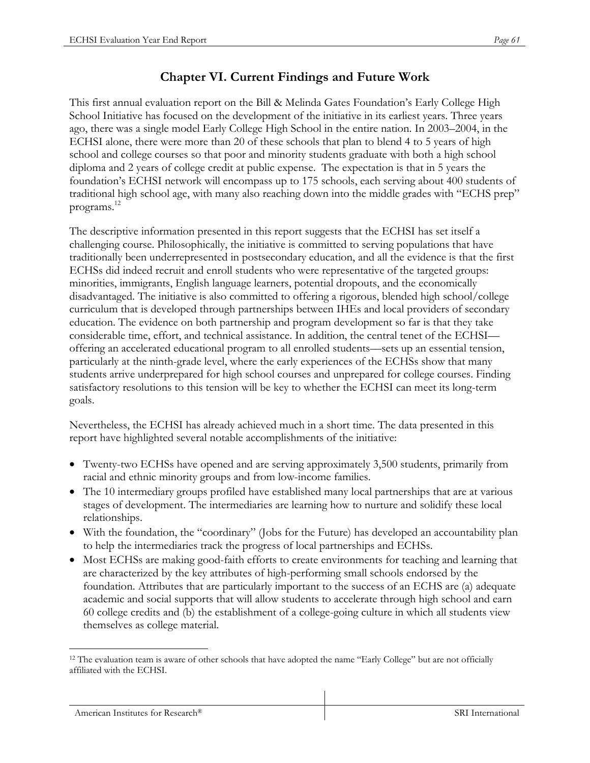## Chapter VI. Current Findings and Future Work

This first annual evaluation report on the Bill & Melinda Gates Foundation's Early College High School Initiative has focused on the development of the initiative in its earliest years. Three years ago, there was a single model Early College High School in the entire nation. In 2003–2004, in the ECHSI alone, there were more than 20 of these schools that plan to blend 4 to 5 years of high school and college courses so that poor and minority students graduate with both a high school diploma and 2 years of college credit at public expense. The expectation is that in 5 years the foundation's ECHSI network will encompass up to 175 schools, each serving about 400 students of traditional high school age, with many also reaching down into the middle grades with "ECHS prep" programs.[12]

The descriptive information presented in this report suggests that the ECHSI has set itself a challenging course. Philosophically, the initiative is committed to serving populations that have traditionally been underrepresented in postsecondary education, and all the evidence is that the first ECHSs did indeed recruit and enroll students who were representative of the targeted groups: minorities, immigrants, English language learners, potential dropouts, and the economically disadvantaged. The initiative is also committed to offering a rigorous, blended high school/college curriculum that is developed through partnerships between IHEs and local providers of secondary education. The evidence on both partnership and program development so far is that they take considerable time, effort, and technical assistance. In addition, the central tenet of the ECHSI—offering an accelerated educational program to all enrolled students—sets up an essential tension, particularly at the ninth-grade level, where the early experiences of the ECHSs show that many students arrive underprepared for high school courses and unprepared for college courses. Finding satisfactory resolutions to this tension will be key to whether the ECHSI can meet its long-term goals.

Nevertheless, the ECHSI has already achieved much in a short time. The data presented in this report have highlighted several notable accomplishments of the initiative:

- Twenty-two ECHSs have opened and are serving approximately 3,500 students, primarily from racial and ethnic minority groups and from low-income families.
- The 10 intermediary groups profiled have established many local partnerships that are at various stages of development. The intermediaries are learning how to nurture and solidify these local relationships.
- With the foundation, the "coordinary" (Jobs for the Future) has developed an accountability plan to help the intermediaries track the progress of local partnerships and ECHSs.
- Most ECHSs are making good-faith efforts to create environments for teaching and learning that are characterized by the key attributes of high-performing small schools endorsed by the foundation. Attributes that are particularly important to the success of an ECHS are (a) adequate academic and social supports that will allow students to accelerate through high school and earn 60 college credits and (b) the establishment of a college-going culture in which all students view themselves as college material.

[12] The evaluation team is aware of other schools that have adopted the name "Early College" but are not officially affiliated with the ECHSI.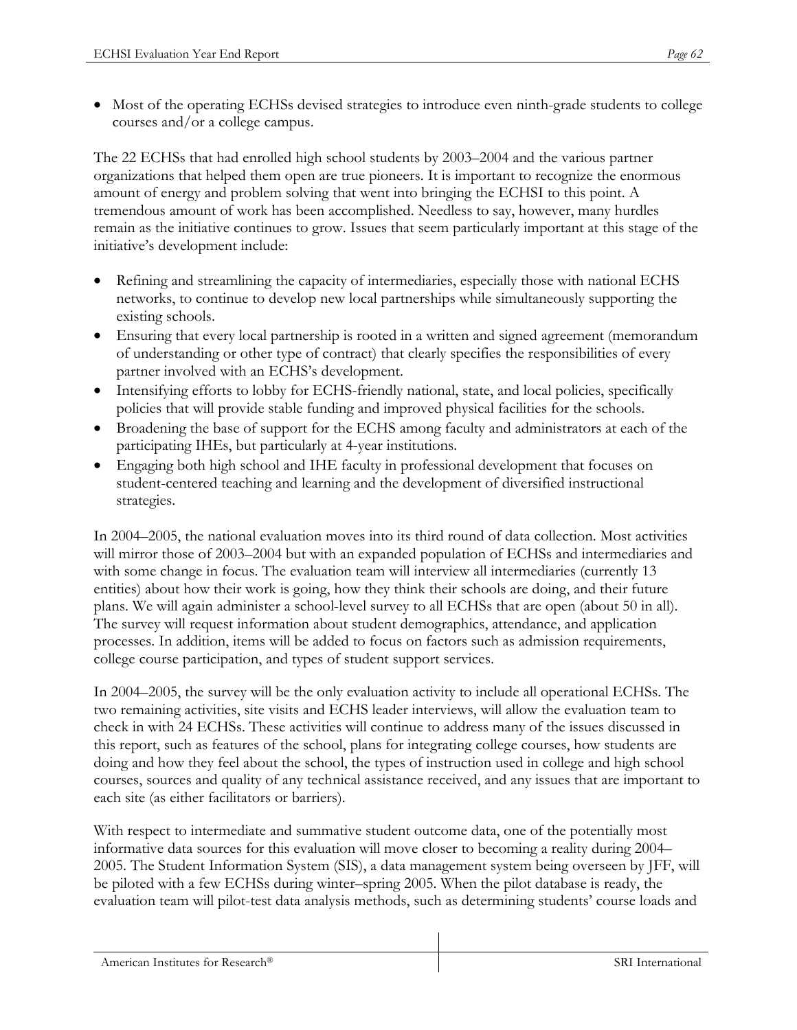- Most of the operating ECHSs devised strategies to introduce even ninth-grade students to college courses and/or a college campus.

The 22 ECHSs that had enrolled high school students by 2003–2004 and the various partner organizations that helped them open are true pioneers. It is important to recognize the enormous amount of energy and problem solving that went into bringing the ECHSI to this point. A tremendous amount of work has been accomplished. Needless to say, however, many hurdles remain as the initiative continues to grow. Issues that seem particularly important at this stage of the initiative's development include:

- Refining and streamlining the capacity of intermediaries, especially those with national ECHS networks, to continue to develop new local partnerships while simultaneously supporting the existing schools.
- Ensuring that every local partnership is rooted in a written and signed agreement (memorandum of understanding or other type of contract) that clearly specifies the responsibilities of every partner involved with an ECHS's development.
- Intensifying efforts to lobby for ECHS-friendly national, state, and local policies, specifically policies that will provide stable funding and improved physical facilities for the schools.
- Broadening the base of support for the ECHS among faculty and administrators at each of the participating IHEs, but particularly at 4-year institutions.
- Engaging both high school and IHE faculty in professional development that focuses on student-centered teaching and learning and the development of diversified instructional strategies.

In 2004–2005, the national evaluation moves into its third round of data collection. Most activities will mirror those of 2003–2004 but with an expanded population of ECHSs and intermediaries and with some change in focus. The evaluation team will interview all intermediaries (currently 13 entities) about how their work is going, how they think their schools are doing, and their future plans. We will again administer a school-level survey to all ECHSs that are open (about 50 in all). The survey will request information about student demographics, attendance, and application processes. In addition, items will be added to focus on factors such as admission requirements, college course participation, and types of student support services.

In 2004–2005, the survey will be the only evaluation activity to include all operational ECHSs. The two remaining activities, site visits and ECHS leader interviews, will allow the evaluation team to check in with 24 ECHSs. These activities will continue to address many of the issues discussed in this report, such as features of the school, plans for integrating college courses, how students are doing and how they feel about the school, the types of instruction used in college and high school courses, sources and quality of any technical assistance received, and any issues that are important to each site (as either facilitators or barriers).

With respect to intermediate and summative student outcome data, one of the potentially most informative data sources for this evaluation will move closer to becoming a reality during 2004–2005. The Student Information System (SIS), a data management system being overseen by JFF, will be piloted with a few ECHSs during winter–spring 2005. When the pilot database is ready, the evaluation team will pilot-test data analysis methods, such as determining students' course loads and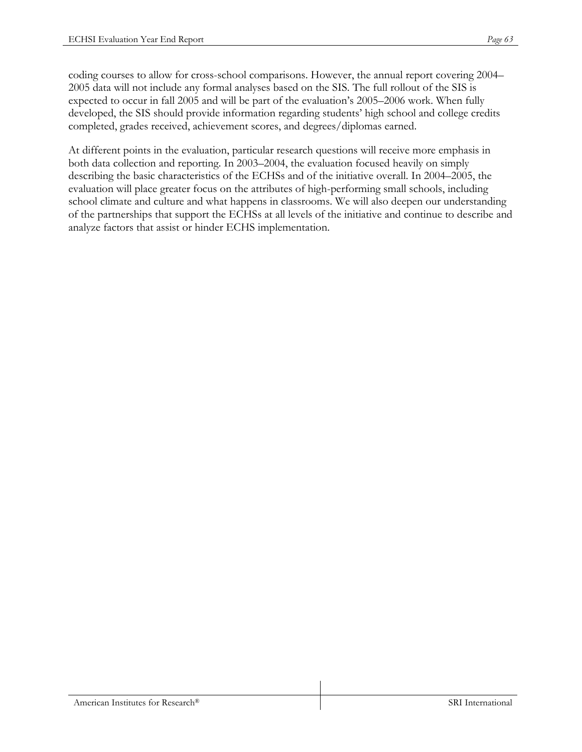coding courses to allow for cross-school comparisons. However, the annual report covering 2004–2005 data will not include any formal analyses based on the SIS. The full rollout of the SIS is expected to occur in fall 2005 and will be part of the evaluation's 2005–2006 work. When fully developed, the SIS should provide information regarding students' high school and college credits completed, grades received, achievement scores, and degrees/diplomas earned.

At different points in the evaluation, particular research questions will receive more emphasis in both data collection and reporting. In 2003–2004, the evaluation focused heavily on simply describing the basic characteristics of the ECHSs and of the initiative overall. In 2004–2005, the evaluation will place greater focus on the attributes of high-performing small schools, including school climate and culture and what happens in classrooms. We will also deepen our understanding of the partnerships that support the ECHSs at all levels of the initiative and continue to describe and analyze factors that assist or hinder ECHS implementation.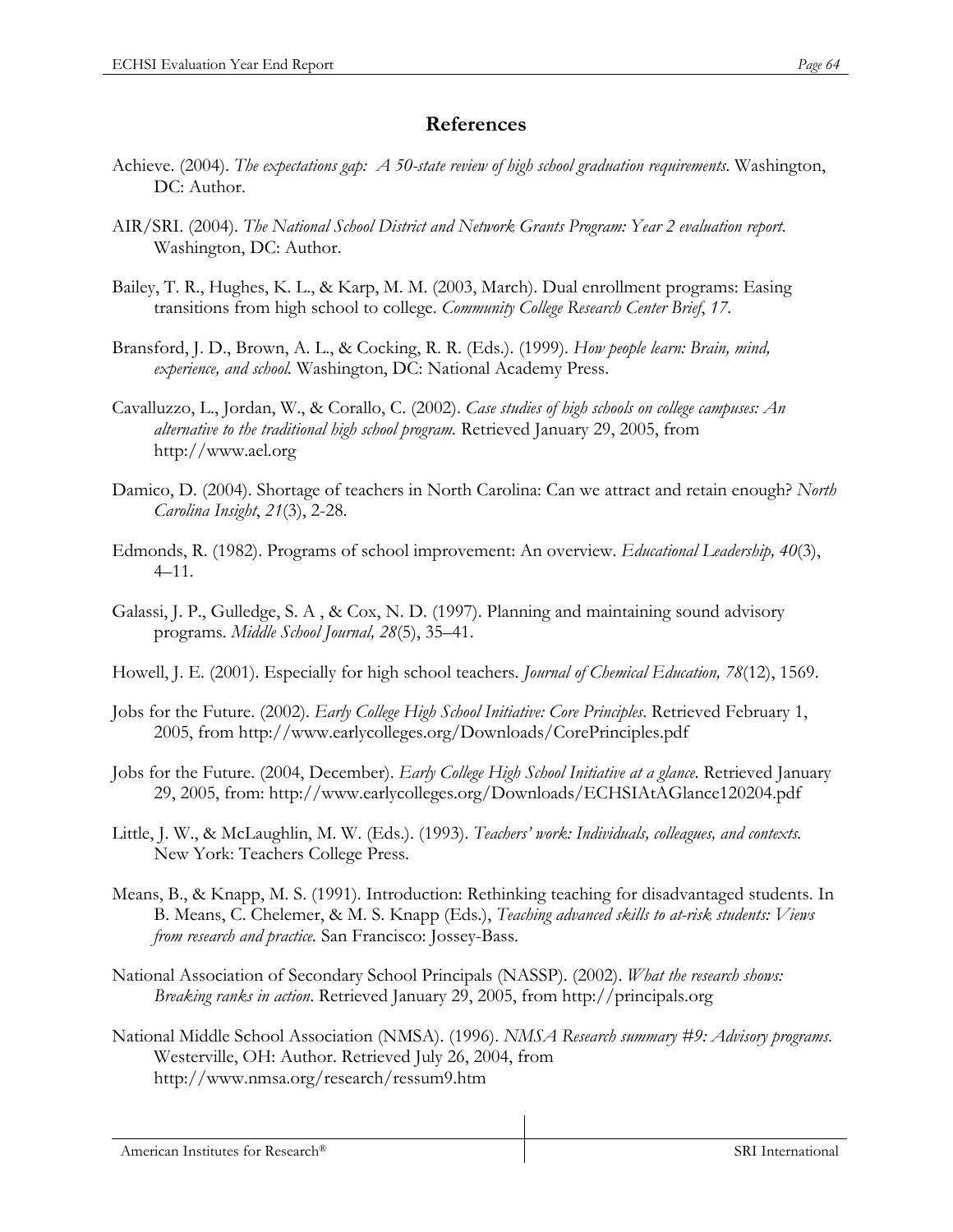## References

Achieve. (2004). *The expectations gap: A 50-state review of high school graduation requirements*. Washington, DC: Author.

AIR/SRI. (2004). *The National School District and Network Grants Program: Year 2 evaluation report*. Washington, DC: Author.

Bailey, T. R., Hughes, K. L., & Karp, M. M. (2003, March). Dual enrollment programs: Easing transitions from high school to college. *Community College Research Center Brief*, *17*.

Bransford, J. D., Brown, A. L., & Cocking, R. R. (Eds.). (1999). *How people learn: Brain, mind, experience, and school.* Washington, DC: National Academy Press.

Cavalluzzo, L., Jordan, W., & Corallo, C. (2002). *Case studies of high schools on college campuses: An alternative to the traditional high school program.* Retrieved January 29, 2005, from http://www.ael.org

Damico, D. (2004). Shortage of teachers in North Carolina: Can we attract and retain enough? *North Carolina Insight*, *21*(3), 2-28.

Edmonds, R. (1982). Programs of school improvement: An overview. *Educational Leadership, 40*(3), 4–11.

Galassi, J. P., Gulledge, S. A , & Cox, N. D. (1997). Planning and maintaining sound advisory programs. *Middle School Journal, 28*(5), 35–41.

Howell, J. E. (2001). Especially for high school teachers. *Journal of Chemical Education, 78*(12), 1569.

Jobs for the Future. (2002). *Early College High School Initiative: Core Principles*. Retrieved February 1, 2005, from http://www.earlycolleges.org/Downloads/CorePrinciples.pdf

Jobs for the Future. (2004, December). *Early College High School Initiative at a glance*. Retrieved January 29, 2005, from: http://www.earlycolleges.org/Downloads/ECHSIAtAGlance120204.pdf

Little, J. W., & McLaughlin, M. W. (Eds.). (1993). *Teachers' work: Individuals, colleagues, and contexts.* New York: Teachers College Press.

Means, B., & Knapp, M. S. (1991). Introduction: Rethinking teaching for disadvantaged students. In B. Means, C. Chelemer, & M. S. Knapp (Eds.), *Teaching advanced skills to at-risk students: Views from research and practice.* San Francisco: Jossey-Bass.

National Association of Secondary School Principals (NASSP). (2002). *What the research shows: Breaking ranks in action*. Retrieved January 29, 2005, from http://principals.org

National Middle School Association (NMSA). (1996). *NMSA Research summary #9: Advisory programs*. Westerville, OH: Author. Retrieved July 26, 2004, from http://www.nmsa.org/research/ressum9.htm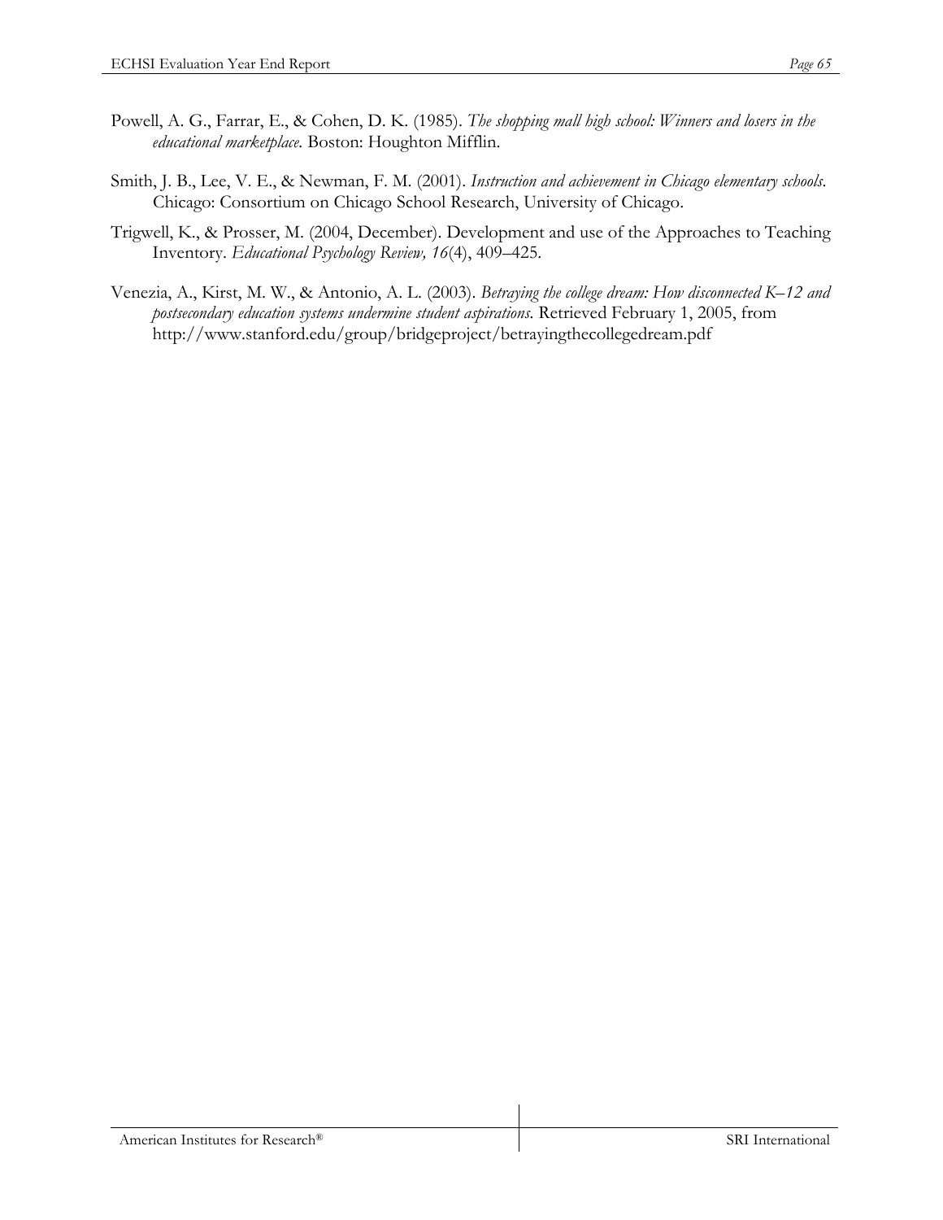Powell, A. G., Farrar, E., & Cohen, D. K. (1985). *The shopping mall high school: Winners and losers in the educational marketplace.* Boston: Houghton Mifflin.

Smith, J. B., Lee, V. E., & Newman, F. M. (2001). *Instruction and achievement in Chicago elementary schools.* Chicago: Consortium on Chicago School Research, University of Chicago.

Trigwell, K., & Prosser, M. (2004, December). Development and use of the Approaches to Teaching Inventory. *Educational Psychology Review, 16*(4), 409–425.

Venezia, A., Kirst, M. W., & Antonio, A. L. (2003). *Betraying the college dream: How disconnected K–12 and postsecondary education systems undermine student aspirations.* Retrieved February 1, 2005, from http://www.stanford.edu/group/bridgeproject/betrayingthecollegedream.pdf